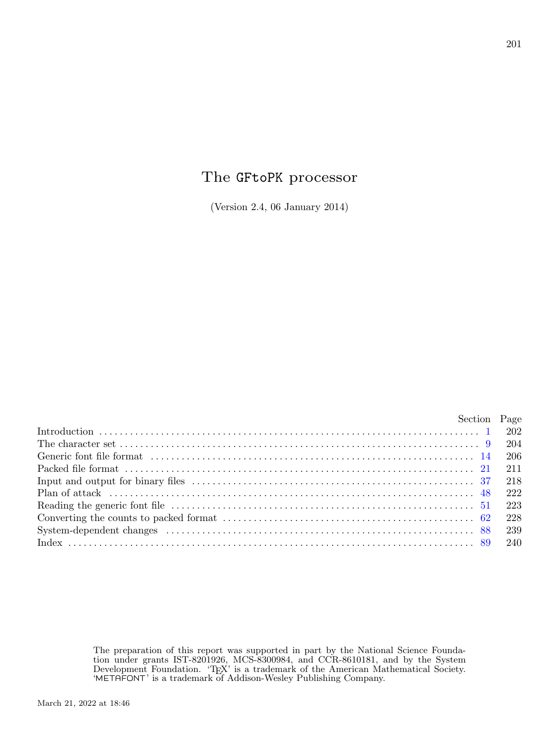# The GFtoPK processor

(Version 2.4, 06 January 2014)

| | Section | Page |
|---|---|---|
| Introduction | 1 | 202 |
| The character set | 9 | 204 |
| Generic font file format | 14 | 206 |
| Packed file format | 21 | 211 |
| Input and output for binary files | 37 | 218 |
| Plan of attack | 48 | 222 |
| Reading the generic font file | 51 | 223 |
| Converting the counts to packed format | 62 | 228 |
| System-dependent changes | 88 | 239 |
| Index | 89 | 240 |

The preparation of this report was supported in part by the National Science Foundation under grants IST-8201926, MCS-8300984, and CCR-8610181, and by the System Development Foundation. 'TEX' is a trademark of the American Mathematical Society. 'METAFONT' is a trademark of Addison-Wesley Publishing Company.

March 21, 2022 at 18:46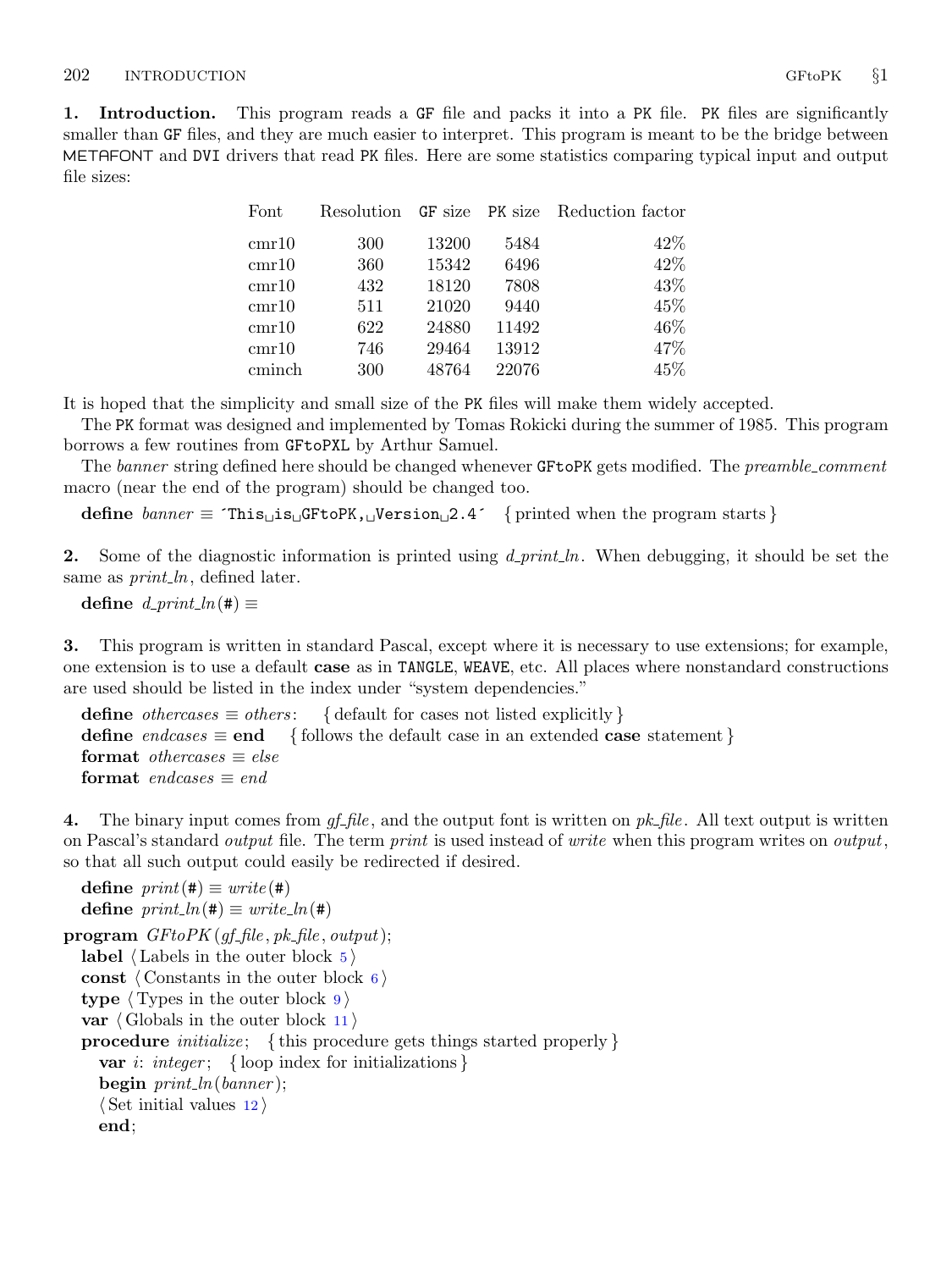**1. Introduction.** This program reads a GF file and packs it into a PK file. PK files are significantly smaller than GF files, and they are much easier to interpret. This program is meant to be the bridge between METAFONT and DVI drivers that read PK files. Here are some statistics comparing typical input and output file sizes:

| Font | Resolution | GF size | PK size | Reduction factor |
|---|---|---|---|---|
| cmr10 | 300 | 13200 | 5484 | 42% |
| cmr10 | 360 | 15342 | 6496 | 42% |
| cmr10 | 432 | 18120 | 7808 | 43% |
| cmr10 | 511 | 21020 | 9440 | 45% |
| cmr10 | 622 | 24880 | 11492 | 46% |
| cmr10 | 746 | 29464 | 13912 | 47% |
| cminch | 300 | 48764 | 22076 | 45% |

It is hoped that the simplicity and small size of the PK files will make them widely accepted.

The PK format was designed and implemented by Tomas Rokicki during the summer of 1985. This program borrows a few routines from GFtoPXL by Arthur Samuel.

The *banner* string defined here should be changed whenever GFtoPK gets modified. The *preamble_comment* macro (near the end of the program) should be changed too.

```
define banner ≡ ´This␣is␣GFtoPK,␣Version␣2.4´  { printed when the program starts }
```

**2.** Some of the diagnostic information is printed using *d_print_ln*. When debugging, it should be set the same as *print_ln*, defined later.

```
define d_print_ln(#) ≡
```

**3.** This program is written in standard Pascal, except where it is necessary to use extensions; for example, one extension is to use a default **case** as in TANGLE, WEAVE, etc. All places where nonstandard constructions are used should be listed in the index under "system dependencies."

```
define othercases ≡ others:  { default for cases not listed explicitly }
define endcases ≡ end  { follows the default case in an extended case statement }
format othercases ≡ else
format endcases ≡ end
```

**4.** The binary input comes from *gf_file*, and the output font is written on *pk_file*. All text output is written on Pascal's standard *output* file. The term *print* is used instead of *write* when this program writes on *output*, so that all such output could easily be redirected if desired.

```
define print(#) ≡ write(#)
define print_ln(#) ≡ write_ln(#)

program GFtoPK(gf_file, pk_file, output);
  label ⟨Labels in the outer block 5⟩
  const ⟨Constants in the outer block 6⟩
  type ⟨Types in the outer block 9⟩
  var ⟨Globals in the outer block 11⟩
  procedure initialize;  { this procedure gets things started properly }
    var i: integer;  { loop index for initializations }
    begin print_ln(banner);
    ⟨Set initial values 12⟩
    end;
```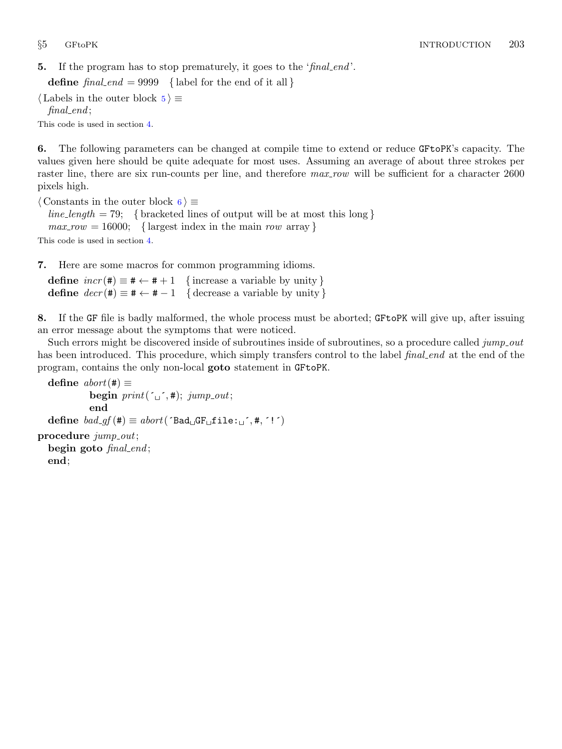**5.** If the program has to stop prematurely, it goes to the '*final_end*'.

**define** *final_end* = 9999 { label for the end of it all }

⟨ Labels in the outer block 5 ⟩ ≡
*final_end*;

This code is used in section 4.

**6.** The following parameters can be changed at compile time to extend or reduce `GFtoPK`'s capacity. The values given here should be quite adequate for most uses. Assuming an average of about three strokes per raster line, there are six run-counts per line, and therefore *max_row* will be sufficient for a character 2600 pixels high.

⟨ Constants in the outer block 6 ⟩ ≡
*line_length* = 79; { bracketed lines of output will be at most this long }
*max_row* = 16000; { largest index in the main *row* array }

This code is used in section 4.

**7.** Here are some macros for common programming idioms.

**define** *incr*(#) ≡ # ← # + 1 { increase a variable by unity }
**define** *decr*(#) ≡ # ← # − 1 { decrease a variable by unity }

**8.** If the `GF` file is badly malformed, the whole process must be aborted; `GFtoPK` will give up, after issuing an error message about the symptoms that were noticed.

Such errors might be discovered inside of subroutines inside of subroutines, so a procedure called *jump_out* has been introduced. This procedure, which simply transfers control to the label *final_end* at the end of the program, contains the only non-local **goto** statement in `GFtoPK`.

```
define abort(#) ≡
          begin print(´␣´, #); jump_out;
          end
define bad_gf(#) ≡ abort(´Bad␣GF␣file:␣´, #, ´!´)
procedure jump_out;
  begin goto final_end;
  end;
```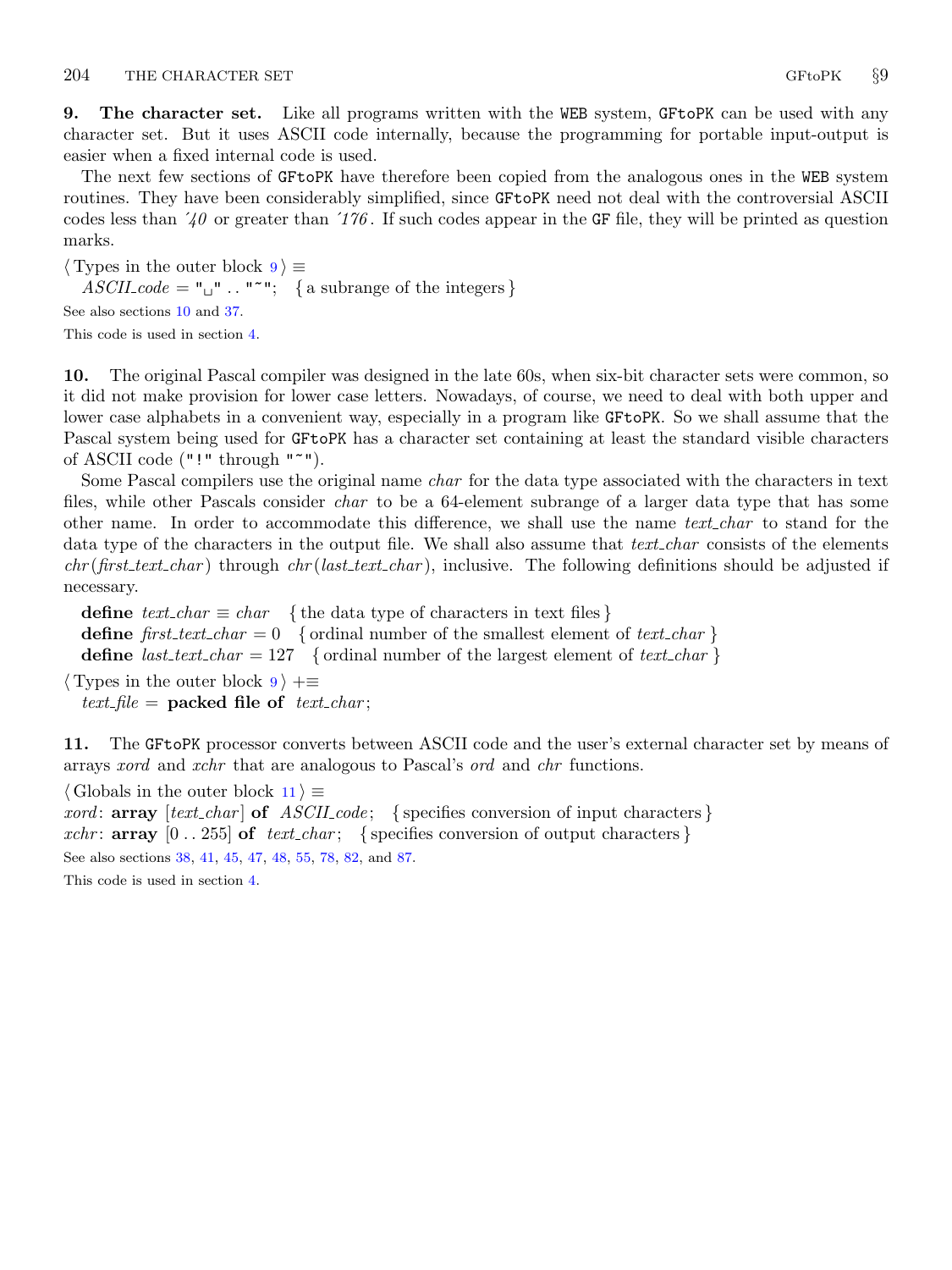**9. The character set.** Like all programs written with the WEB system, GFtoPK can be used with any character set. But it uses ASCII code internally, because the programming for portable input-output is easier when a fixed internal code is used.

The next few sections of GFtoPK have therefore been copied from the analogous ones in the WEB system routines. They have been considerably simplified, since GFtoPK need not deal with the controversial ASCII codes less than ´40 or greater than ´176. If such codes appear in the GF file, they will be printed as question marks.

⟨Types in the outer block 9⟩ ≡
  *ASCII_code* = "␣" .. "~"; { a subrange of the integers }

See also sections 10 and 37.

This code is used in section 4.

**10.** The original Pascal compiler was designed in the late 60s, when six-bit character sets were common, so it did not make provision for lower case letters. Nowadays, of course, we need to deal with both upper and lower case alphabets in a convenient way, especially in a program like GFtoPK. So we shall assume that the Pascal system being used for GFtoPK has a character set containing at least the standard visible characters of ASCII code ("!" through "~").

Some Pascal compilers use the original name *char* for the data type associated with the characters in text files, while other Pascals consider *char* to be a 64-element subrange of a larger data type that has some other name. In order to accommodate this difference, we shall use the name *text_char* to stand for the data type of the characters in the output file. We shall also assume that *text_char* consists of the elements *chr*(*first_text_char*) through *chr*(*last_text_char*), inclusive. The following definitions should be adjusted if necessary.

  **define** *text_char* ≡ *char* { the data type of characters in text files }
  **define** *first_text_char* = 0 { ordinal number of the smallest element of *text_char* }
  **define** *last_text_char* = 127 { ordinal number of the largest element of *text_char* }

⟨Types in the outer block 9⟩ +≡
  *text_file* = **packed file of** *text_char*;

**11.** The GFtoPK processor converts between ASCII code and the user's external character set by means of arrays *xord* and *xchr* that are analogous to Pascal's *ord* and *chr* functions.

⟨Globals in the outer block 11⟩ ≡
*xord*: **array** [*text_char*] **of** *ASCII_code*; { specifies conversion of input characters }
*xchr*: **array** [0 .. 255] **of** *text_char*; { specifies conversion of output characters }

See also sections 38, 41, 45, 47, 48, 55, 78, 82, and 87.

This code is used in section 4.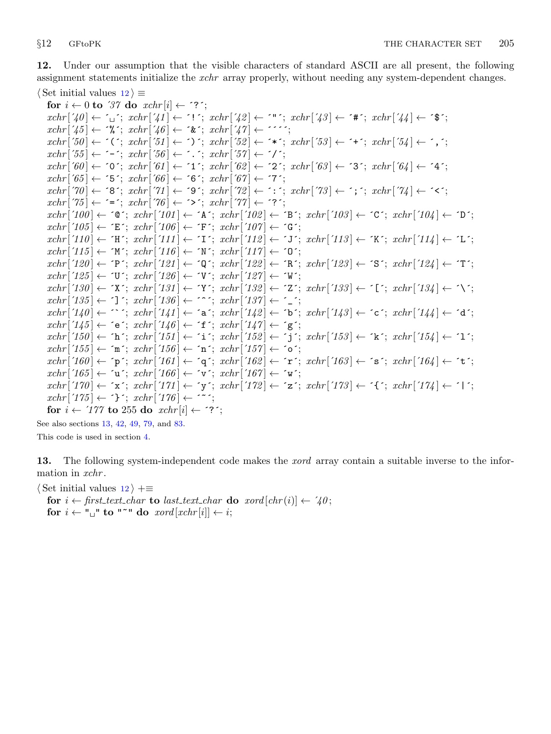**12.** Under our assumption that the visible characters of standard ASCII are all present, the following assignment statements initialize the *xchr* array properly, without needing any system-dependent changes.

⟨ Set initial values 12 ⟩ ≡

```
for i ← 0 to '37 do xchr[i] ← '?';
xchr['40] ← '␣'; xchr['41] ← '!'; xchr['42] ← '"'; xchr['43] ← '#'; xchr['44] ← '$';
xchr['45] ← '%'; xchr['46] ← '&'; xchr['47] ← '''';
xchr['50] ← '('; xchr['51] ← ')'; xchr['52] ← '*'; xchr['53] ← '+'; xchr['54] ← ',';
xchr['55] ← '-'; xchr['56] ← '.'; xchr['57] ← '/';
xchr['60] ← '0'; xchr['61] ← '1'; xchr['62] ← '2'; xchr['63] ← '3'; xchr['64] ← '4';
xchr['65] ← '5'; xchr['66] ← '6'; xchr['67] ← '7';
xchr['70] ← '8'; xchr['71] ← '9'; xchr['72] ← ':'; xchr['73] ← ';'; xchr['74] ← '<';
xchr['75] ← '='; xchr['76] ← '>'; xchr['77] ← '?';
xchr['100] ← '@'; xchr['101] ← 'A'; xchr['102] ← 'B'; xchr['103] ← 'C'; xchr['104] ← 'D';
xchr['105] ← 'E'; xchr['106] ← 'F'; xchr['107] ← 'G';
xchr['110] ← 'H'; xchr['111] ← 'I'; xchr['112] ← 'J'; xchr['113] ← 'K'; xchr['114] ← 'L';
xchr['115] ← 'M'; xchr['116] ← 'N'; xchr['117] ← 'O';
xchr['120] ← 'P'; xchr['121] ← 'Q'; xchr['122] ← 'R'; xchr['123] ← 'S'; xchr['124] ← 'T';
xchr['125] ← 'U'; xchr['126] ← 'V'; xchr['127] ← 'W';
xchr['130] ← 'X'; xchr['131] ← 'Y'; xchr['132] ← 'Z'; xchr['133] ← '['; xchr['134] ← '\';
xchr['135] ← ']'; xchr['136] ← '^'; xchr['137] ← '_';
xchr['140] ← '`'; xchr['141] ← 'a'; xchr['142] ← 'b'; xchr['143] ← 'c'; xchr['144] ← 'd';
xchr['145] ← 'e'; xchr['146] ← 'f'; xchr['147] ← 'g';
xchr['150] ← 'h'; xchr['151] ← 'i'; xchr['152] ← 'j'; xchr['153] ← 'k'; xchr['154] ← 'l';
xchr['155] ← 'm'; xchr['156] ← 'n'; xchr['157] ← 'o';
xchr['160] ← 'p'; xchr['161] ← 'q'; xchr['162] ← 'r'; xchr['163] ← 's'; xchr['164] ← 't';
xchr['165] ← 'u'; xchr['166] ← 'v'; xchr['167] ← 'w';
xchr['170] ← 'x'; xchr['171] ← 'y'; xchr['172] ← 'z'; xchr['173] ← '{'; xchr['174] ← '|';
xchr['175] ← '}'; xchr['176] ← '~';
for i ← '177 to 255 do xchr[i] ← '?';
```

See also sections 13, 42, 49, 79, and 83.

This code is used in section 4.

**13.** The following system-independent code makes the *xord* array contain a suitable inverse to the information in *xchr*.

⟨ Set initial values 12 ⟩ +≡

```
for i ← first_text_char to last_text_char do xord[chr(i)] ← '40;
for i ← "␣" to "~" do xord[xchr[i]] ← i;
```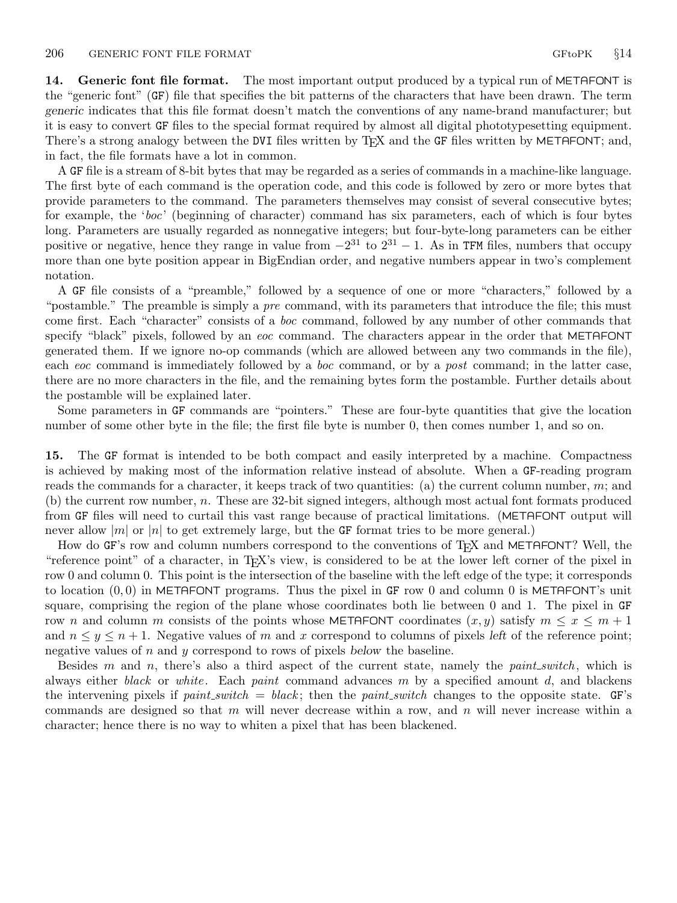**14. Generic font file format.** The most important output produced by a typical run of METAFONT is the "generic font" (GF) file that specifies the bit patterns of the characters that have been drawn. The term *generic* indicates that this file format doesn't match the conventions of any name-brand manufacturer; but it is easy to convert GF files to the special format required by almost all digital phototypesetting equipment. There's a strong analogy between the DVI files written by TeX and the GF files written by METAFONT; and, in fact, the file formats have a lot in common.

A GF file is a stream of 8-bit bytes that may be regarded as a series of commands in a machine-like language. The first byte of each command is the operation code, and this code is followed by zero or more bytes that provide parameters to the command. The parameters themselves may consist of several consecutive bytes; for example, the '*boc*' (beginning of character) command has six parameters, each of which is four bytes long. Parameters are usually regarded as nonnegative integers; but four-byte-long parameters can be either positive or negative, hence they range in value from $-2^{31}$ to $2^{31}-1$. As in TFM files, numbers that occupy more than one byte position appear in BigEndian order, and negative numbers appear in two's complement notation.

A GF file consists of a "preamble," followed by a sequence of one or more "characters," followed by a "postamble." The preamble is simply a *pre* command, with its parameters that introduce the file; this must come first. Each "character" consists of a *boc* command, followed by any number of other commands that specify "black" pixels, followed by an *eoc* command. The characters appear in the order that METAFONT generated them. If we ignore no-op commands (which are allowed between any two commands in the file), each *eoc* command is immediately followed by a *boc* command, or by a *post* command; in the latter case, there are no more characters in the file, and the remaining bytes form the postamble. Further details about the postamble will be explained later.

Some parameters in GF commands are "pointers." These are four-byte quantities that give the location number of some other byte in the file; the first file byte is number 0, then comes number 1, and so on.

**15.** The GF format is intended to be both compact and easily interpreted by a machine. Compactness is achieved by making most of the information relative instead of absolute. When a GF-reading program reads the commands for a character, it keeps track of two quantities: (a) the current column number, $m$; and (b) the current row number, $n$. These are 32-bit signed integers, although most actual font formats produced from GF files will need to curtail this vast range because of practical limitations. (METAFONT output will never allow $|m|$ or $|n|$ to get extremely large, but the GF format tries to be more general.)

How do GF's row and column numbers correspond to the conventions of TeX and METAFONT? Well, the "reference point" of a character, in TeX's view, is considered to be at the lower left corner of the pixel in row 0 and column 0. This point is the intersection of the baseline with the left edge of the type; it corresponds to location $(0,0)$ in METAFONT programs. Thus the pixel in GF row 0 and column 0 is METAFONT's unit square, comprising the region of the plane whose coordinates both lie between 0 and 1. The pixel in GF row $n$ and column $m$ consists of the points whose METAFONT coordinates $(x,y)$ satisfy $m \le x \le m+1$ and $n \le y \le n+1$. Negative values of $m$ and $x$ correspond to columns of pixels *left* of the reference point; negative values of $n$ and $y$ correspond to rows of pixels *below* the baseline.

Besides $m$ and $n$, there's also a third aspect of the current state, namely the *paint_switch*, which is always either *black* or *white*. Each *paint* command advances $m$ by a specified amount $d$, and blackens the intervening pixels if *paint_switch* = *black*; then the *paint_switch* changes to the opposite state. GF's commands are designed so that $m$ will never decrease within a row, and $n$ will never increase within a character; hence there is no way to whiten a pixel that has been blackened.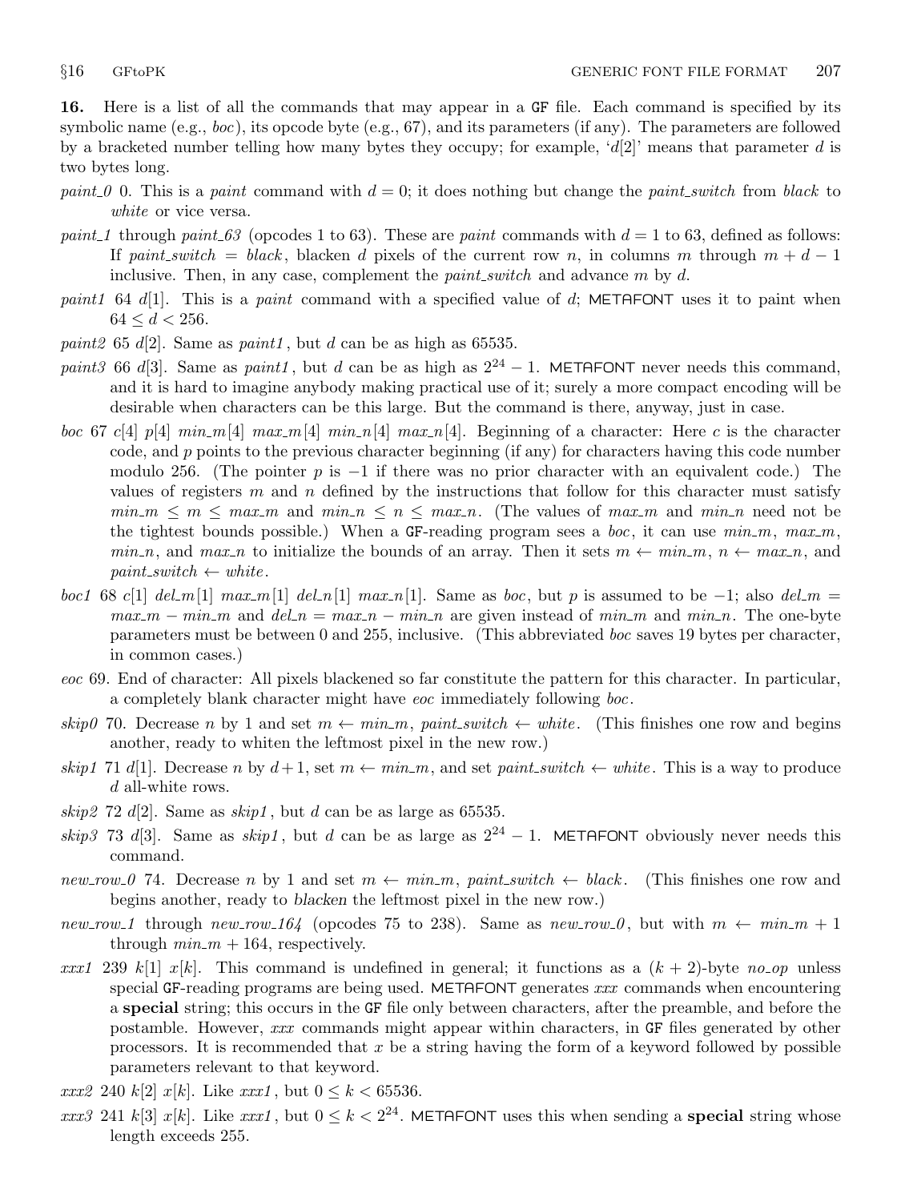**16.** Here is a list of all the commands that may appear in a GF file. Each command is specified by its symbolic name (e.g., *boc*), its opcode byte (e.g., 67), and its parameters (if any). The parameters are followed by a bracketed number telling how many bytes they occupy; for example, '$d[2]$' means that parameter $d$ is two bytes long.

*paint_0* 0. This is a *paint* command with $d = 0$; it does nothing but change the *paint_switch* from *black* to *white* or vice versa.

*paint_1* through *paint_63* (opcodes 1 to 63). These are *paint* commands with $d = 1$ to 63, defined as follows: If *paint_switch* = *black*, blacken $d$ pixels of the current row $n$, in columns $m$ through $m + d - 1$ inclusive. Then, in any case, complement the *paint_switch* and advance $m$ by $d$.

*paint1* 64 $d[1]$. This is a *paint* command with a specified value of $d$; METAFONT uses it to paint when $64 \le d < 256$.

*paint2* 65 $d[2]$. Same as *paint1*, but $d$ can be as high as 65535.

*paint3* 66 $d[3]$. Same as *paint1*, but $d$ can be as high as $2^{24} - 1$. METAFONT never needs this command, and it is hard to imagine anybody making practical use of it; surely a more compact encoding will be desirable when characters can be this large. But the command is there, anyway, just in case.

*boc* 67 $c[4]$ $p[4]$ $min\_m[4]$ $max\_m[4]$ $min\_n[4]$ $max\_n[4]$. Beginning of a character: Here $c$ is the character code, and $p$ points to the previous character beginning (if any) for characters having this code number modulo 256. (The pointer $p$ is $-1$ if there was no prior character with an equivalent code.) The values of registers $m$ and $n$ defined by the instructions that follow for this character must satisfy $min\_m \le m \le max\_m$ and $min\_n \le n \le max\_n$. (The values of $max\_m$ and $min\_n$ need not be the tightest bounds possible.) When a GF-reading program sees a *boc*, it can use $min\_m$, $max\_m$, $min\_n$, and $max\_n$ to initialize the bounds of an array. Then it sets $m \leftarrow min\_m$, $n \leftarrow max\_n$, and *paint_switch* $\leftarrow$ *white*.

*boc1* 68 $c[1]$ $del\_m[1]$ $max\_m[1]$ $del\_n[1]$ $max\_n[1]$. Same as *boc*, but $p$ is assumed to be $-1$; also $del\_m = max\_m - min\_m$ and $del\_n = max\_n - min\_n$ are given instead of $min\_m$ and $min\_n$. The one-byte parameters must be between 0 and 255, inclusive. (This abbreviated *boc* saves 19 bytes per character, in common cases.)

*eoc* 69. End of character: All pixels blackened so far constitute the pattern for this character. In particular, a completely blank character might have *eoc* immediately following *boc*.

*skip0* 70. Decrease $n$ by 1 and set $m \leftarrow min\_m$, *paint_switch* $\leftarrow$ *white*. (This finishes one row and begins another, ready to whiten the leftmost pixel in the new row.)

*skip1* 71 $d[1]$. Decrease $n$ by $d+1$, set $m \leftarrow min\_m$, and set *paint_switch* $\leftarrow$ *white*. This is a way to produce $d$ all-white rows.

*skip2* 72 $d[2]$. Same as *skip1*, but $d$ can be as large as 65535.

*skip3* 73 $d[3]$. Same as *skip1*, but $d$ can be as large as $2^{24} - 1$. METAFONT obviously never needs this command.

*new_row_0* 74. Decrease $n$ by 1 and set $m \leftarrow min\_m$, *paint_switch* $\leftarrow$ *black*. (This finishes one row and begins another, ready to *blacken* the leftmost pixel in the new row.)

*new_row_1* through *new_row_164* (opcodes 75 to 238). Same as *new_row_0*, but with $m \leftarrow min\_m + 1$ through $min\_m + 164$, respectively.

*xxx1* 239 $k[1]$ $x[k]$. This command is undefined in general; it functions as a $(k + 2)$-byte *no_op* unless special GF-reading programs are being used. METAFONT generates *xxx* commands when encountering a **special** string; this occurs in the GF file only between characters, after the preamble, and before the postamble. However, *xxx* commands might appear within characters, in GF files generated by other processors. It is recommended that $x$ be a string having the form of a keyword followed by possible parameters relevant to that keyword.

*xxx2* 240 $k[2]$ $x[k]$. Like *xxx1*, but $0 \le k < 65536$.

*xxx3* 241 $k[3]$ $x[k]$. Like *xxx1*, but $0 \le k < 2^{24}$. METAFONT uses this when sending a **special** string whose length exceeds 255.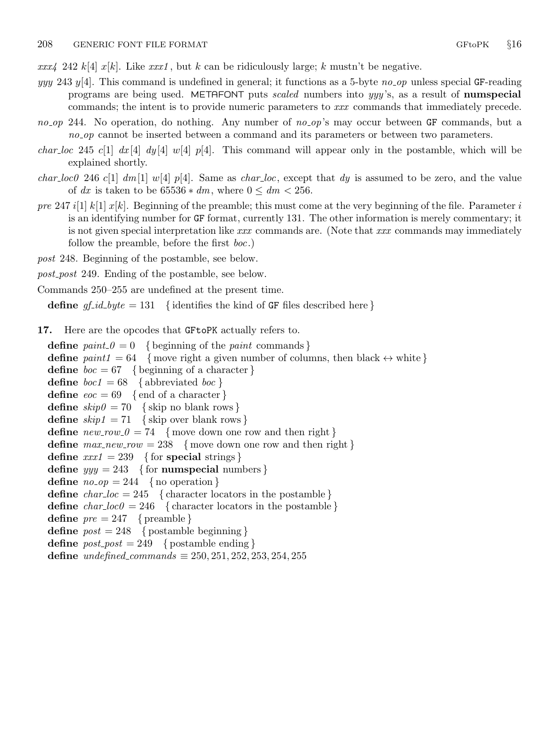*xxx4* 242 $k[4]$ $x[k]$. Like *xxx1*, but $k$ can be ridiculously large; $k$ mustn't be negative.

*yyy* 243 $y[4]$. This command is undefined in general; it functions as a 5-byte *no_op* unless special GF-reading programs are being used. METAFONT puts *scaled* numbers into *yyy*'s, as a result of **numspecial** commands; the intent is to provide numeric parameters to *xxx* commands that immediately precede.

*no_op* 244. No operation, do nothing. Any number of *no_op*'s may occur between GF commands, but a *no_op* cannot be inserted between a command and its parameters or between two parameters.

*char_loc* 245 $c[1]$ $dx[4]$ $dy[4]$ $w[4]$ $p[4]$. This command will appear only in the postamble, which will be explained shortly.

*char_loc0* 246 $c[1]$ $dm[1]$ $w[4]$ $p[4]$. Same as *char_loc*, except that $dy$ is assumed to be zero, and the value of $dx$ is taken to be $65536 * dm$, where $0 \le dm < 256$.

*pre* 247 $i[1]$ $k[1]$ $x[k]$. Beginning of the preamble; this must come at the very beginning of the file. Parameter $i$ is an identifying number for GF format, currently 131. The other information is merely commentary; it is not given special interpretation like *xxx* commands are. (Note that *xxx* commands may immediately follow the preamble, before the first *boc*.)

*post* 248. Beginning of the postamble, see below.

*post_post* 249. Ending of the postamble, see below.

Commands 250–255 are undefined at the present time.

**define** *gf_id_byte* = 131 { identifies the kind of GF files described here }

**17.** Here are the opcodes that GFtoPK actually refers to.

**define** *paint_0* = 0 { beginning of the *paint* commands }
**define** *paint1* = 64 { move right a given number of columns, then black ↔ white }
**define** *boc* = 67 { beginning of a character }
**define** *boc1* = 68 { abbreviated *boc* }
**define** *eoc* = 69 { end of a character }
**define** *skip0* = 70 { skip no blank rows }
**define** *skip1* = 71 { skip over blank rows }
**define** *new_row_0* = 74 { move down one row and then right }
**define** *max_new_row* = 238 { move down one row and then right }
**define** *xxx1* = 239 { for **special** strings }
**define** *yyy* = 243 { for **numspecial** numbers }
**define** *no_op* = 244 { no operation }
**define** *char_loc* = 245 { character locators in the postamble }
**define** *char_loc0* = 246 { character locators in the postamble }
**define** *pre* = 247 { preamble }
**define** *post* = 248 { postamble beginning }
**define** *post_post* = 249 { postamble ending }
**define** *undefined_commands* ≡ 250, 251, 252, 253, 254, 255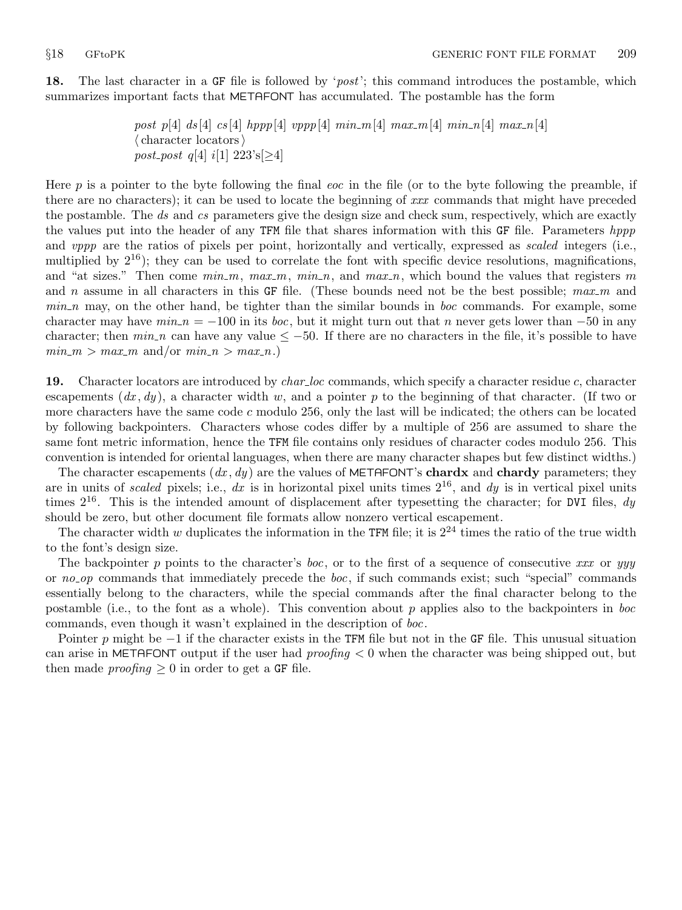**18.** The last character in a GF file is followed by '*post*'; this command introduces the postamble, which summarizes important facts that METAFONT has accumulated. The postamble has the form

> *post* $p[4]$ $ds[4]$ $cs[4]$ $hppp[4]$ $vppp[4]$ $min\_m[4]$ $max\_m[4]$ $min\_n[4]$ $max\_n[4]$
> ⟨ character locators ⟩
> *post_post* $q[4]$ $i[1]$ 223's$[\geq 4]$

Here $p$ is a pointer to the byte following the final *eoc* in the file (or to the byte following the preamble, if there are no characters); it can be used to locate the beginning of *xxx* commands that might have preceded the postamble. The *ds* and *cs* parameters give the design size and check sum, respectively, which are exactly the values put into the header of any TFM file that shares information with this GF file. Parameters *hppp* and *vppp* are the ratios of pixels per point, horizontally and vertically, expressed as *scaled* integers (i.e., multiplied by $2^{16}$); they can be used to correlate the font with specific device resolutions, magnifications, and "at sizes." Then come *min_m*, *max_m*, *min_n*, and *max_n*, which bound the values that registers $m$ and $n$ assume in all characters in this GF file. (These bounds need not be the best possible; *max_m* and *min_n* may, on the other hand, be tighter than the similar bounds in *boc* commands. For example, some character may have $min\_n = -100$ in its *boc*, but it might turn out that $n$ never gets lower than $-50$ in any character; then *min_n* can have any value $\leq -50$. If there are no characters in the file, it's possible to have $min\_m > max\_m$ and/or $min\_n > max\_n$.)

**19.** Character locators are introduced by *char_loc* commands, which specify a character residue $c$, character escapements $(dx, dy)$, a character width $w$, and a pointer $p$ to the beginning of that character. (If two or more characters have the same code $c$ modulo 256, only the last will be indicated; the others can be located by following backpointers. Characters whose codes differ by a multiple of 256 are assumed to share the same font metric information, hence the TFM file contains only residues of character codes modulo 256. This convention is intended for oriental languages, when there are many character shapes but few distinct widths.)

The character escapements $(dx, dy)$ are the values of METAFONT's **chardx** and **chardy** parameters; they are in units of *scaled* pixels; i.e., $dx$ is in horizontal pixel units times $2^{16}$, and $dy$ is in vertical pixel units times $2^{16}$. This is the intended amount of displacement after typesetting the character; for DVI files, $dy$ should be zero, but other document file formats allow nonzero vertical escapement.

The character width $w$ duplicates the information in the TFM file; it is $2^{24}$ times the ratio of the true width to the font's design size.

The backpointer $p$ points to the character's *boc*, or to the first of a sequence of consecutive *xxx* or *yyy* or *no_op* commands that immediately precede the *boc*, if such commands exist; such "special" commands essentially belong to the characters, while the special commands after the final character belong to the postamble (i.e., to the font as a whole). This convention about $p$ applies also to the backpointers in *boc* commands, even though it wasn't explained in the description of *boc*.

Pointer $p$ might be $-1$ if the character exists in the TFM file but not in the GF file. This unusual situation can arise in METAFONT output if the user had $proofing < 0$ when the character was being shipped out, but then made $proofing \geq 0$ in order to get a GF file.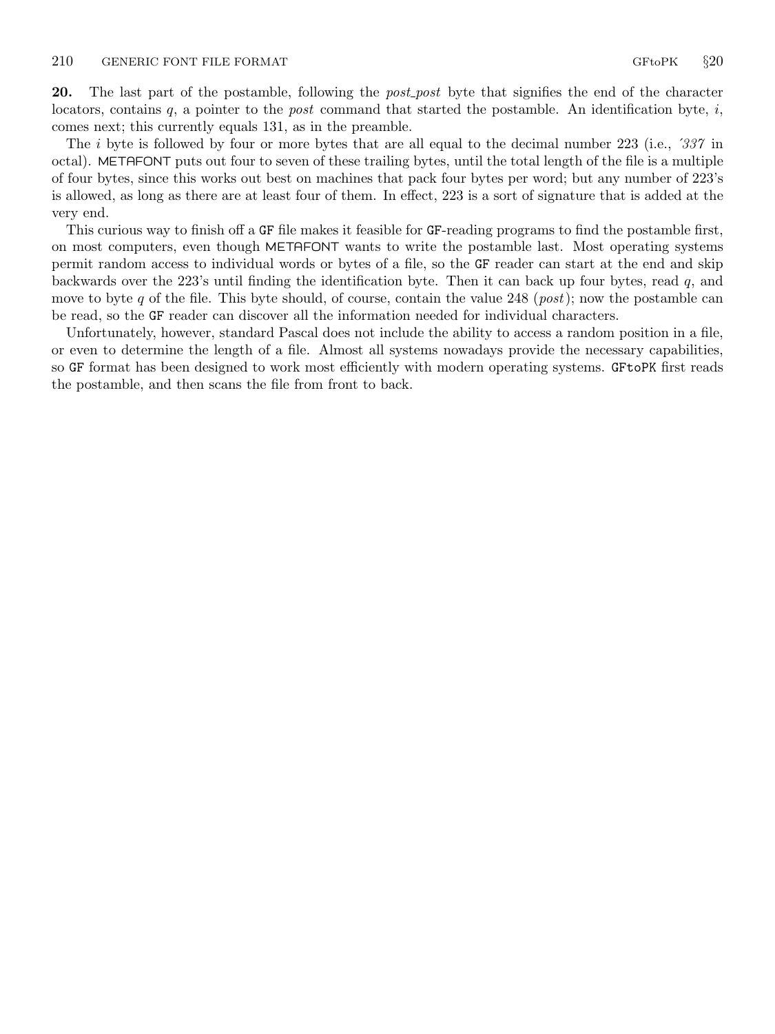**20.** The last part of the postamble, following the *post_post* byte that signifies the end of the character locators, contains $q$, a pointer to the *post* command that started the postamble. An identification byte, $i$, comes next; this currently equals 131, as in the preamble.

The $i$ byte is followed by four or more bytes that are all equal to the decimal number 223 (i.e., ′*337* in octal). METAFONT puts out four to seven of these trailing bytes, until the total length of the file is a multiple of four bytes, since this works out best on machines that pack four bytes per word; but any number of 223's is allowed, as long as there are at least four of them. In effect, 223 is a sort of signature that is added at the very end.

This curious way to finish off a GF file makes it feasible for GF-reading programs to find the postamble first, on most computers, even though METAFONT wants to write the postamble last. Most operating systems permit random access to individual words or bytes of a file, so the GF reader can start at the end and skip backwards over the 223's until finding the identification byte. Then it can back up four bytes, read $q$, and move to byte $q$ of the file. This byte should, of course, contain the value 248 (*post*); now the postamble can be read, so the GF reader can discover all the information needed for individual characters.

Unfortunately, however, standard Pascal does not include the ability to access a random position in a file, or even to determine the length of a file. Almost all systems nowadays provide the necessary capabilities, so GF format has been designed to work most efficiently with modern operating systems. GFtoPK first reads the postamble, and then scans the file from front to back.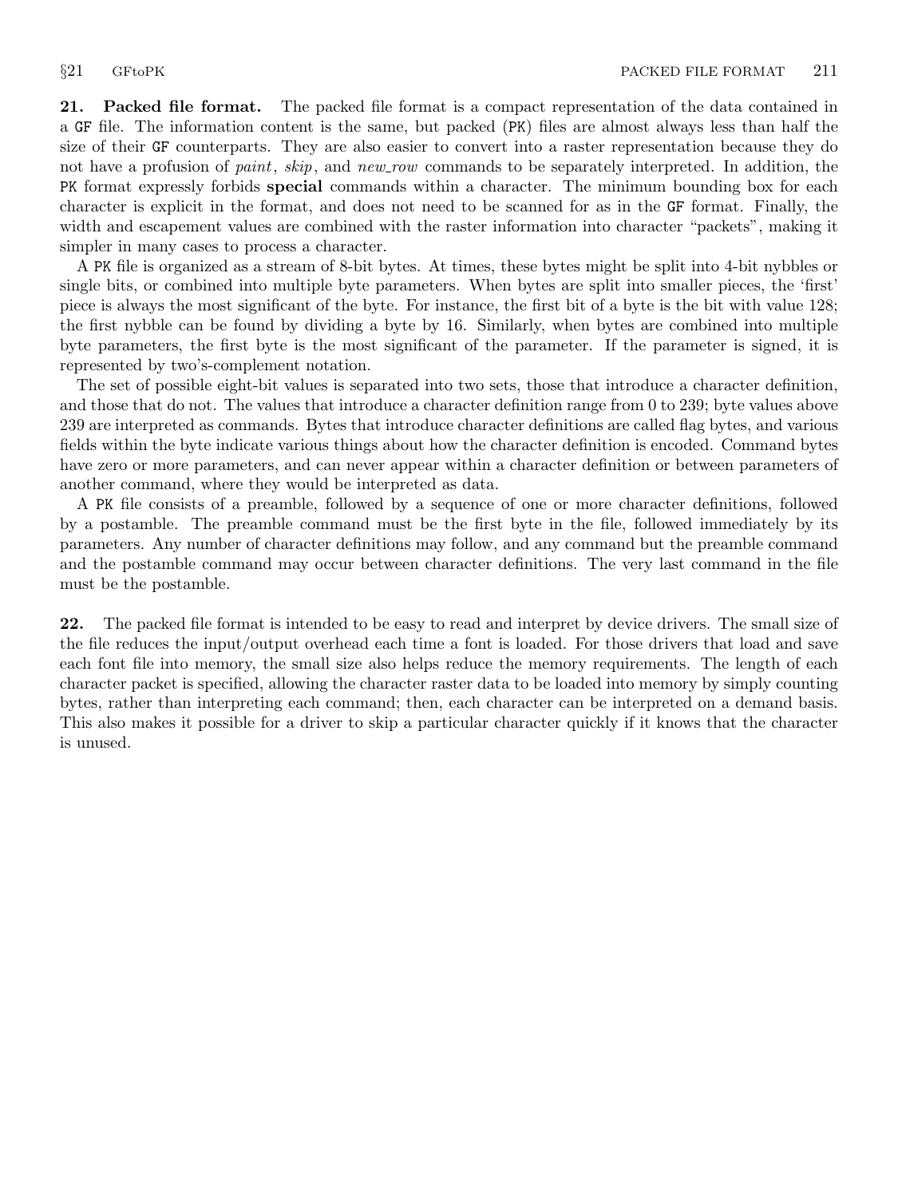**21. Packed file format.** The packed file format is a compact representation of the data contained in a GF file. The information content is the same, but packed (PK) files are almost always less than half the size of their GF counterparts. They are also easier to convert into a raster representation because they do not have a profusion of *paint*, *skip*, and *new_row* commands to be separately interpreted. In addition, the PK format expressly forbids **special** commands within a character. The minimum bounding box for each character is explicit in the format, and does not need to be scanned for as in the GF format. Finally, the width and escapement values are combined with the raster information into character "packets", making it simpler in many cases to process a character.

A PK file is organized as a stream of 8-bit bytes. At times, these bytes might be split into 4-bit nybbles or single bits, or combined into multiple byte parameters. When bytes are split into smaller pieces, the 'first' piece is always the most significant of the byte. For instance, the first bit of a byte is the bit with value 128; the first nybble can be found by dividing a byte by 16. Similarly, when bytes are combined into multiple byte parameters, the first byte is the most significant of the parameter. If the parameter is signed, it is represented by two's-complement notation.

The set of possible eight-bit values is separated into two sets, those that introduce a character definition, and those that do not. The values that introduce a character definition range from 0 to 239; byte values above 239 are interpreted as commands. Bytes that introduce character definitions are called flag bytes, and various fields within the byte indicate various things about how the character definition is encoded. Command bytes have zero or more parameters, and can never appear within a character definition or between parameters of another command, where they would be interpreted as data.

A PK file consists of a preamble, followed by a sequence of one or more character definitions, followed by a postamble. The preamble command must be the first byte in the file, followed immediately by its parameters. Any number of character definitions may follow, and any command but the preamble command and the postamble command may occur between character definitions. The very last command in the file must be the postamble.

**22.** The packed file format is intended to be easy to read and interpret by device drivers. The small size of the file reduces the input/output overhead each time a font is loaded. For those drivers that load and save each font file into memory, the small size also helps reduce the memory requirements. The length of each character packet is specified, allowing the character raster data to be loaded into memory by simply counting bytes, rather than interpreting each command; then, each character can be interpreted on a demand basis. This also makes it possible for a driver to skip a particular character quickly if it knows that the character is unused.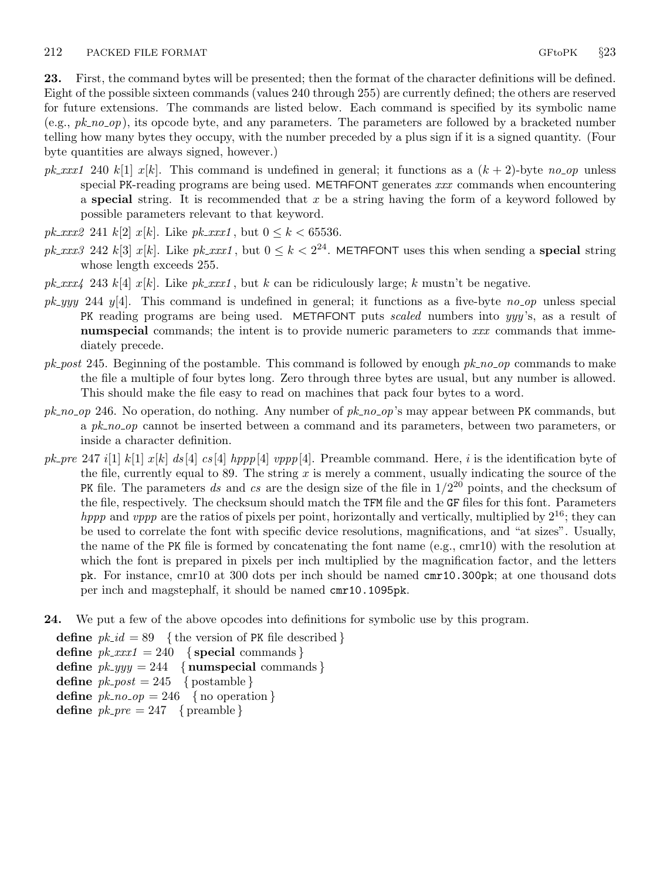**23.** First, the command bytes will be presented; then the format of the character definitions will be defined. Eight of the possible sixteen commands (values 240 through 255) are currently defined; the others are reserved for future extensions. The commands are listed below. Each command is specified by its symbolic name (e.g., *pk_no_op*), its opcode byte, and any parameters. The parameters are followed by a bracketed number telling how many bytes they occupy, with the number preceded by a plus sign if it is a signed quantity. (Four byte quantities are always signed, however.)

*pk_xxx1* 240 $k[1]$ $x[k]$. This command is undefined in general; it functions as a $(k+2)$-byte *no_op* unless special PK-reading programs are being used. METAFONT generates *xxx* commands when encountering a **special** string. It is recommended that $x$ be a string having the form of a keyword followed by possible parameters relevant to that keyword.

*pk_xxx2* 241 $k[2]$ $x[k]$. Like *pk_xxx1*, but $0 \le k < 65536$.

*pk_xxx3* 242 $k[3]$ $x[k]$. Like *pk_xxx1*, but $0 \le k < 2^{24}$. METAFONT uses this when sending a **special** string whose length exceeds 255.

*pk_xxx4* 243 $k[4]$ $x[k]$. Like *pk_xxx1*, but $k$ can be ridiculously large; $k$ mustn't be negative.

*pk_yyy* 244 $y[4]$. This command is undefined in general; it functions as a five-byte *no_op* unless special PK reading programs are being used. METAFONT puts *scaled* numbers into *yyy*'s, as a result of **numspecial** commands; the intent is to provide numeric parameters to *xxx* commands that immediately precede.

*pk_post* 245. Beginning of the postamble. This command is followed by enough *pk_no_op* commands to make the file a multiple of four bytes long. Zero through three bytes are usual, but any number is allowed. This should make the file easy to read on machines that pack four bytes to a word.

*pk_no_op* 246. No operation, do nothing. Any number of *pk_no_op*'s may appear between PK commands, but a *pk_no_op* cannot be inserted between a command and its parameters, between two parameters, or inside a character definition.

*pk_pre* 247 $i[1]$ $k[1]$ $x[k]$ $ds[4]$ $cs[4]$ $hppp[4]$ $vppp[4]$. Preamble command. Here, $i$ is the identification byte of the file, currently equal to 89. The string $x$ is merely a comment, usually indicating the source of the PK file. The parameters $ds$ and $cs$ are the design size of the file in $1/2^{20}$ points, and the checksum of the file, respectively. The checksum should match the TFM file and the GF files for this font. Parameters $hppp$ and $vppp$ are the ratios of pixels per point, horizontally and vertically, multiplied by $2^{16}$; they can be used to correlate the font with specific device resolutions, magnifications, and "at sizes". Usually, the name of the PK file is formed by concatenating the font name (e.g., cmr10) with the resolution at which the font is prepared in pixels per inch multiplied by the magnification factor, and the letters pk. For instance, cmr10 at 300 dots per inch should be named `cmr10.300pk`; at one thousand dots per inch and magstephalf, it should be named `cmr10.1095pk`.

**24.** We put a few of the above opcodes into definitions for symbolic use by this program.

**define** *pk_id* = 89 { the version of PK file described }
**define** *pk_xxx1* = 240 { **special** commands }
**define** *pk_yyy* = 244 { **numspecial** commands }
**define** *pk_post* = 245 { postamble }
**define** *pk_no_op* = 246 { no operation }
**define** *pk_pre* = 247 { preamble }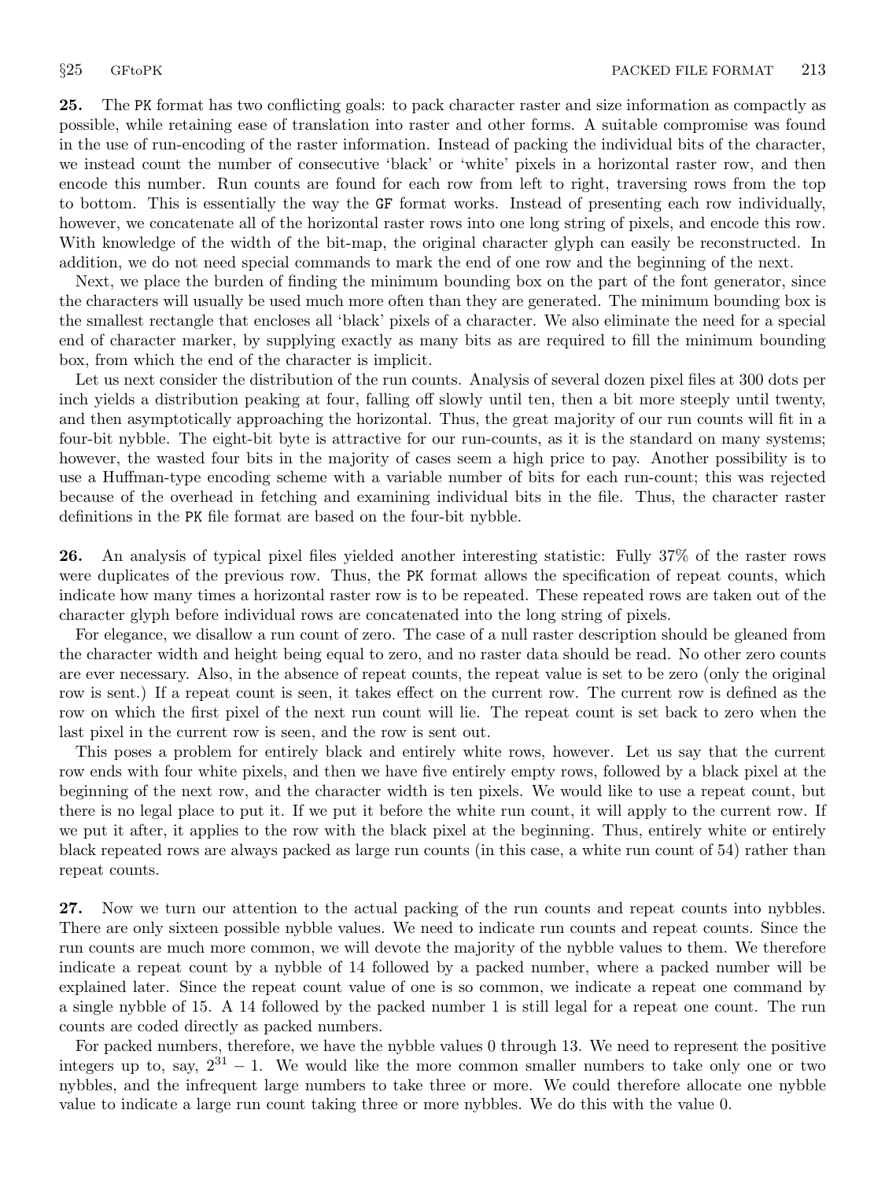**25.** The PK format has two conflicting goals: to pack character raster and size information as compactly as possible, while retaining ease of translation into raster and other forms. A suitable compromise was found in the use of run-encoding of the raster information. Instead of packing the individual bits of the character, we instead count the number of consecutive 'black' or 'white' pixels in a horizontal raster row, and then encode this number. Run counts are found for each row from left to right, traversing rows from the top to bottom. This is essentially the way the GF format works. Instead of presenting each row individually, however, we concatenate all of the horizontal raster rows into one long string of pixels, and encode this row. With knowledge of the width of the bit-map, the original character glyph can easily be reconstructed. In addition, we do not need special commands to mark the end of one row and the beginning of the next.

Next, we place the burden of finding the minimum bounding box on the part of the font generator, since the characters will usually be used much more often than they are generated. The minimum bounding box is the smallest rectangle that encloses all 'black' pixels of a character. We also eliminate the need for a special end of character marker, by supplying exactly as many bits as are required to fill the minimum bounding box, from which the end of the character is implicit.

Let us next consider the distribution of the run counts. Analysis of several dozen pixel files at 300 dots per inch yields a distribution peaking at four, falling off slowly until ten, then a bit more steeply until twenty, and then asymptotically approaching the horizontal. Thus, the great majority of our run counts will fit in a four-bit nybble. The eight-bit byte is attractive for our run-counts, as it is the standard on many systems; however, the wasted four bits in the majority of cases seem a high price to pay. Another possibility is to use a Huffman-type encoding scheme with a variable number of bits for each run-count; this was rejected because of the overhead in fetching and examining individual bits in the file. Thus, the character raster definitions in the PK file format are based on the four-bit nybble.

**26.** An analysis of typical pixel files yielded another interesting statistic: Fully 37% of the raster rows were duplicates of the previous row. Thus, the PK format allows the specification of repeat counts, which indicate how many times a horizontal raster row is to be repeated. These repeated rows are taken out of the character glyph before individual rows are concatenated into the long string of pixels.

For elegance, we disallow a run count of zero. The case of a null raster description should be gleaned from the character width and height being equal to zero, and no raster data should be read. No other zero counts are ever necessary. Also, in the absence of repeat counts, the repeat value is set to be zero (only the original row is sent.) If a repeat count is seen, it takes effect on the current row. The current row is defined as the row on which the first pixel of the next run count will lie. The repeat count is set back to zero when the last pixel in the current row is seen, and the row is sent out.

This poses a problem for entirely black and entirely white rows, however. Let us say that the current row ends with four white pixels, and then we have five entirely empty rows, followed by a black pixel at the beginning of the next row, and the character width is ten pixels. We would like to use a repeat count, but there is no legal place to put it. If we put it before the white run count, it will apply to the current row. If we put it after, it applies to the row with the black pixel at the beginning. Thus, entirely white or entirely black repeated rows are always packed as large run counts (in this case, a white run count of 54) rather than repeat counts.

**27.** Now we turn our attention to the actual packing of the run counts and repeat counts into nybbles. There are only sixteen possible nybble values. We need to indicate run counts and repeat counts. Since the run counts are much more common, we will devote the majority of the nybble values to them. We therefore indicate a repeat count by a nybble of 14 followed by a packed number, where a packed number will be explained later. Since the repeat count value of one is so common, we indicate a repeat one command by a single nybble of 15. A 14 followed by the packed number 1 is still legal for a repeat one count. The run counts are coded directly as packed numbers.

For packed numbers, therefore, we have the nybble values 0 through 13. We need to represent the positive integers up to, say, $2^{31} - 1$. We would like the more common smaller numbers to take only one or two nybbles, and the infrequent large numbers to take three or more. We could therefore allocate one nybble value to indicate a large run count taking three or more nybbles. We do this with the value 0.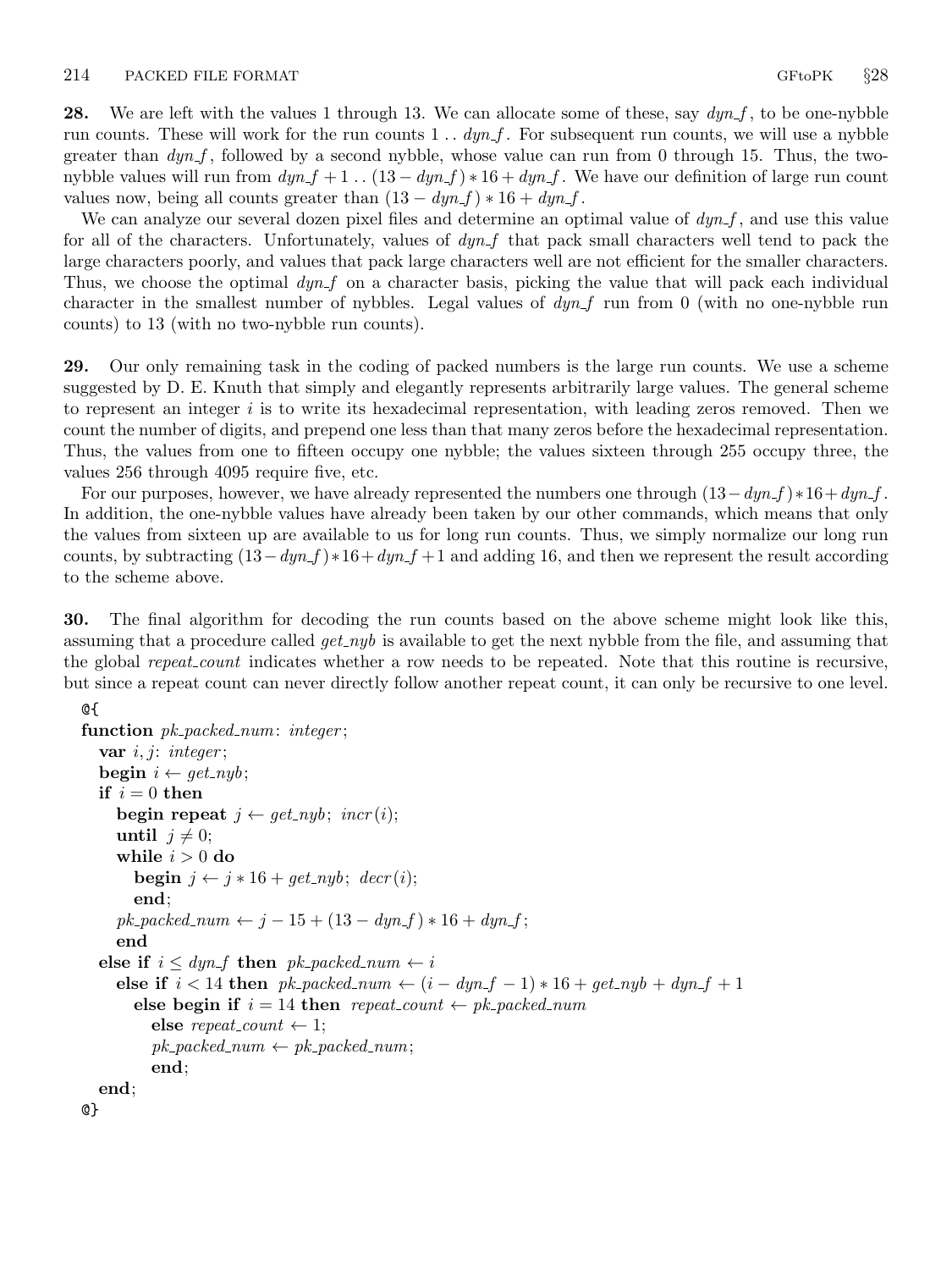**28.** We are left with the values 1 through 13. We can allocate some of these, say *dyn_f*, to be one-nybble run counts. These will work for the run counts $1 \mathrel{..} dyn\_f$. For subsequent run counts, we will use a nybble greater than *dyn_f*, followed by a second nybble, whose value can run from 0 through 15. Thus, the two-nybble values will run from $dyn\_f + 1 \mathrel{..} (13 - dyn\_f) * 16 + dyn\_f$. We have our definition of large run count values now, being all counts greater than $(13 - dyn\_f) * 16 + dyn\_f$.

We can analyze our several dozen pixel files and determine an optimal value of *dyn_f*, and use this value for all of the characters. Unfortunately, values of *dyn_f* that pack small characters well tend to pack the large characters poorly, and values that pack large characters well are not efficient for the smaller characters. Thus, we choose the optimal *dyn_f* on a character basis, picking the value that will pack each individual character in the smallest number of nybbles. Legal values of *dyn_f* run from 0 (with no one-nybble run counts) to 13 (with no two-nybble run counts).

**29.** Our only remaining task in the coding of packed numbers is the large run counts. We use a scheme suggested by D. E. Knuth that simply and elegantly represents arbitrarily large values. The general scheme to represent an integer $i$ is to write its hexadecimal representation, with leading zeros removed. Then we count the number of digits, and prepend one less than that many zeros before the hexadecimal representation. Thus, the values from one to fifteen occupy one nybble; the values sixteen through 255 occupy three, the values 256 through 4095 require five, etc.

For our purposes, however, we have already represented the numbers one through $(13 - dyn\_f) * 16 + dyn\_f$. In addition, the one-nybble values have already been taken by our other commands, which means that only the values from sixteen up are available to us for long run counts. Thus, we simply normalize our long run counts, by subtracting $(13 - dyn\_f) * 16 + dyn\_f + 1$ and adding 16, and then we represent the result according to the scheme above.

**30.** The final algorithm for decoding the run counts based on the above scheme might look like this, assuming that a procedure called *get_nyb* is available to get the next nybble from the file, and assuming that the global *repeat_count* indicates whether a row needs to be repeated. Note that this routine is recursive, but since a repeat count can never directly follow another repeat count, it can only be recursive to one level.

```
@{
function pk_packed_num: integer;
  var i, j: integer;
  begin i ← get_nyb;
  if i = 0 then
    begin repeat j ← get_nyb; incr(i);
    until j ≠ 0;
    while i > 0 do
      begin j ← j * 16 + get_nyb; decr(i);
      end;
    pk_packed_num ← j − 15 + (13 − dyn_f) * 16 + dyn_f;
    end
  else if i ≤ dyn_f then pk_packed_num ← i
    else if i < 14 then pk_packed_num ← (i − dyn_f − 1) * 16 + get_nyb + dyn_f + 1
      else begin if i = 14 then repeat_count ← pk_packed_num
        else repeat_count ← 1;
        pk_packed_num ← pk_packed_num;
        end;
  end;
@}
```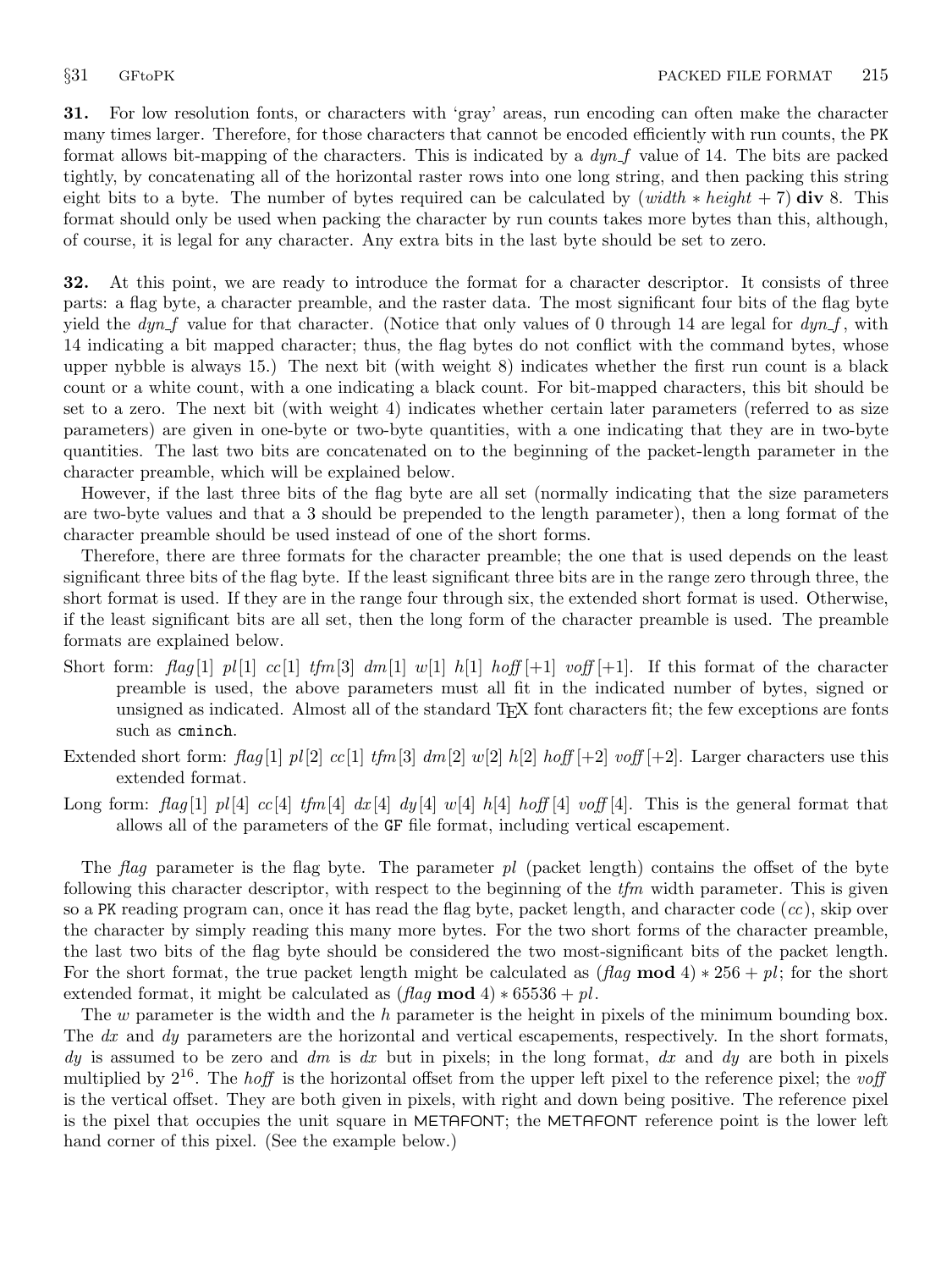**31.** For low resolution fonts, or characters with 'gray' areas, run encoding can often make the character many times larger. Therefore, for those characters that cannot be encoded efficiently with run counts, the PK format allows bit-mapping of the characters. This is indicated by a *dyn_f* value of 14. The bits are packed tightly, by concatenating all of the horizontal raster rows into one long string, and then packing this string eight bits to a byte. The number of bytes required can be calculated by $(width * height + 7)$ **div** 8. This format should only be used when packing the character by run counts takes more bytes than this, although, of course, it is legal for any character. Any extra bits in the last byte should be set to zero.

**32.** At this point, we are ready to introduce the format for a character descriptor. It consists of three parts: a flag byte, a character preamble, and the raster data. The most significant four bits of the flag byte yield the *dyn_f* value for that character. (Notice that only values of 0 through 14 are legal for *dyn_f*, with 14 indicating a bit mapped character; thus, the flag bytes do not conflict with the command bytes, whose upper nybble is always 15.) The next bit (with weight 8) indicates whether the first run count is a black count or a white count, with a one indicating a black count. For bit-mapped characters, this bit should be set to a zero. The next bit (with weight 4) indicates whether certain later parameters (referred to as size parameters) are given in one-byte or two-byte quantities, with a one indicating that they are in two-byte quantities. The last two bits are concatenated on to the beginning of the packet-length parameter in the character preamble, which will be explained below.

However, if the last three bits of the flag byte are all set (normally indicating that the size parameters are two-byte values and that a 3 should be prepended to the length parameter), then a long format of the character preamble should be used instead of one of the short forms.

Therefore, there are three formats for the character preamble; the one that is used depends on the least significant three bits of the flag byte. If the least significant three bits are in the range zero through three, the short format is used. If they are in the range four through six, the extended short format is used. Otherwise, if the least significant bits are all set, then the long form of the character preamble is used. The preamble formats are explained below.

Short form: *flag*[1] *pl*[1] *cc*[1] *tfm*[3] *dm*[1] *w*[1] *h*[1] *hoff*[+1] *voff*[+1]. If this format of the character preamble is used, the above parameters must all fit in the indicated number of bytes, signed or unsigned as indicated. Almost all of the standard TeX font characters fit; the few exceptions are fonts such as `cminch`.

Extended short form: *flag*[1] *pl*[2] *cc*[1] *tfm*[3] *dm*[2] *w*[2] *h*[2] *hoff*[+2] *voff*[+2]. Larger characters use this extended format.

Long form: *flag*[1] *pl*[4] *cc*[4] *tfm*[4] *dx*[4] *dy*[4] *w*[4] *h*[4] *hoff*[4] *voff*[4]. This is the general format that allows all of the parameters of the GF file format, including vertical escapement.

The *flag* parameter is the flag byte. The parameter *pl* (packet length) contains the offset of the byte following this character descriptor, with respect to the beginning of the *tfm* width parameter. This is given so a PK reading program can, once it has read the flag byte, packet length, and character code (*cc*), skip over the character by simply reading this many more bytes. For the two short forms of the character preamble, the last two bits of the flag byte should be considered the two most-significant bits of the packet length. For the short format, the true packet length might be calculated as $(flag \ \mathbf{mod}\ 4) * 256 + pl$; for the short extended format, it might be calculated as $(flag \ \mathbf{mod}\ 4) * 65536 + pl$.

The *w* parameter is the width and the *h* parameter is the height in pixels of the minimum bounding box. The *dx* and *dy* parameters are the horizontal and vertical escapements, respectively. In the short formats, *dy* is assumed to be zero and *dm* is *dx* but in pixels; in the long format, *dx* and *dy* are both in pixels multiplied by $2^{16}$. The *hoff* is the horizontal offset from the upper left pixel to the reference pixel; the *voff* is the vertical offset. They are both given in pixels, with right and down being positive. The reference pixel is the pixel that occupies the unit square in METAFONT; the METAFONT reference point is the lower left hand corner of this pixel. (See the example below.)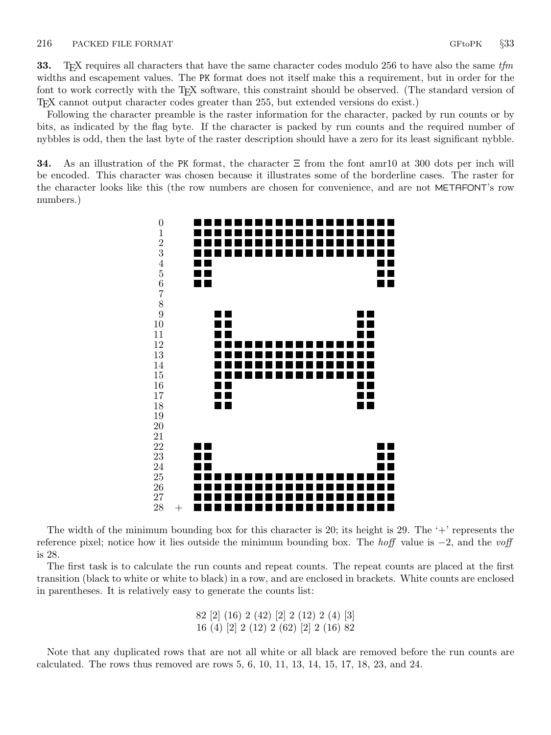**33.** TeX requires all characters that have the same character codes modulo 256 to have also the same *tfm* widths and escapement values. The PK format does not itself make this a requirement, but in order for the font to work correctly with the TeX software, this constraint should be observed. (The standard version of TeX cannot output character codes greater than 255, but extended versions do exist.)

Following the character preamble is the raster information for the character, packed by run counts or by bits, as indicated by the flag byte. If the character is packed by run counts and the required number of nybbles is odd, then the last byte of the raster description should have a zero for its least significant nybble.

**34.** As an illustration of the PK format, the character Ξ from the font amr10 at 300 dots per inch will be encoded. This character was chosen because it illustrates some of the borderline cases. The raster for the character looks like this (the row numbers are chosen for convenience, and are not METAFONT's row numbers.)

```
 0       ■■■■■■■■■■■■■■■■■■■■
 1       ■■■■■■■■■■■■■■■■■■■■
 2       ■■■■■■■■■■■■■■■■■■■■
 3       ■■■■■■■■■■■■■■■■■■■■
 4       ■■                ■■
 5       ■■                ■■
 6       ■■                ■■
 7
 8
 9         ■■            ■■
10         ■■            ■■
11         ■■            ■■
12         ■■■■■■■■■■■■■■■■
13         ■■■■■■■■■■■■■■■■
14         ■■■■■■■■■■■■■■■■
15         ■■■■■■■■■■■■■■■■
16         ■■            ■■
17         ■■            ■■
18         ■■            ■■
19
20
21
22       ■■                ■■
23       ■■                ■■
24       ■■                ■■
25       ■■■■■■■■■■■■■■■■■■■■
26       ■■■■■■■■■■■■■■■■■■■■
27       ■■■■■■■■■■■■■■■■■■■■
28   +   ■■■■■■■■■■■■■■■■■■■■
```

The width of the minimum bounding box for this character is 20; its height is 29. The '+' represents the reference pixel; notice how it lies outside the minimum bounding box. The *hoff* value is −2, and the *voff* is 28.

The first task is to calculate the run counts and repeat counts. The repeat counts are placed at the first transition (black to white or white to black) in a row, and are enclosed in brackets. White counts are enclosed in parentheses. It is relatively easy to generate the counts list:

```
82 [2] (16) 2 (42) [2] 2 (12) 2 (4) [3]
16 (4) [2] 2 (12) 2 (62) [2] 2 (16) 82
```

Note that any duplicated rows that are not all white or all black are removed before the run counts are calculated. The rows thus removed are rows 5, 6, 10, 11, 13, 14, 15, 17, 18, 23, and 24.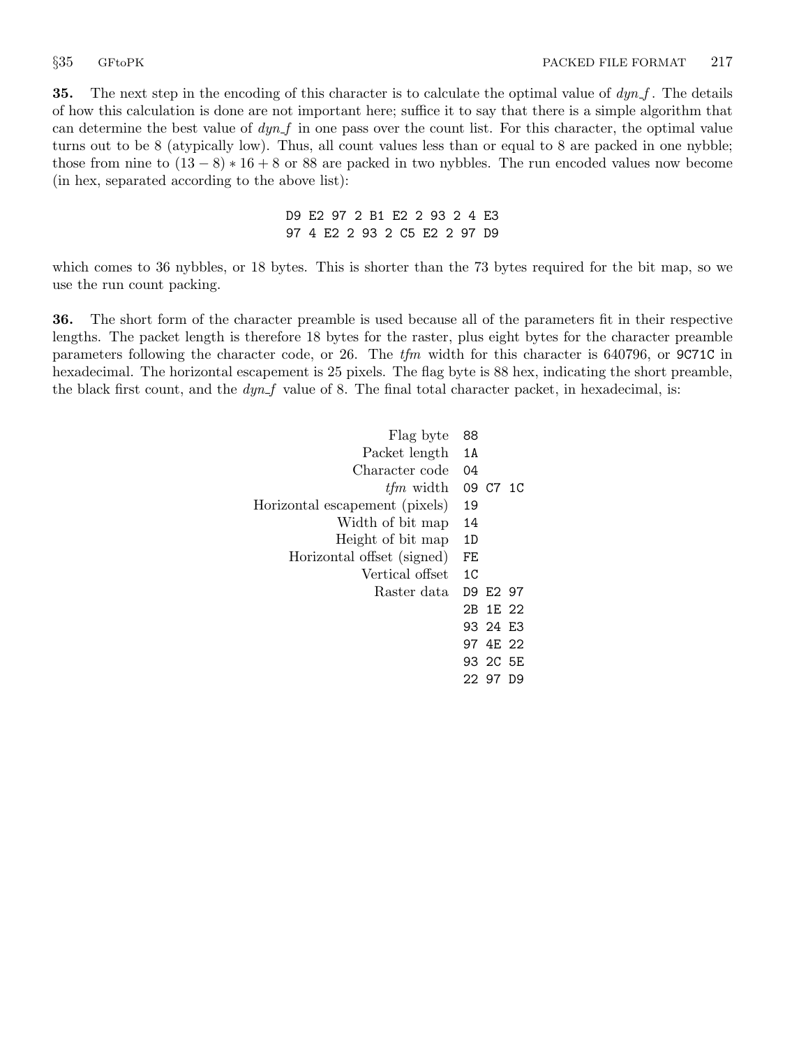**35.** The next step in the encoding of this character is to calculate the optimal value of *dyn_f*. The details of how this calculation is done are not important here; suffice it to say that there is a simple algorithm that can determine the best value of *dyn_f* in one pass over the count list. For this character, the optimal value turns out to be 8 (atypically low). Thus, all count values less than or equal to 8 are packed in one nybble; those from nine to $(13 - 8) * 16 + 8$ or 88 are packed in two nybbles. The run encoded values now become (in hex, separated according to the above list):

```
D9 E2 97 2 B1 E2 2 93 2 4 E3
97 4 E2 2 93 2 C5 E2 2 97 D9
```

which comes to 36 nybbles, or 18 bytes. This is shorter than the 73 bytes required for the bit map, so we use the run count packing.

**36.** The short form of the character preamble is used because all of the parameters fit in their respective lengths. The packet length is therefore 18 bytes for the raster, plus eight bytes for the character preamble parameters following the character code, or 26. The *tfm* width for this character is 640796, or `9C71C` in hexadecimal. The horizontal escapement is 25 pixels. The flag byte is 88 hex, indicating the short preamble, the black first count, and the *dyn_f* value of 8. The final total character packet, in hexadecimal, is:

| | |
|---:|---|
| Flag byte | 88 |
| Packet length | 1A |
| Character code | 04 |
| *tfm* width | 09 C7 1C |
| Horizontal escapement (pixels) | 19 |
| Width of bit map | 14 |
| Height of bit map | 1D |
| Horizontal offset (signed) | FE |
| Vertical offset | 1C |
| Raster data | D9 E2 97 |
| | 2B 1E 22 |
| | 93 24 E3 |
| | 97 4E 22 |
| | 93 2C 5E |
| | 22 97 D9 |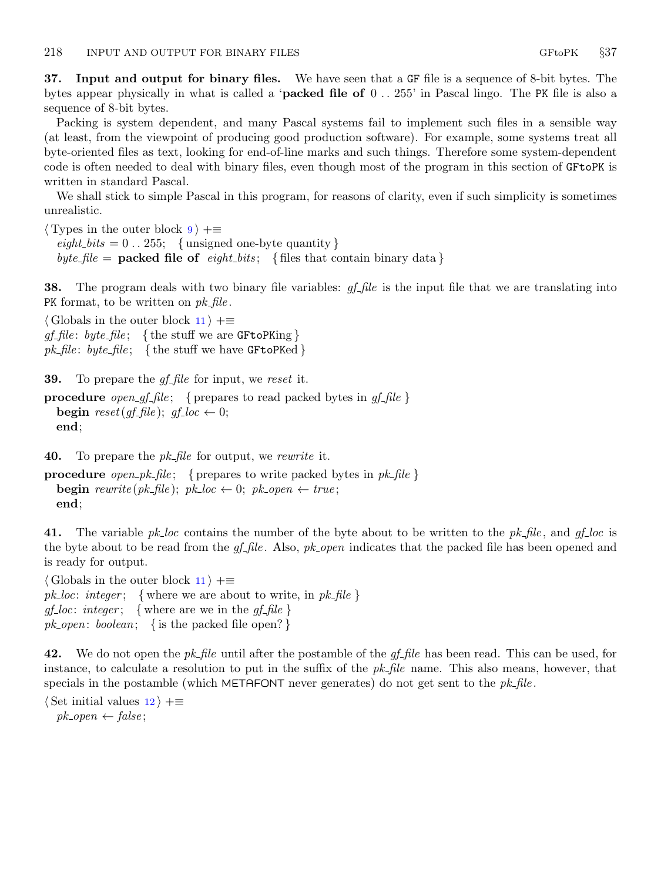**37. Input and output for binary files.** We have seen that a GF file is a sequence of 8-bit bytes. The bytes appear physically in what is called a '**packed file of** 0 . . 255' in Pascal lingo. The PK file is also a sequence of 8-bit bytes.

Packing is system dependent, and many Pascal systems fail to implement such files in a sensible way (at least, from the viewpoint of producing good production software). For example, some systems treat all byte-oriented files as text, looking for end-of-line marks and such things. Therefore some system-dependent code is often needed to deal with binary files, even though most of the program in this section of GFtoPK is written in standard Pascal.

We shall stick to simple Pascal in this program, for reasons of clarity, even if such simplicity is sometimes unrealistic.

⟨ Types in the outer block 9 ⟩ +≡
  *eight_bits* = 0 . . 255; { unsigned one-byte quantity }
  *byte_file* = **packed file of** *eight_bits*; { files that contain binary data }

**38.** The program deals with two binary file variables: *gf_file* is the input file that we are translating into PK format, to be written on *pk_file*.

⟨ Globals in the outer block 11 ⟩ +≡
*gf_file*: *byte_file*; { the stuff we are GFtoPKing }
*pk_file*: *byte_file*; { the stuff we have GFtoPKed }

**39.** To prepare the *gf_file* for input, we *reset* it.

**procedure** *open_gf_file*; { prepares to read packed bytes in *gf_file* }
  **begin** *reset*(*gf_file*); *gf_loc* ← 0;
  **end**;

**40.** To prepare the *pk_file* for output, we *rewrite* it.

**procedure** *open_pk_file*; { prepares to write packed bytes in *pk_file* }
  **begin** *rewrite*(*pk_file*); *pk_loc* ← 0; *pk_open* ← *true*;
  **end**;

**41.** The variable *pk_loc* contains the number of the byte about to be written to the *pk_file*, and *gf_loc* is the byte about to be read from the *gf_file*. Also, *pk_open* indicates that the packed file has been opened and is ready for output.

⟨ Globals in the outer block 11 ⟩ +≡
*pk_loc*: *integer*; { where we are about to write, in *pk_file* }
*gf_loc*: *integer*; { where are we in the *gf_file* }
*pk_open*: *boolean*; { is the packed file open? }

**42.** We do not open the *pk_file* until after the postamble of the *gf_file* has been read. This can be used, for instance, to calculate a resolution to put in the suffix of the *pk_file* name. This also means, however, that specials in the postamble (which METAFONT never generates) do not get sent to the *pk_file*.

⟨ Set initial values 12 ⟩ +≡
  *pk_open* ← *false*;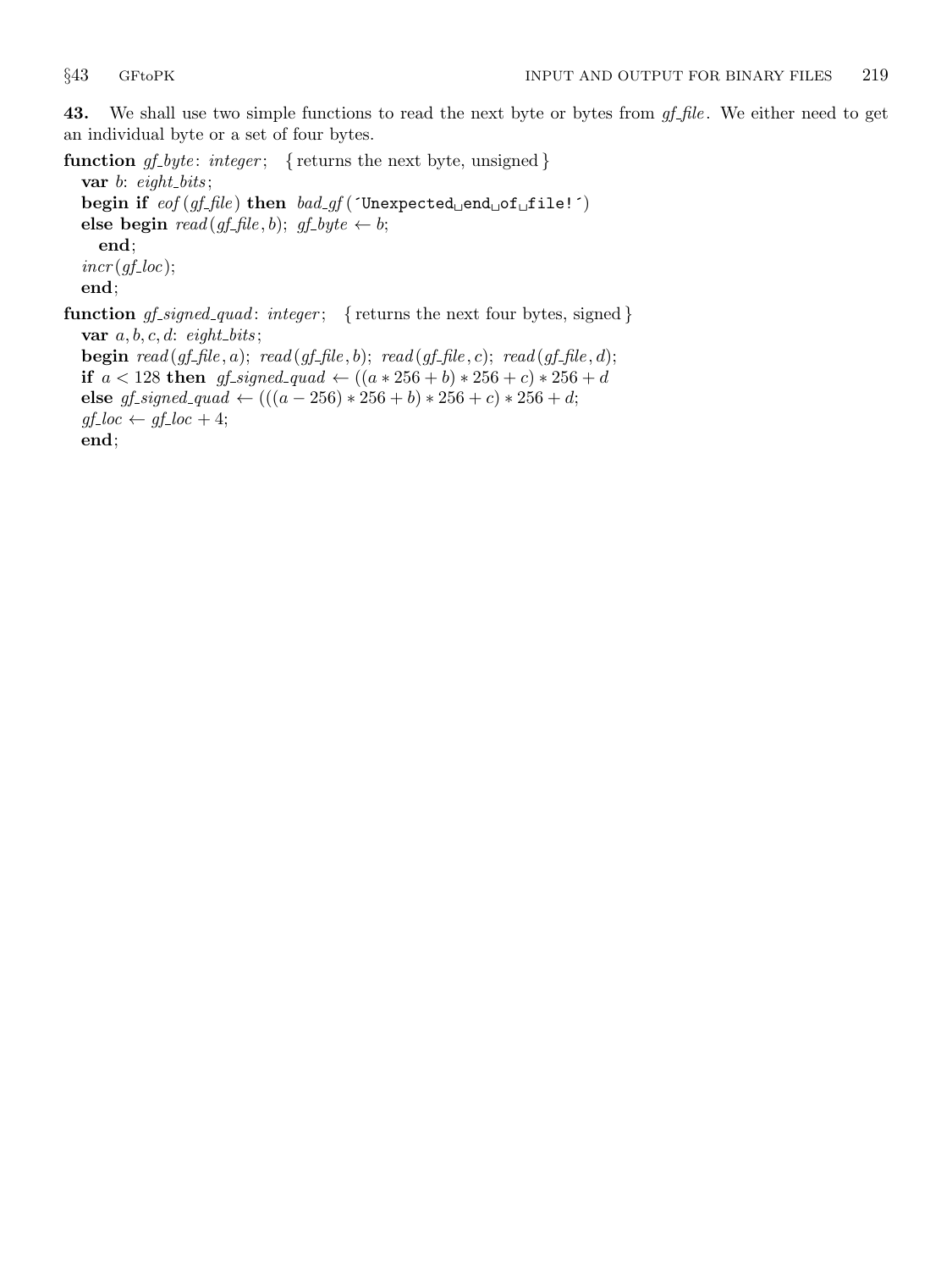**43.** We shall use two simple functions to read the next byte or bytes from *gf_file*. We either need to get an individual byte or a set of four bytes.

**function** *gf_byte*: *integer*; { returns the next byte, unsigned }
  **var** *b*: *eight_bits*;
  **begin if** *eof* (*gf_file*) **then** *bad_gf* (´Unexpected␣end␣of␣file!´)
  **else begin** *read* (*gf_file*, *b*); *gf_byte* ← *b*;
    **end**;
  *incr* (*gf_loc*);
  **end**;

**function** *gf_signed_quad*: *integer*; { returns the next four bytes, signed }
  **var** *a*, *b*, *c*, *d*: *eight_bits*;
  **begin** *read* (*gf_file*, *a*); *read* (*gf_file*, *b*); *read* (*gf_file*, *c*); *read* (*gf_file*, *d*);
  **if** $a < 128$ **then** *gf_signed_quad* ← $((a * 256 + b) * 256 + c) * 256 + d$
  **else** *gf_signed_quad* ← $(((a - 256) * 256 + b) * 256 + c) * 256 + d$;
  *gf_loc* ← *gf_loc* + 4;
  **end**;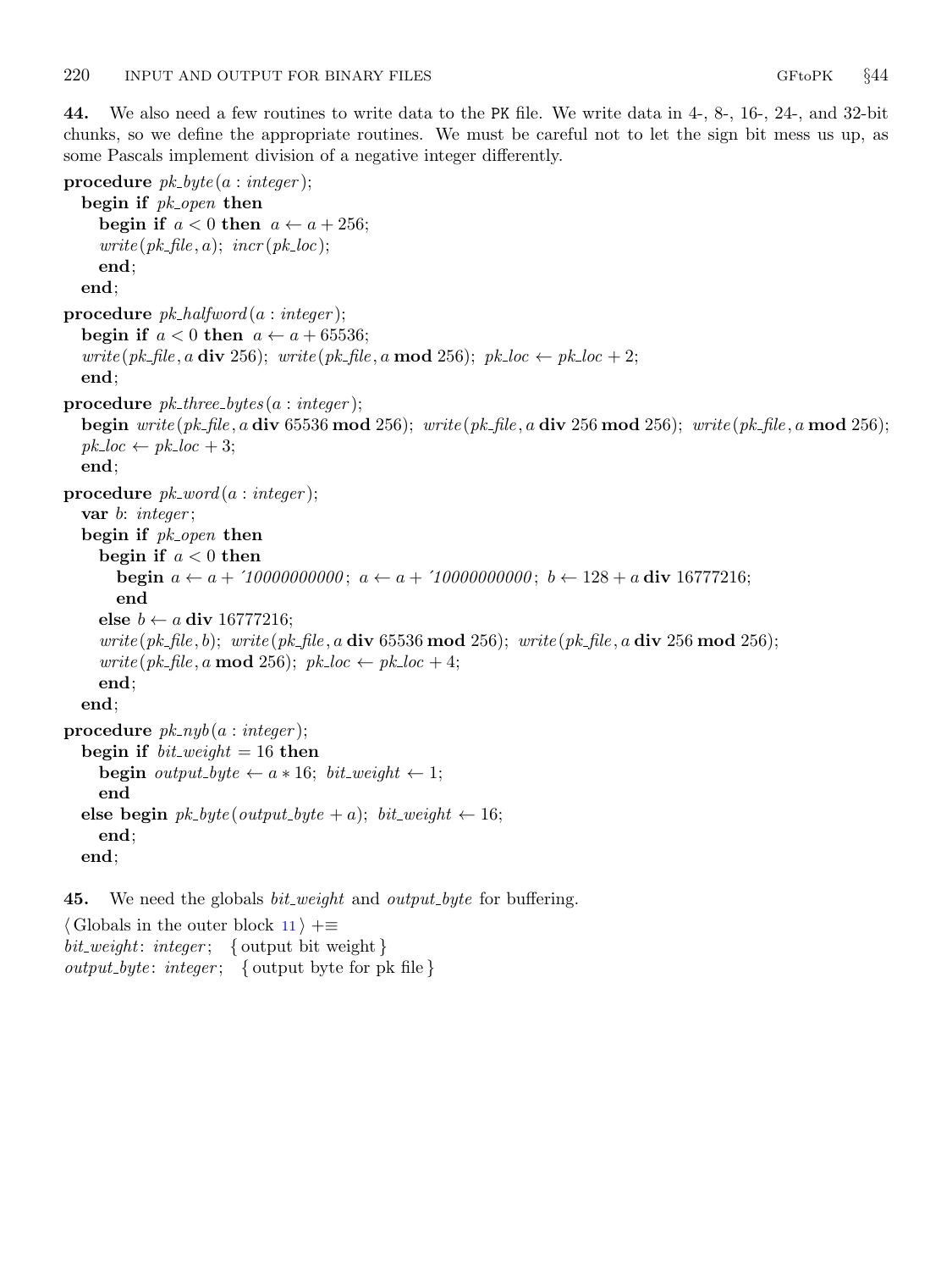**44.** We also need a few routines to write data to the PK file. We write data in 4-, 8-, 16-, 24-, and 32-bit chunks, so we define the appropriate routines. We must be careful not to let the sign bit mess us up, as some Pascals implement division of a negative integer differently.

```
procedure pk_byte(a : integer);
  begin if pk_open then
    begin if a < 0 then a ← a + 256;
    write(pk_file, a); incr(pk_loc);
    end;
  end;
procedure pk_halfword(a : integer);
  begin if a < 0 then a ← a + 65536;
  write(pk_file, a div 256); write(pk_file, a mod 256); pk_loc ← pk_loc + 2;
  end;
procedure pk_three_bytes(a : integer);
  begin write(pk_file, a div 65536 mod 256); write(pk_file, a div 256 mod 256); write(pk_file, a mod 256);
  pk_loc ← pk_loc + 3;
  end;
procedure pk_word(a : integer);
  var b: integer;
  begin if pk_open then
    begin if a < 0 then
      begin a ← a + '10000000000; a ← a + '10000000000; b ← 128 + a div 16777216;
      end
    else b ← a div 16777216;
    write(pk_file, b); write(pk_file, a div 65536 mod 256); write(pk_file, a div 256 mod 256);
    write(pk_file, a mod 256); pk_loc ← pk_loc + 4;
    end;
  end;
procedure pk_nyb(a : integer);
  begin if bit_weight = 16 then
    begin output_byte ← a * 16; bit_weight ← 1;
    end
  else begin pk_byte(output_byte + a); bit_weight ← 16;
    end;
  end;
```

**45.** We need the globals *bit_weight* and *output_byte* for buffering.

```
⟨ Globals in the outer block 11 ⟩ +≡
bit_weight: integer;   { output bit weight }
output_byte: integer;   { output byte for pk file }
```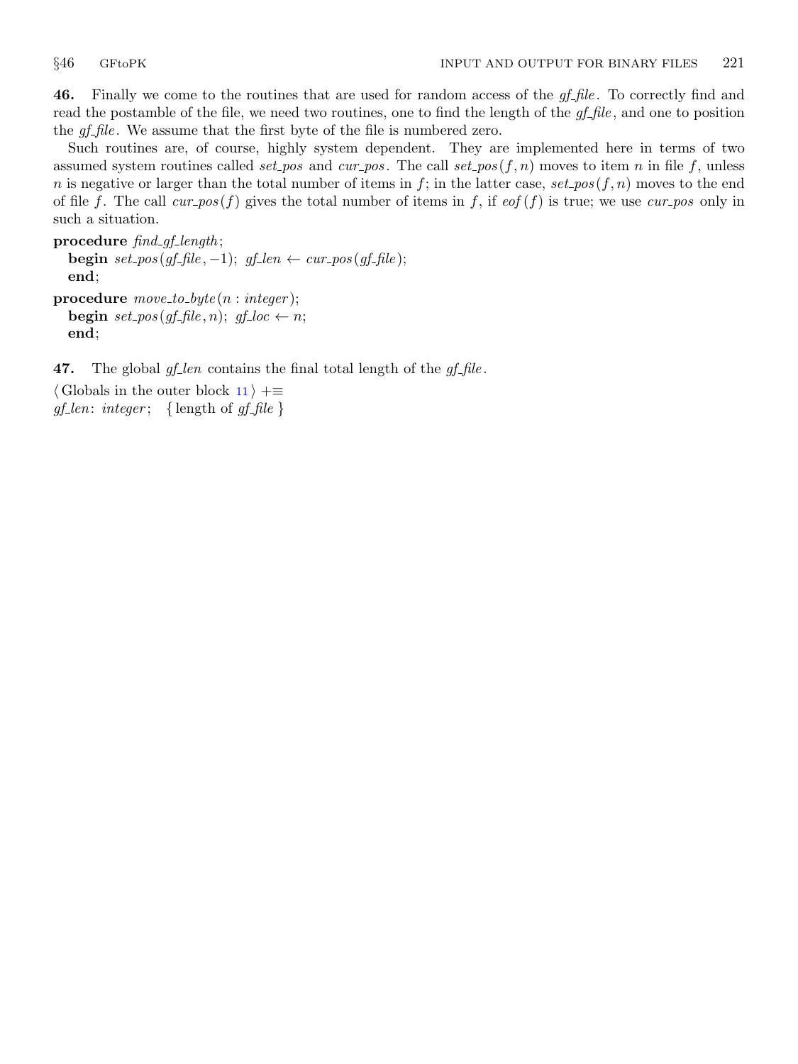**46.** Finally we come to the routines that are used for random access of the *gf_file*. To correctly find and read the postamble of the file, we need two routines, one to find the length of the *gf_file*, and one to position the *gf_file*. We assume that the first byte of the file is numbered zero.

Such routines are, of course, highly system dependent. They are implemented here in terms of two assumed system routines called *set_pos* and *cur_pos*. The call *set_pos*$(f, n)$ moves to item $n$ in file $f$, unless $n$ is negative or larger than the total number of items in $f$; in the latter case, *set_pos*$(f, n)$ moves to the end of file $f$. The call *cur_pos*$(f)$ gives the total number of items in $f$, if *eof*$(f)$ is true; we use *cur_pos* only in such a situation.

**procedure** *find_gf_length*;
  **begin** *set_pos*(*gf_file*, −1); *gf_len* ← *cur_pos*(*gf_file*);
  **end**;

**procedure** *move_to_byte*(*n* : *integer*);
  **begin** *set_pos*(*gf_file*, *n*); *gf_loc* ← *n*;
  **end**;

**47.** The global *gf_len* contains the final total length of the *gf_file*.

⟨ Globals in the outer block 11 ⟩ +≡
*gf_len*: *integer*; { length of *gf_file* }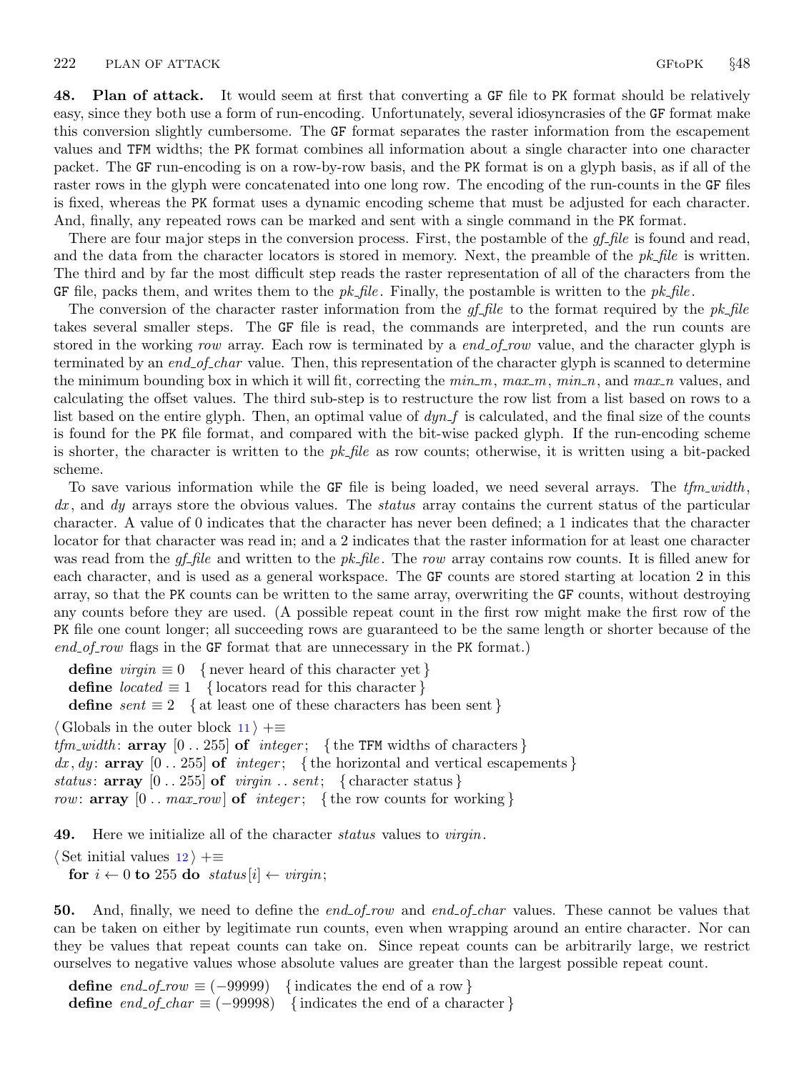**48. Plan of attack.** It would seem at first that converting a GF file to PK format should be relatively easy, since they both use a form of run-encoding. Unfortunately, several idiosyncrasies of the GF format make this conversion slightly cumbersome. The GF format separates the raster information from the escapement values and TFM widths; the PK format combines all information about a single character into one character packet. The GF run-encoding is on a row-by-row basis, and the PK format is on a glyph basis, as if all of the raster rows in the glyph were concatenated into one long row. The encoding of the run-counts in the GF files is fixed, whereas the PK format uses a dynamic encoding scheme that must be adjusted for each character. And, finally, any repeated rows can be marked and sent with a single command in the PK format.

There are four major steps in the conversion process. First, the postamble of the *gf_file* is found and read, and the data from the character locators is stored in memory. Next, the preamble of the *pk_file* is written. The third and by far the most difficult step reads the raster representation of all of the characters from the GF file, packs them, and writes them to the *pk_file*. Finally, the postamble is written to the *pk_file*.

The conversion of the character raster information from the *gf_file* to the format required by the *pk_file* takes several smaller steps. The GF file is read, the commands are interpreted, and the run counts are stored in the working *row* array. Each row is terminated by a *end_of_row* value, and the character glyph is terminated by an *end_of_char* value. Then, this representation of the character glyph is scanned to determine the minimum bounding box in which it will fit, correcting the *min_m*, *max_m*, *min_n*, and *max_n* values, and calculating the offset values. The third sub-step is to restructure the row list from a list based on rows to a list based on the entire glyph. Then, an optimal value of *dyn_f* is calculated, and the final size of the counts is found for the PK file format, and compared with the bit-wise packed glyph. If the run-encoding scheme is shorter, the character is written to the *pk_file* as row counts; otherwise, it is written using a bit-packed scheme.

To save various information while the GF file is being loaded, we need several arrays. The *tfm_width*, *dx*, and *dy* arrays store the obvious values. The *status* array contains the current status of the particular character. A value of 0 indicates that the character has never been defined; a 1 indicates that the character locator for that character was read in; and a 2 indicates that the raster information for at least one character was read from the *gf_file* and written to the *pk_file*. The *row* array contains row counts. It is filled anew for each character, and is used as a general workspace. The GF counts are stored starting at location 2 in this array, so that the PK counts can be written to the same array, overwriting the GF counts, without destroying any counts before they are used. (A possible repeat count in the first row might make the first row of the PK file one count longer; all succeeding rows are guaranteed to be the same length or shorter because of the *end_of_row* flags in the GF format that are unnecessary in the PK format.)

```
define virgin ≡ 0   { never heard of this character yet }
define located ≡ 1   { locators read for this character }
define sent ≡ 2   { at least one of these characters has been sent }

⟨ Globals in the outer block 11 ⟩ +≡
tfm_width: array [0 .. 255] of integer;   { the TFM widths of characters }
dx, dy: array [0 .. 255] of integer;   { the horizontal and vertical escapements }
status: array [0 .. 255] of virgin .. sent;   { character status }
row: array [0 .. max_row] of integer;   { the row counts for working }
```

**49.** Here we initialize all of the character *status* values to *virgin*.

```
⟨ Set initial values 12 ⟩ +≡
  for i ← 0 to 255 do status[i] ← virgin;
```

**50.** And, finally, we need to define the *end_of_row* and *end_of_char* values. These cannot be values that can be taken on either by legitimate run counts, even when wrapping around an entire character. Nor can they be values that repeat counts can take on. Since repeat counts can be arbitrarily large, we restrict ourselves to negative values whose absolute values are greater than the largest possible repeat count.

```
define end_of_row ≡ (−99999)   { indicates the end of a row }
define end_of_char ≡ (−99998)   { indicates the end of a character }
```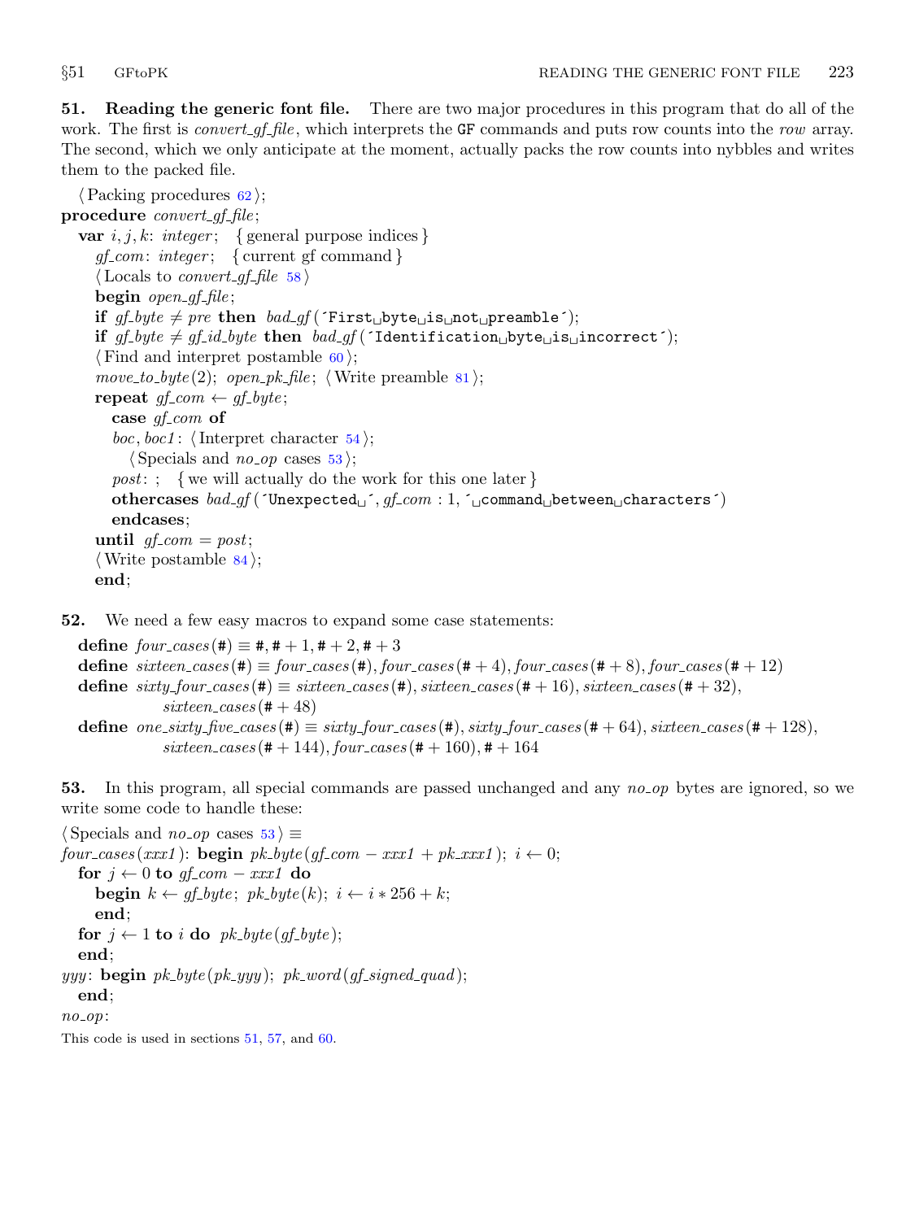**51. Reading the generic font file.** There are two major procedures in this program that do all of the work. The first is *convert_gf_file*, which interprets the GF commands and puts row counts into the *row* array. The second, which we only anticipate at the moment, actually packs the row counts into nybbles and writes them to the packed file.

```
⟨Packing procedures 62⟩;
procedure convert_gf_file;
  var i, j, k: integer; { general purpose indices }
    gf_com: integer; { current gf command }
    ⟨Locals to convert_gf_file 58⟩
    begin open_gf_file;
    if gf_byte ≠ pre then bad_gf(´First␣byte␣is␣not␣preamble´);
    if gf_byte ≠ gf_id_byte then bad_gf(´Identification␣byte␣is␣incorrect´);
    ⟨Find and interpret postamble 60⟩;
    move_to_byte(2); open_pk_file; ⟨Write preamble 81⟩;
    repeat gf_com ← gf_byte;
      case gf_com of
      boc, boc1: ⟨Interpret character 54⟩;
        ⟨Specials and no_op cases 53⟩;
      post: ; { we will actually do the work for this one later }
      othercases bad_gf(´Unexpected␣´, gf_com : 1, ´␣command␣between␣characters´)
      endcases;
    until gf_com = post;
    ⟨Write postamble 84⟩;
    end;
```

**52.** We need a few easy macros to expand some case statements:

```
define four_cases(#) ≡ #, # + 1, # + 2, # + 3
define sixteen_cases(#) ≡ four_cases(#), four_cases(# + 4), four_cases(# + 8), four_cases(# + 12)
define sixty_four_cases(#) ≡ sixteen_cases(#), sixteen_cases(# + 16), sixteen_cases(# + 32),
          sixteen_cases(# + 48)
define one_sixty_five_cases(#) ≡ sixty_four_cases(#), sixty_four_cases(# + 64), sixteen_cases(# + 128),
          sixteen_cases(# + 144), four_cases(# + 160), # + 164
```

**53.** In this program, all special commands are passed unchanged and any *no_op* bytes are ignored, so we write some code to handle these:

```
⟨Specials and no_op cases 53⟩ ≡
four_cases(xxx1): begin pk_byte(gf_com − xxx1 + pk_xxx1); i ← 0;
  for j ← 0 to gf_com − xxx1 do
    begin k ← gf_byte; pk_byte(k); i ← i * 256 + k;
    end;
  for j ← 1 to i do pk_byte(gf_byte);
  end;
yyy: begin pk_byte(pk_yyy); pk_word(gf_signed_quad);
  end;
no_op:
```

This code is used in sections 51, 57, and 60.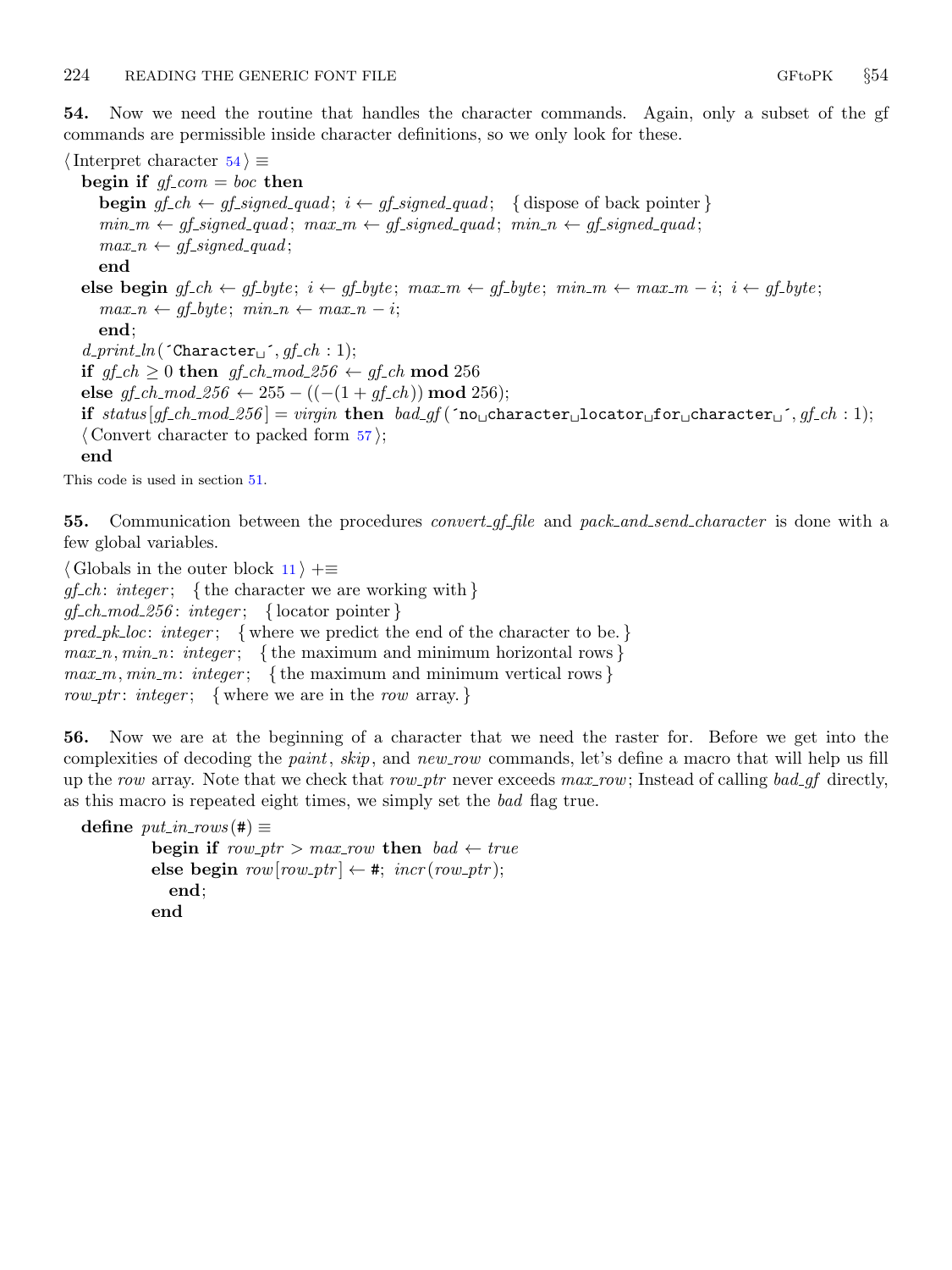**54.** Now we need the routine that handles the character commands. Again, only a subset of the gf commands are permissible inside character definitions, so we only look for these.

⟨Interpret character 54⟩ ≡

```
begin if gf_com = boc then
   begin gf_ch ← gf_signed_quad; i ← gf_signed_quad;  { dispose of back pointer }
   min_m ← gf_signed_quad; max_m ← gf_signed_quad; min_n ← gf_signed_quad;
   max_n ← gf_signed_quad;
   end
else begin gf_ch ← gf_byte; i ← gf_byte; max_m ← gf_byte; min_m ← max_m − i; i ← gf_byte;
   max_n ← gf_byte; min_n ← max_n − i;
   end;
d_print_ln('Character␣', gf_ch : 1);
if gf_ch ≥ 0 then gf_ch_mod_256 ← gf_ch mod 256
else gf_ch_mod_256 ← 255 − ((−(1 + gf_ch)) mod 256);
if status[gf_ch_mod_256] = virgin then bad_gf('no␣character␣locator␣for␣character␣', gf_ch : 1);
⟨Convert character to packed form 57⟩;
end
```

This code is used in section 51.

**55.** Communication between the procedures *convert_gf_file* and *pack_and_send_character* is done with a few global variables.

⟨Globals in the outer block 11⟩ +≡

```
gf_ch: integer;  { the character we are working with }
gf_ch_mod_256: integer;  { locator pointer }
pred_pk_loc: integer;  { where we predict the end of the character to be. }
max_n, min_n: integer;  { the maximum and minimum horizontal rows }
max_m, min_m: integer;  { the maximum and minimum vertical rows }
row_ptr: integer;  { where we are in the row array. }
```

**56.** Now we are at the beginning of a character that we need the raster for. Before we get into the complexities of decoding the *paint*, *skip*, and *new_row* commands, let's define a macro that will help us fill up the *row* array. Note that we check that *row_ptr* never exceeds *max_row*; Instead of calling *bad_gf* directly, as this macro is repeated eight times, we simply set the *bad* flag true.

```
define put_in_rows(#) ≡
      begin if row_ptr > max_row then bad ← true
      else begin row[row_ptr] ← #; incr(row_ptr);
         end;
      end
```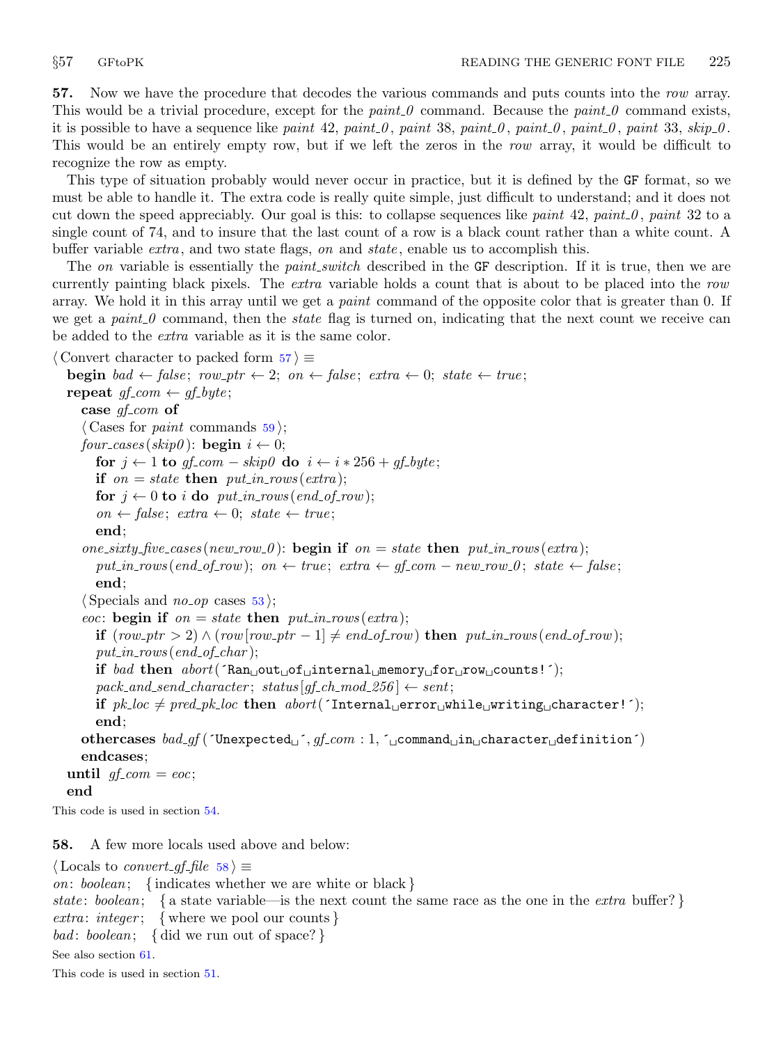**57.** Now we have the procedure that decodes the various commands and puts counts into the *row* array. This would be a trivial procedure, except for the *paint_0* command. Because the *paint_0* command exists, it is possible to have a sequence like *paint* 42, *paint_0*, *paint* 38, *paint_0*, *paint_0*, *paint_0*, *paint* 33, *skip_0*. This would be an entirely empty row, but if we left the zeros in the *row* array, it would be difficult to recognize the row as empty.

This type of situation probably would never occur in practice, but it is defined by the GF format, so we must be able to handle it. The extra code is really quite simple, just difficult to understand; and it does not cut down the speed appreciably. Our goal is this: to collapse sequences like *paint* 42, *paint_0*, *paint* 32 to a single count of 74, and to insure that the last count of a row is a black count rather than a white count. A buffer variable *extra*, and two state flags, *on* and *state*, enable us to accomplish this.

The *on* variable is essentially the *paint_switch* described in the GF description. If it is true, then we are currently painting black pixels. The *extra* variable holds a count that is about to be placed into the *row* array. We hold it in this array until we get a *paint* command of the opposite color that is greater than 0. If we get a *paint_0* command, then the *state* flag is turned on, indicating that the next count we receive can be added to the *extra* variable as it is the same color.

```
⟨Convert character to packed form 57⟩ ≡
  begin bad ← false; row_ptr ← 2; on ← false; extra ← 0; state ← true;
  repeat gf_com ← gf_byte;
    case gf_com of
    ⟨Cases for paint commands 59⟩;
    four_cases(skip0): begin i ← 0;
      for j ← 1 to gf_com − skip0 do i ← i * 256 + gf_byte;
      if on = state then put_in_rows(extra);
      for j ← 0 to i do put_in_rows(end_of_row);
      on ← false; extra ← 0; state ← true;
      end;
    one_sixty_five_cases(new_row_0): begin if on = state then put_in_rows(extra);
      put_in_rows(end_of_row); on ← true; extra ← gf_com − new_row_0; state ← false;
      end;
    ⟨Specials and no_op cases 53⟩;
    eoc: begin if on = state then put_in_rows(extra);
      if (row_ptr > 2) ∧ (row[row_ptr − 1] ≠ end_of_row) then put_in_rows(end_of_row);
      put_in_rows(end_of_char);
      if bad then abort('Ran out of internal memory for row counts!');
      pack_and_send_character; status[gf_ch_mod_256] ← sent;
      if pk_loc ≠ pred_pk_loc then abort('Internal error while writing character!');
      end;
    othercases bad_gf('Unexpected ', gf_com : 1, ' command in character definition')
    endcases;
  until gf_com = eoc;
  end
```

This code is used in section 54.

**58.** A few more locals used above and below:

```
⟨Locals to convert_gf_file 58⟩ ≡
on: boolean;   { indicates whether we are white or black }
state: boolean;   { a state variable—is the next count the same race as the one in the extra buffer? }
extra: integer;   { where we pool our counts }
bad: boolean;   { did we run out of space? }
```

See also section 61.

This code is used in section 51.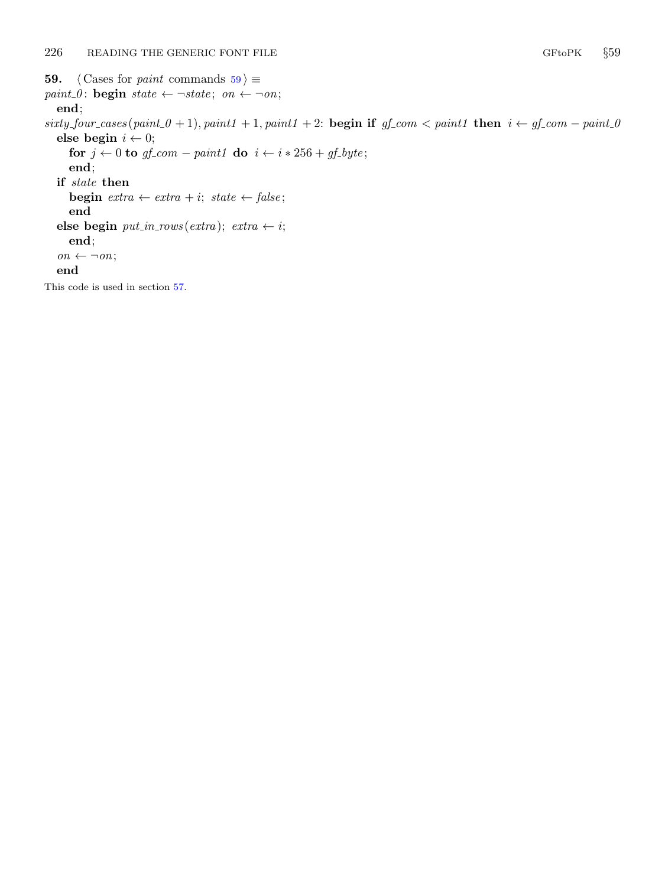**59.** ⟨ Cases for *paint* commands 59 ⟩ ≡

```
paint_0: begin state ← ¬state; on ← ¬on;
  end;
sixty_four_cases(paint_0 + 1), paint1 + 1, paint1 + 2: begin if gf_com < paint1 then i ← gf_com − paint_0
  else begin i ← 0;
    for j ← 0 to gf_com − paint1 do i ← i * 256 + gf_byte;
    end;
  if state then
    begin extra ← extra + i; state ← false;
    end
  else begin put_in_rows(extra); extra ← i;
    end;
  on ← ¬on;
  end
```

This code is used in section 57.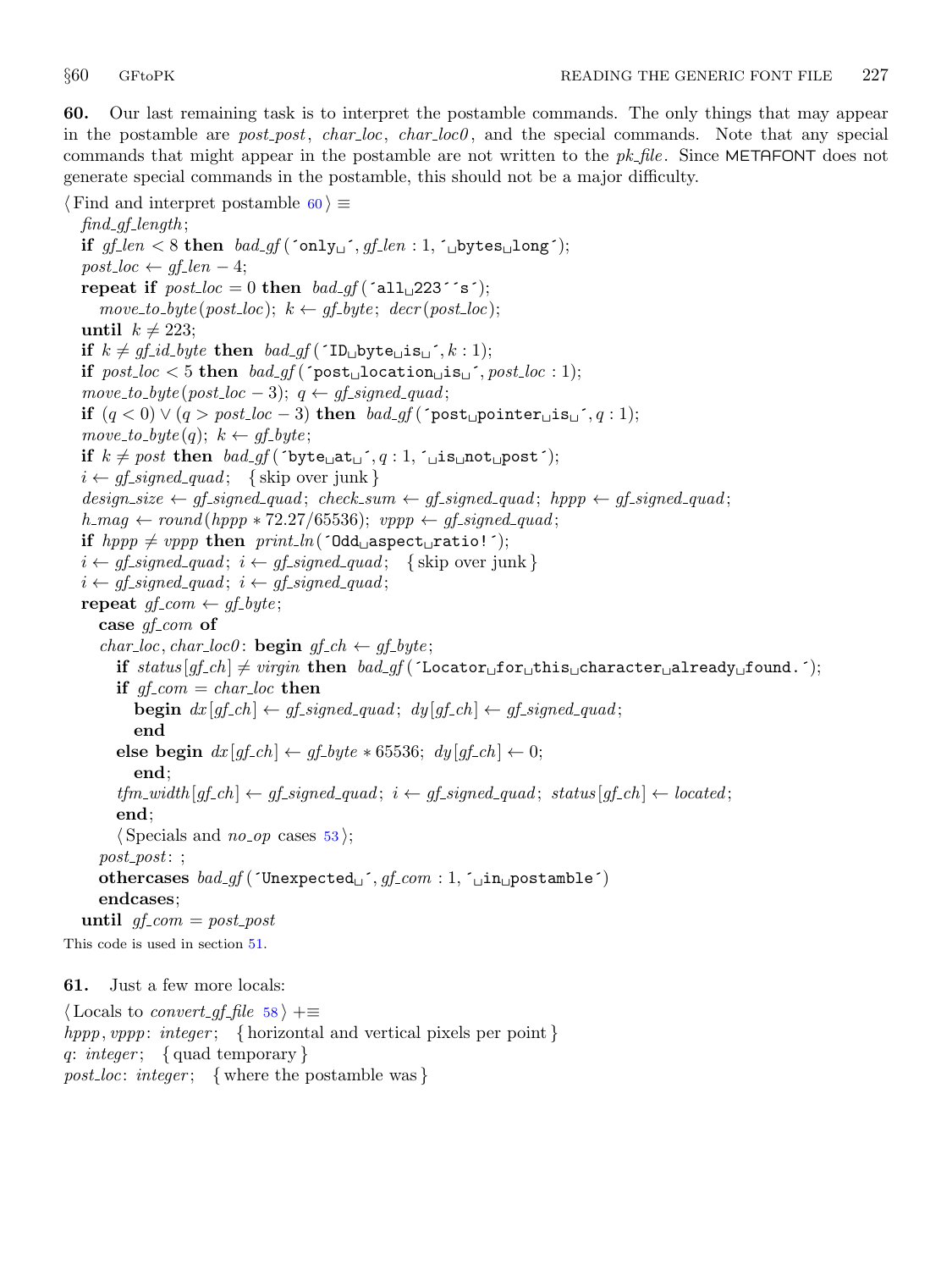**60.** Our last remaining task is to interpret the postamble commands. The only things that may appear in the postamble are *post_post*, *char_loc*, *char_loc0*, and the special commands. Note that any special commands that might appear in the postamble are not written to the *pk_file*. Since METAFONT does not generate special commands in the postamble, this should not be a major difficulty.

⟨Find and interpret postamble 60⟩ ≡

```
find_gf_length;
if gf_len < 8 then bad_gf('only␣', gf_len : 1, '␣bytes␣long');
post_loc ← gf_len − 4;
repeat if post_loc = 0 then bad_gf('all␣223''s');
   move_to_byte(post_loc); k ← gf_byte; decr(post_loc);
until k ≠ 223;
if k ≠ gf_id_byte then bad_gf('ID␣byte␣is␣', k : 1);
if post_loc < 5 then bad_gf('post␣location␣is␣', post_loc : 1);
move_to_byte(post_loc − 3); q ← gf_signed_quad;
if (q < 0) ∨ (q > post_loc − 3) then bad_gf('post␣pointer␣is␣', q : 1);
move_to_byte(q); k ← gf_byte;
if k ≠ post then bad_gf('byte␣at␣', q : 1, '␣is␣not␣post');
i ← gf_signed_quad;   { skip over junk }
design_size ← gf_signed_quad; check_sum ← gf_signed_quad; hppp ← gf_signed_quad;
h_mag ← round(hppp * 72.27/65536); vppp ← gf_signed_quad;
if hppp ≠ vppp then print_ln('Odd␣aspect␣ratio!');
i ← gf_signed_quad; i ← gf_signed_quad;   { skip over junk }
i ← gf_signed_quad; i ← gf_signed_quad;
repeat gf_com ← gf_byte;
   case gf_com of
   char_loc, char_loc0: begin gf_ch ← gf_byte;
      if status[gf_ch] ≠ virgin then bad_gf('Locator␣for␣this␣character␣already␣found.');
      if gf_com = char_loc then
         begin dx[gf_ch] ← gf_signed_quad; dy[gf_ch] ← gf_signed_quad;
         end
      else begin dx[gf_ch] ← gf_byte * 65536; dy[gf_ch] ← 0;
         end;
      tfm_width[gf_ch] ← gf_signed_quad; i ← gf_signed_quad; status[gf_ch] ← located;
      end;
   ⟨Specials and no_op cases 53⟩;
   post_post: ;
   othercases bad_gf('Unexpected␣', gf_com : 1, '␣in␣postamble')
   endcases;
until gf_com = post_post
```

This code is used in section 51.

**61.** Just a few more locals:

⟨Locals to *convert_gf_file* 58⟩ +≡

```
hppp, vppp: integer;   { horizontal and vertical pixels per point }
q: integer;   { quad temporary }
post_loc: integer;   { where the postamble was }
```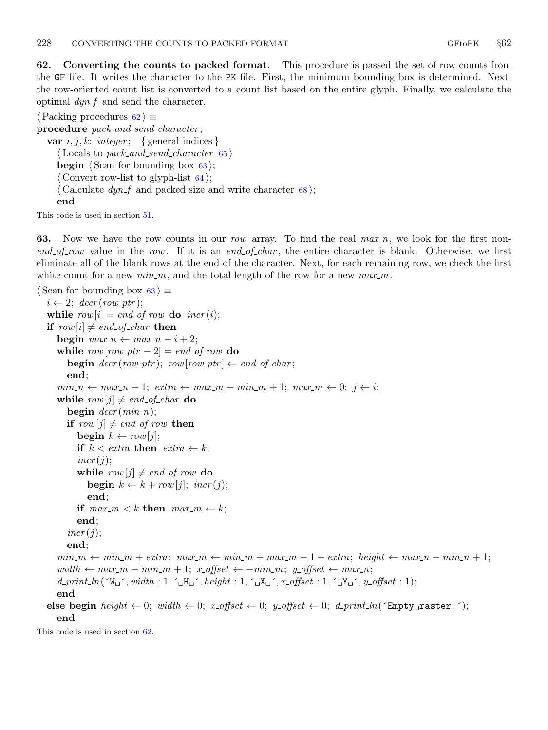**62. Converting the counts to packed format.** This procedure is passed the set of row counts from the GF file. It writes the character to the PK file. First, the minimum bounding box is determined. Next, the row-oriented count list is converted to a count list based on the entire glyph. Finally, we calculate the optimal *dyn_f* and send the character.

```
⟨Packing procedures 62⟩ ≡
procedure pack_and_send_character;
  var i, j, k: integer;   { general indices }
    ⟨Locals to pack_and_send_character 65⟩
    begin ⟨Scan for bounding box 63⟩;
    ⟨Convert row-list to glyph-list 64⟩;
    ⟨Calculate dyn_f and packed size and write character 68⟩;
    end
```

This code is used in section 51.

**63.** Now we have the row counts in our *row* array. To find the real *max_n*, we look for the first non-*end_of_row* value in the *row*. If it is an *end_of_char*, the entire character is blank. Otherwise, we first eliminate all of the blank rows at the end of the character. Next, for each remaining row, we check the first white count for a new *min_m*, and the total length of the row for a new *max_m*.

```
⟨Scan for bounding box 63⟩ ≡
  i ← 2; decr(row_ptr);
  while row[i] = end_of_row do incr(i);
  if row[i] ≠ end_of_char then
    begin max_n ← max_n − i + 2;
    while row[row_ptr − 2] = end_of_row do
      begin decr(row_ptr); row[row_ptr] ← end_of_char;
      end;
    min_n ← max_n + 1; extra ← max_m − min_m + 1; max_m ← 0; j ← i;
    while row[j] ≠ end_of_char do
      begin decr(min_n);
      if row[j] ≠ end_of_row then
        begin k ← row[j];
        if k < extra then extra ← k;
        incr(j);
        while row[j] ≠ end_of_row do
          begin k ← k + row[j]; incr(j);
          end;
        if max_m < k then max_m ← k;
        end;
      incr(j);
      end;
    min_m ← min_m + extra; max_m ← min_m + max_m − 1 − extra; height ← max_n − min_n + 1;
    width ← max_m − min_m + 1; x_offset ← −min_m; y_offset ← max_n;
    d_print_ln('W␣', width : 1, '␣H␣', height : 1, '␣X␣', x_offset : 1, '␣Y␣', y_offset : 1);
    end
  else begin height ← 0; width ← 0; x_offset ← 0; y_offset ← 0; d_print_ln('Empty␣raster.');
    end
```

This code is used in section 62.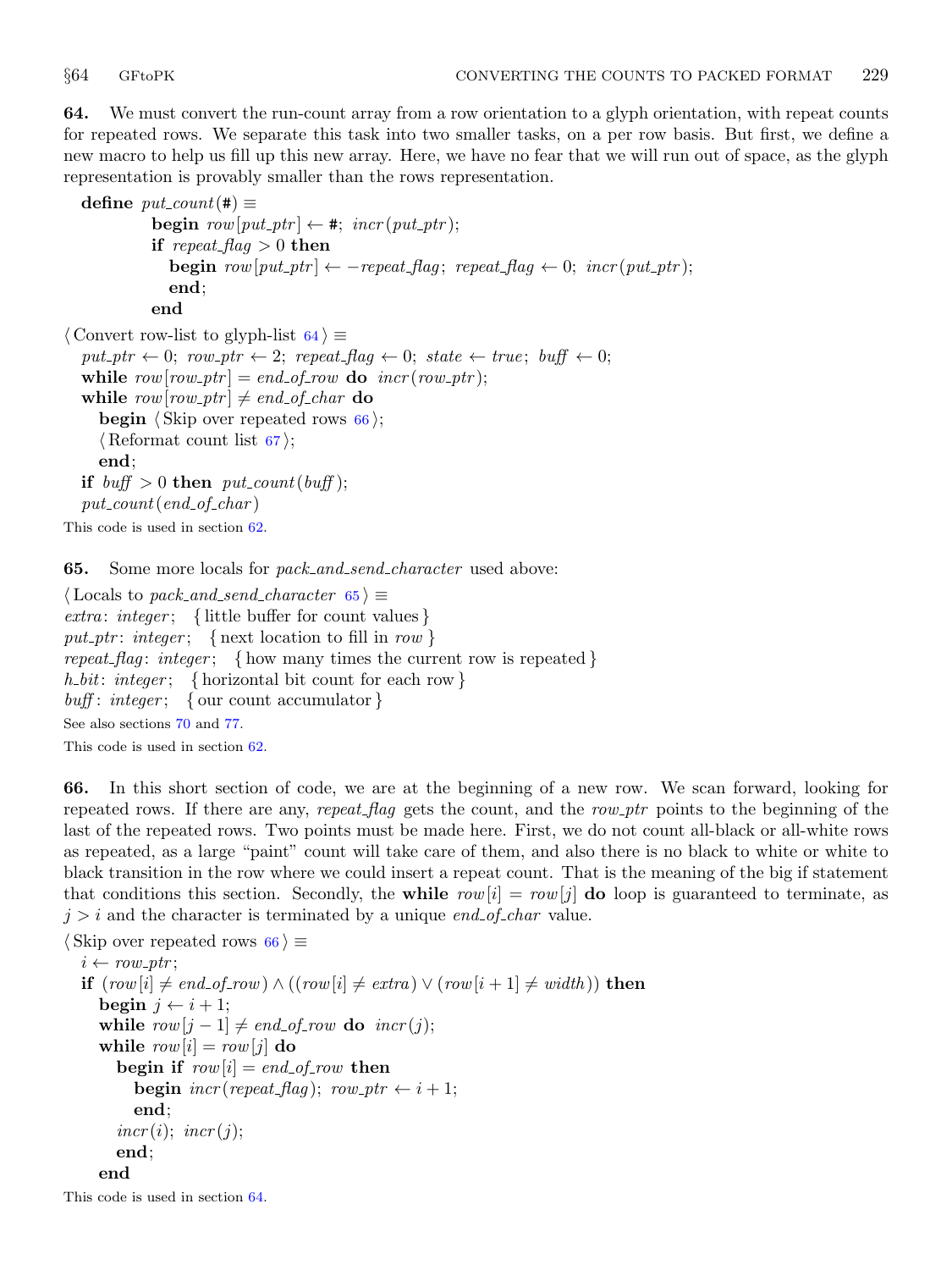**64.** We must convert the run-count array from a row orientation to a glyph orientation, with repeat counts for repeated rows. We separate this task into two smaller tasks, on a per row basis. But first, we define a new macro to help us fill up this new array. Here, we have no fear that we will run out of space, as the glyph representation is provably smaller than the rows representation.

```
define put_count(#) ≡
        begin row[put_ptr] ← #; incr(put_ptr);
        if repeat_flag > 0 then
          begin row[put_ptr] ← −repeat_flag; repeat_flag ← 0; incr(put_ptr);
          end;
        end
```

```
⟨Convert row-list to glyph-list 64⟩ ≡
  put_ptr ← 0; row_ptr ← 2; repeat_flag ← 0; state ← true; buff ← 0;
  while row[row_ptr] = end_of_row do incr(row_ptr);
  while row[row_ptr] ≠ end_of_char do
    begin ⟨Skip over repeated rows 66⟩;
    ⟨Reformat count list 67⟩;
    end;
  if buff > 0 then put_count(buff);
  put_count(end_of_char)
```

This code is used in section 62.

**65.** Some more locals for *pack_and_send_character* used above:

```
⟨Locals to pack_and_send_character 65⟩ ≡
extra: integer;  {little buffer for count values}
put_ptr: integer;  {next location to fill in row}
repeat_flag: integer;  {how many times the current row is repeated}
h_bit: integer;  {horizontal bit count for each row}
buff: integer;  {our count accumulator}
```

See also sections 70 and 77.

This code is used in section 62.

**66.** In this short section of code, we are at the beginning of a new row. We scan forward, looking for repeated rows. If there are any, *repeat_flag* gets the count, and the *row_ptr* points to the beginning of the last of the repeated rows. Two points must be made here. First, we do not count all-black or all-white rows as repeated, as a large "paint" count will take care of them, and also there is no black to white or white to black transition in the row where we could insert a repeat count. That is the meaning of the big if statement that conditions this section. Secondly, the **while** $row[i] = row[j]$ **do** loop is guaranteed to terminate, as $j > i$ and the character is terminated by a unique *end_of_char* value.

```
⟨Skip over repeated rows 66⟩ ≡
  i ← row_ptr;
  if (row[i] ≠ end_of_row) ∧ ((row[i] ≠ extra) ∨ (row[i + 1] ≠ width)) then
    begin j ← i + 1;
    while row[j − 1] ≠ end_of_row do incr(j);
    while row[i] = row[j] do
      begin if row[i] = end_of_row then
        begin incr(repeat_flag); row_ptr ← i + 1;
        end;
      incr(i); incr(j);
      end;
    end
```

This code is used in section 64.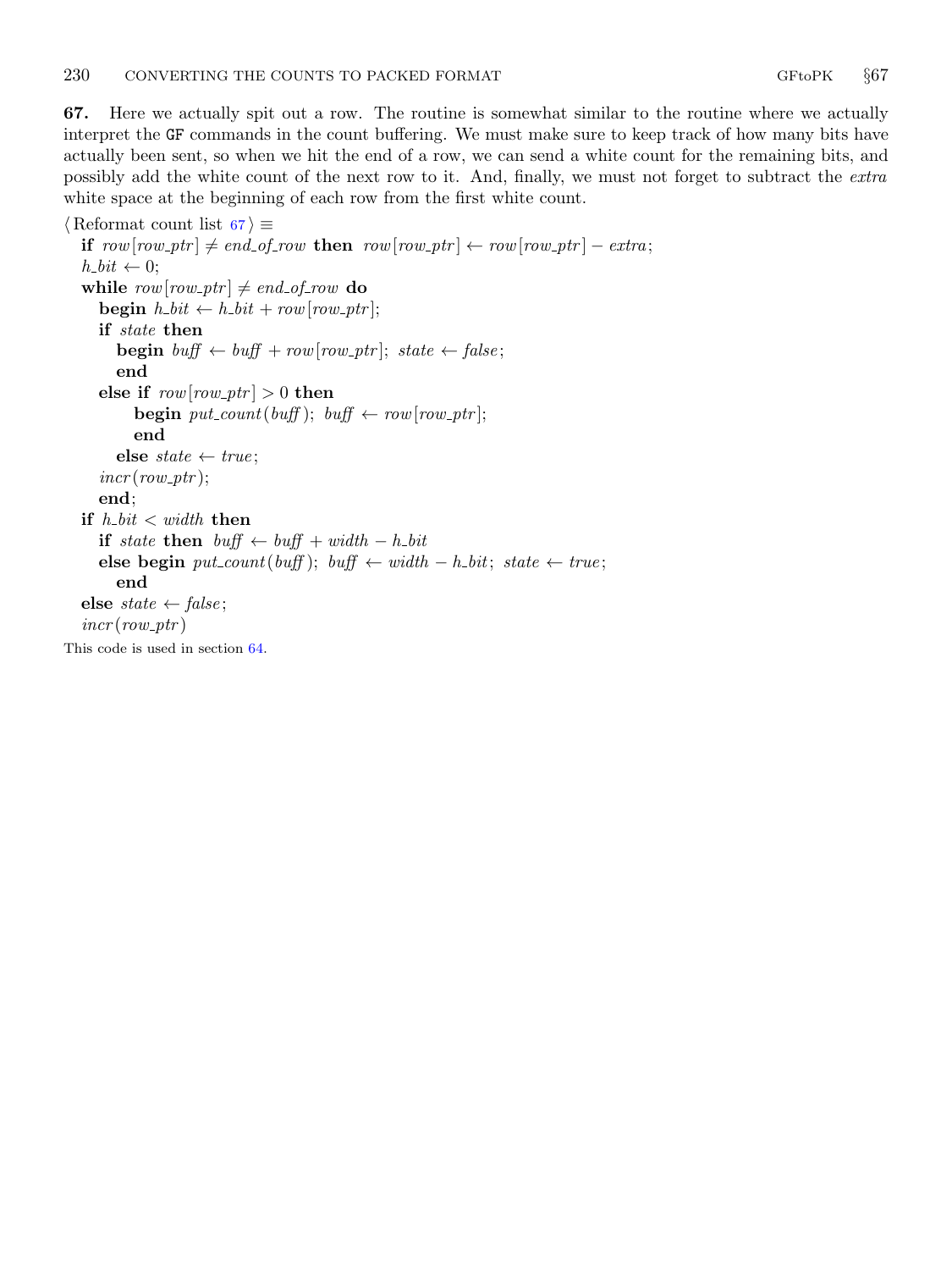**67.** Here we actually spit out a row. The routine is somewhat similar to the routine where we actually interpret the GF commands in the count buffering. We must make sure to keep track of how many bits have actually been sent, so when we hit the end of a row, we can send a white count for the remaining bits, and possibly add the white count of the next row to it. And, finally, we must not forget to subtract the *extra* white space at the beginning of each row from the first white count.

⟨ Reformat count list 67 ⟩ ≡

```
if row[row_ptr] ≠ end_of_row then row[row_ptr] ← row[row_ptr] − extra;
h_bit ← 0;
while row[row_ptr] ≠ end_of_row do
  begin h_bit ← h_bit + row[row_ptr];
  if state then
    begin buff ← buff + row[row_ptr]; state ← false;
    end
  else if row[row_ptr] > 0 then
      begin put_count(buff); buff ← row[row_ptr];
      end
    else state ← true;
  incr(row_ptr);
  end;
if h_bit < width then
  if state then buff ← buff + width − h_bit
  else begin put_count(buff); buff ← width − h_bit; state ← true;
    end
else state ← false;
incr(row_ptr)
```

This code is used in section 64.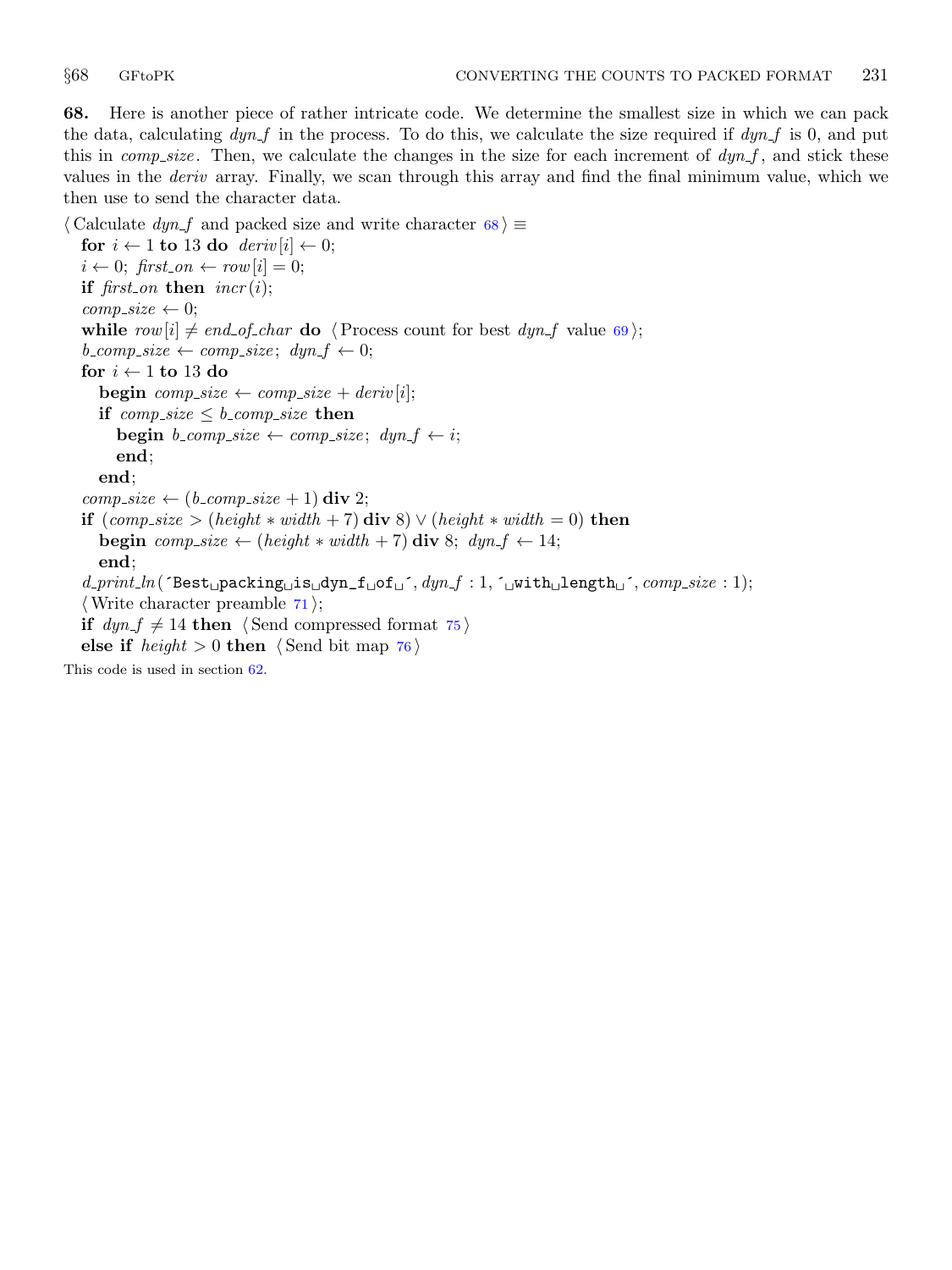**68.** Here is another piece of rather intricate code. We determine the smallest size in which we can pack the data, calculating *dyn_f* in the process. To do this, we calculate the size required if *dyn_f* is 0, and put this in *comp_size*. Then, we calculate the changes in the size for each increment of *dyn_f*, and stick these values in the *deriv* array. Finally, we scan through this array and find the final minimum value, which we then use to send the character data.

⟨ Calculate *dyn_f* and packed size and write character 68 ⟩ ≡

```
for i ← 1 to 13 do deriv[i] ← 0;
i ← 0; first_on ← row[i] = 0;
if first_on then incr(i);
comp_size ← 0;
while row[i] ≠ end_of_char do ⟨ Process count for best dyn_f value 69 ⟩;
b_comp_size ← comp_size; dyn_f ← 0;
for i ← 1 to 13 do
  begin comp_size ← comp_size + deriv[i];
  if comp_size ≤ b_comp_size then
    begin b_comp_size ← comp_size; dyn_f ← i;
    end;
  end;
comp_size ← (b_comp_size + 1) div 2;
if (comp_size > (height * width + 7) div 8) ∨ (height * width = 0) then
  begin comp_size ← (height * width + 7) div 8; dyn_f ← 14;
  end;
d_print_ln(´Best␣packing␣is␣dyn_f␣of␣´, dyn_f : 1, ´␣with␣length␣´, comp_size : 1);
⟨ Write character preamble 71 ⟩;
if dyn_f ≠ 14 then ⟨ Send compressed format 75 ⟩
else if height > 0 then ⟨ Send bit map 76 ⟩
```

This code is used in section 62.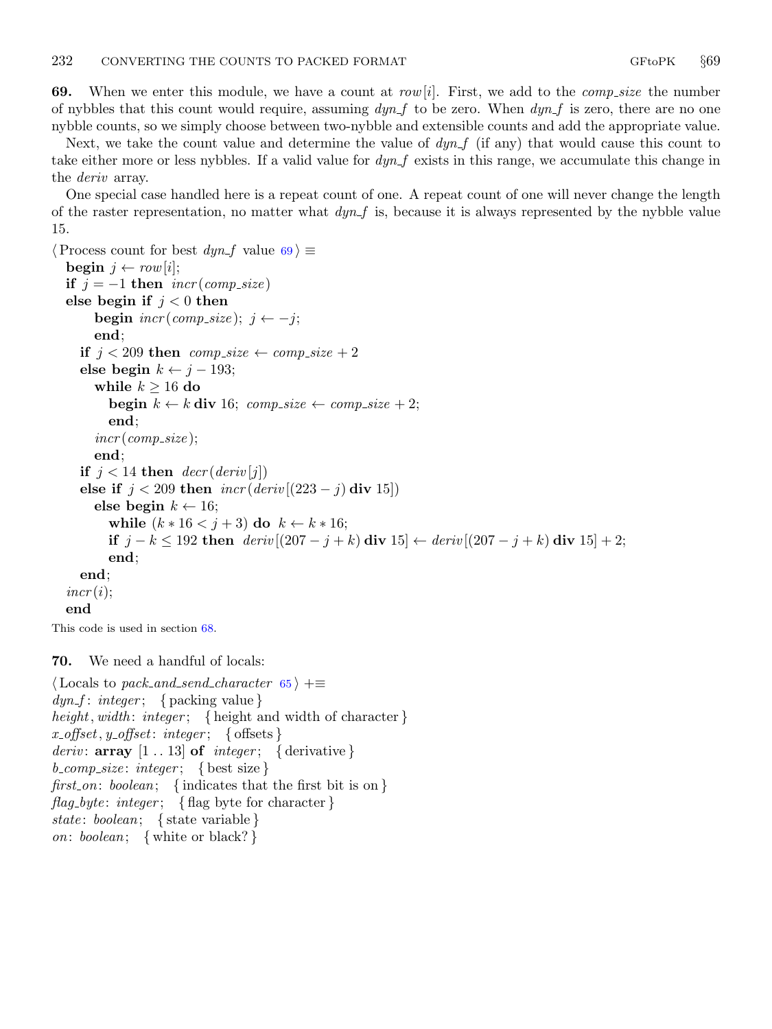**69.** When we enter this module, we have a count at *row*[*i*]. First, we add to the *comp_size* the number of nybbles that this count would require, assuming *dyn_f* to be zero. When *dyn_f* is zero, there are no one nybble counts, so we simply choose between two-nybble and extensible counts and add the appropriate value.

Next, we take the count value and determine the value of *dyn_f* (if any) that would cause this count to take either more or less nybbles. If a valid value for *dyn_f* exists in this range, we accumulate this change in the *deriv* array.

One special case handled here is a repeat count of one. A repeat count of one will never change the length of the raster representation, no matter what *dyn_f* is, because it is always represented by the nybble value 15.

```
⟨Process count for best dyn_f value 69⟩ ≡
  begin j ← row[i];
  if j = −1 then incr(comp_size)
  else begin if j < 0 then
      begin incr(comp_size); j ← −j;
      end;
    if j < 209 then comp_size ← comp_size + 2
    else begin k ← j − 193;
      while k ≥ 16 do
        begin k ← k div 16; comp_size ← comp_size + 2;
        end;
      incr(comp_size);
      end;
    if j < 14 then decr(deriv[j])
    else if j < 209 then incr(deriv[(223 − j) div 15])
      else begin k ← 16;
        while (k ∗ 16 < j + 3) do k ← k ∗ 16;
        if j − k ≤ 192 then deriv[(207 − j + k) div 15] ← deriv[(207 − j + k) div 15] + 2;
        end;
    end;
  incr(i);
  end
```

This code is used in section 68.

**70.** We need a handful of locals:

```
⟨Locals to pack_and_send_character 65⟩ +≡
dyn_f: integer;  { packing value }
height, width: integer;  { height and width of character }
x_offset, y_offset: integer;  { offsets }
deriv: array [1 .. 13] of integer;  { derivative }
b_comp_size: integer;  { best size }
first_on: boolean;  { indicates that the first bit is on }
flag_byte: integer;  { flag byte for character }
state: boolean;  { state variable }
on: boolean;  { white or black? }
```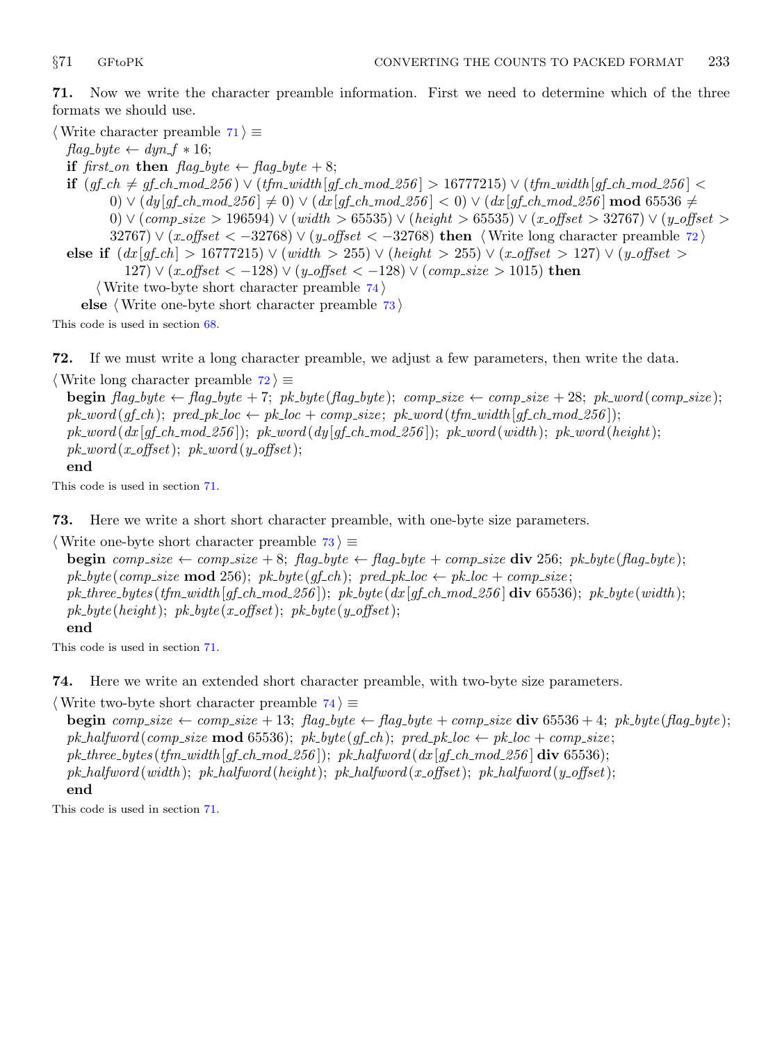**71.** Now we write the character preamble information. First we need to determine which of the three formats we should use.

⟨ Write character preamble 71 ⟩ ≡
  *flag_byte* ← *dyn_f* ∗ 16;
  **if** *first_on* **then** *flag_byte* ← *flag_byte* + 8;
  **if** (*gf_ch* ≠ *gf_ch_mod_256*) ∨ (*tfm_width*[*gf_ch_mod_256*] > 16777215) ∨ (*tfm_width*[*gf_ch_mod_256*] < 0) ∨ (*dy*[*gf_ch_mod_256*] ≠ 0) ∨ (*dx*[*gf_ch_mod_256*] < 0) ∨ (*dx*[*gf_ch_mod_256*] **mod** 65536 ≠ 0) ∨ (*comp_size* > 196594) ∨ (*width* > 65535) ∨ (*height* > 65535) ∨ (*x_offset* > 32767) ∨ (*y_offset* > 32767) ∨ (*x_offset* < −32768) ∨ (*y_offset* < −32768) **then** ⟨ Write long character preamble 72 ⟩
  **else if** (*dx*[*gf_ch*] > 16777215) ∨ (*width* > 255) ∨ (*height* > 255) ∨ (*x_offset* > 127) ∨ (*y_offset* > 127) ∨ (*x_offset* < −128) ∨ (*y_offset* < −128) ∨ (*comp_size* > 1015) **then**
    ⟨ Write two-byte short character preamble 74 ⟩
    **else** ⟨ Write one-byte short character preamble 73 ⟩

This code is used in section 68.

**72.** If we must write a long character preamble, we adjust a few parameters, then write the data.

⟨ Write long character preamble 72 ⟩ ≡
  **begin** *flag_byte* ← *flag_byte* + 7; *pk_byte*(*flag_byte*); *comp_size* ← *comp_size* + 28; *pk_word*(*comp_size*);
  *pk_word*(*gf_ch*); *pred_pk_loc* ← *pk_loc* + *comp_size*; *pk_word*(*tfm_width*[*gf_ch_mod_256*]);
  *pk_word*(*dx*[*gf_ch_mod_256*]); *pk_word*(*dy*[*gf_ch_mod_256*]); *pk_word*(*width*); *pk_word*(*height*);
  *pk_word*(*x_offset*); *pk_word*(*y_offset*);
  **end**

This code is used in section 71.

**73.** Here we write a short short character preamble, with one-byte size parameters.

⟨ Write one-byte short character preamble 73 ⟩ ≡
  **begin** *comp_size* ← *comp_size* + 8; *flag_byte* ← *flag_byte* + *comp_size* **div** 256; *pk_byte*(*flag_byte*);
  *pk_byte*(*comp_size* **mod** 256); *pk_byte*(*gf_ch*); *pred_pk_loc* ← *pk_loc* + *comp_size*;
  *pk_three_bytes*(*tfm_width*[*gf_ch_mod_256*]); *pk_byte*(*dx*[*gf_ch_mod_256*] **div** 65536); *pk_byte*(*width*);
  *pk_byte*(*height*); *pk_byte*(*x_offset*); *pk_byte*(*y_offset*);
  **end**

This code is used in section 71.

**74.** Here we write an extended short character preamble, with two-byte size parameters.

⟨ Write two-byte short character preamble 74 ⟩ ≡
  **begin** *comp_size* ← *comp_size* + 13; *flag_byte* ← *flag_byte* + *comp_size* **div** 65536 + 4; *pk_byte*(*flag_byte*);
  *pk_halfword*(*comp_size* **mod** 65536); *pk_byte*(*gf_ch*); *pred_pk_loc* ← *pk_loc* + *comp_size*;
  *pk_three_bytes*(*tfm_width*[*gf_ch_mod_256*]); *pk_halfword*(*dx*[*gf_ch_mod_256*] **div** 65536);
  *pk_halfword*(*width*); *pk_halfword*(*height*); *pk_halfword*(*x_offset*); *pk_halfword*(*y_offset*);
  **end**

This code is used in section 71.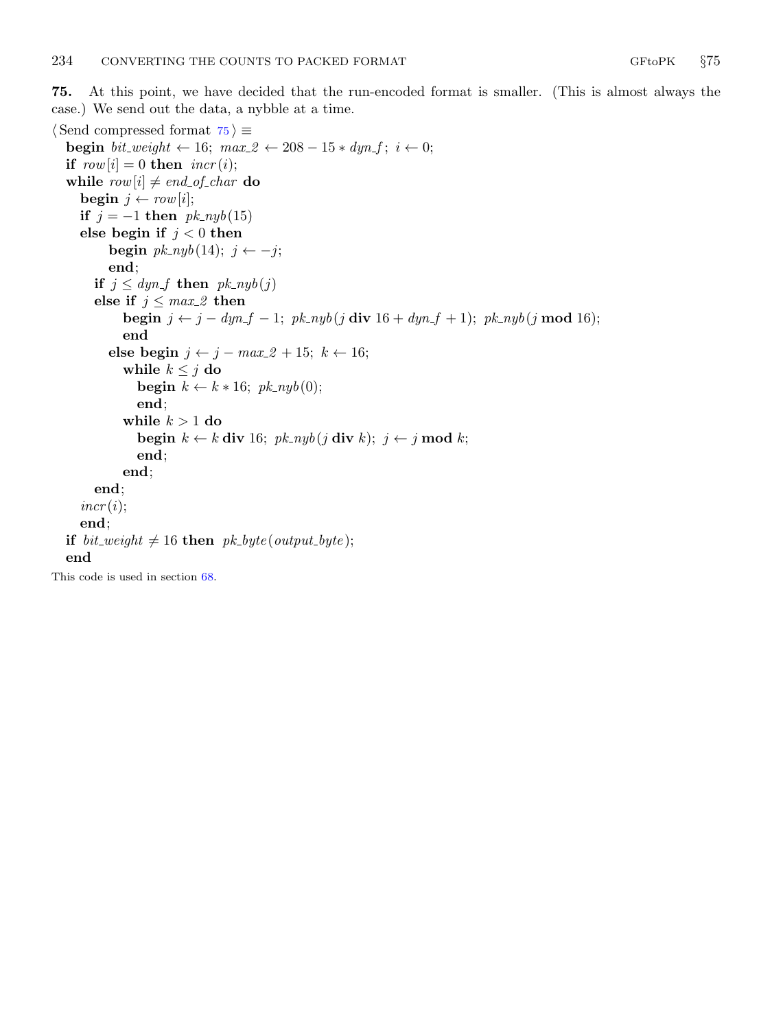**75.** At this point, we have decided that the run-encoded format is smaller. (This is almost always the case.) We send out the data, a nybble at a time.

```
⟨Send compressed format 75⟩ ≡
  begin bit_weight ← 16; max_2 ← 208 − 15 ∗ dyn_f; i ← 0;
  if row[i] = 0 then incr(i);
  while row[i] ≠ end_of_char do
    begin j ← row[i];
    if j = −1 then pk_nyb(15)
    else begin if j < 0 then
          begin pk_nyb(14); j ← −j;
          end;
      if j ≤ dyn_f then pk_nyb(j)
      else if j ≤ max_2 then
            begin j ← j − dyn_f − 1; pk_nyb(j div 16 + dyn_f + 1); pk_nyb(j mod 16);
            end
          else begin j ← j − max_2 + 15; k ← 16;
            while k ≤ j do
              begin k ← k ∗ 16; pk_nyb(0);
              end;
            while k > 1 do
              begin k ← k div 16; pk_nyb(j div k); j ← j mod k;
              end;
            end;
      end;
    incr(i);
    end;
  if bit_weight ≠ 16 then pk_byte(output_byte);
  end
```

This code is used in section 68.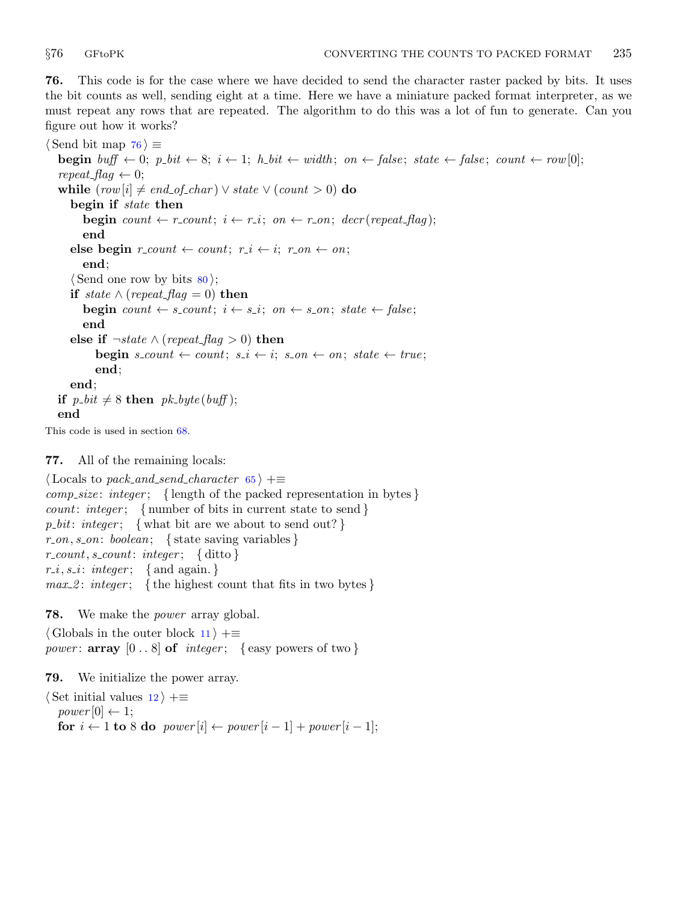**76.** This code is for the case where we have decided to send the character raster packed by bits. It uses the bit counts as well, sending eight at a time. Here we have a miniature packed format interpreter, as we must repeat any rows that are repeated. The algorithm to do this was a lot of fun to generate. Can you figure out how it works?

```
⟨Send bit map 76⟩ ≡
  begin buff ← 0; p_bit ← 8; i ← 1; h_bit ← width; on ← false; state ← false; count ← row[0];
  repeat_flag ← 0;
  while (row[i] ≠ end_of_char) ∨ state ∨ (count > 0) do
    begin if state then
      begin count ← r_count; i ← r_i; on ← r_on; decr(repeat_flag);
      end
    else begin r_count ← count; r_i ← i; r_on ← on;
      end;
    ⟨Send one row by bits 80⟩;
    if state ∧ (repeat_flag = 0) then
      begin count ← s_count; i ← s_i; on ← s_on; state ← false;
      end
    else if ¬state ∧ (repeat_flag > 0) then
        begin s_count ← count; s_i ← i; s_on ← on; state ← true;
        end;
    end;
  if p_bit ≠ 8 then pk_byte(buff);
  end
```

This code is used in section 68.

**77.** All of the remaining locals:

```
⟨Locals to pack_and_send_character 65⟩ +≡
comp_size: integer;  { length of the packed representation in bytes }
count: integer;  { number of bits in current state to send }
p_bit: integer;  { what bit are we about to send out? }
r_on, s_on: boolean;  { state saving variables }
r_count, s_count: integer;  { ditto }
r_i, s_i: integer;  { and again. }
max_2: integer;  { the highest count that fits in two bytes }
```

**78.** We make the *power* array global.

```
⟨Globals in the outer block 11⟩ +≡
power: array [0 .. 8] of integer;  { easy powers of two }
```

**79.** We initialize the power array.

```
⟨Set initial values 12⟩ +≡
  power[0] ← 1;
  for i ← 1 to 8 do power[i] ← power[i − 1] + power[i − 1];
```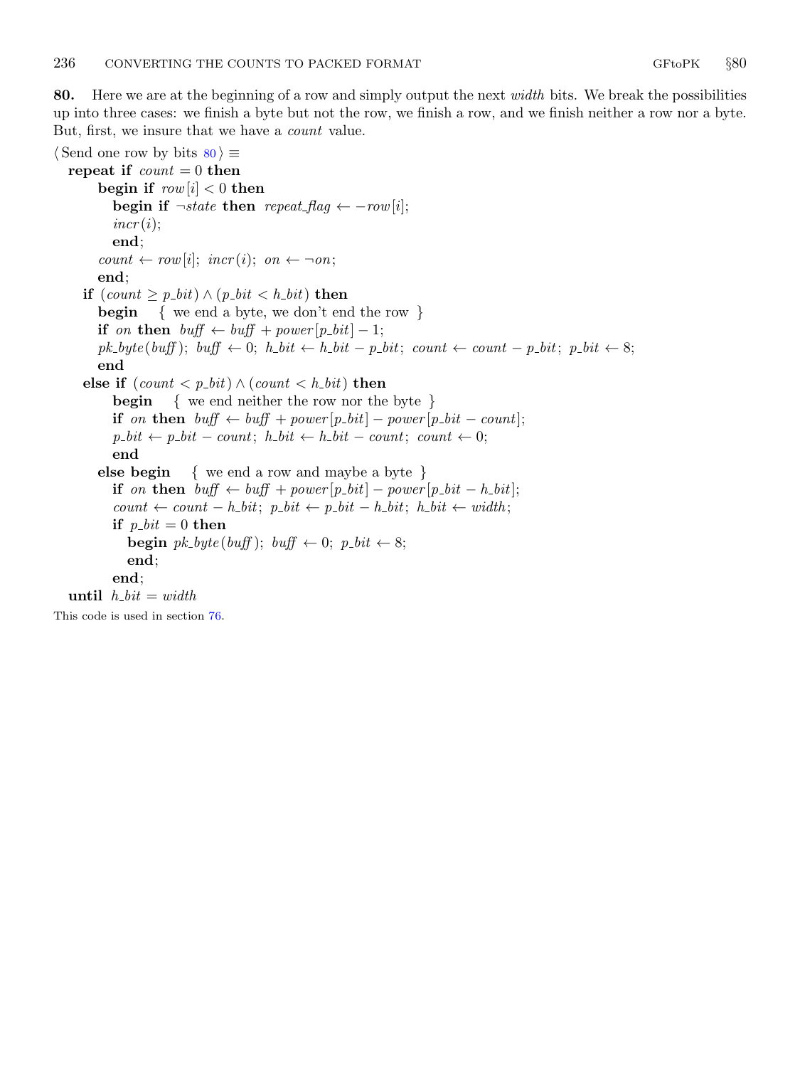**80.** Here we are at the beginning of a row and simply output the next *width* bits. We break the possibilities up into three cases: we finish a byte but not the row, we finish a row, and we finish neither a row nor a byte. But, first, we insure that we have a *count* value.

```
⟨Send one row by bits 80⟩ ≡
  repeat if count = 0 then
      begin if row[i] < 0 then
        begin if ¬state then repeat_flag ← −row[i];
        incr(i);
        end;
      count ← row[i]; incr(i); on ← ¬on;
      end;
    if (count ≥ p_bit) ∧ (p_bit < h_bit) then
      begin { we end a byte, we don't end the row }
      if on then buff ← buff + power[p_bit] − 1;
      pk_byte(buff); buff ← 0; h_bit ← h_bit − p_bit; count ← count − p_bit; p_bit ← 8;
      end
    else if (count < p_bit) ∧ (count < h_bit) then
        begin { we end neither the row nor the byte }
        if on then buff ← buff + power[p_bit] − power[p_bit − count];
        p_bit ← p_bit − count; h_bit ← h_bit − count; count ← 0;
        end
      else begin { we end a row and maybe a byte }
        if on then buff ← buff + power[p_bit] − power[p_bit − h_bit];
        count ← count − h_bit; p_bit ← p_bit − h_bit; h_bit ← width;
        if p_bit = 0 then
          begin pk_byte(buff); buff ← 0; p_bit ← 8;
          end;
        end;
  until h_bit = width
```

This code is used in section 76.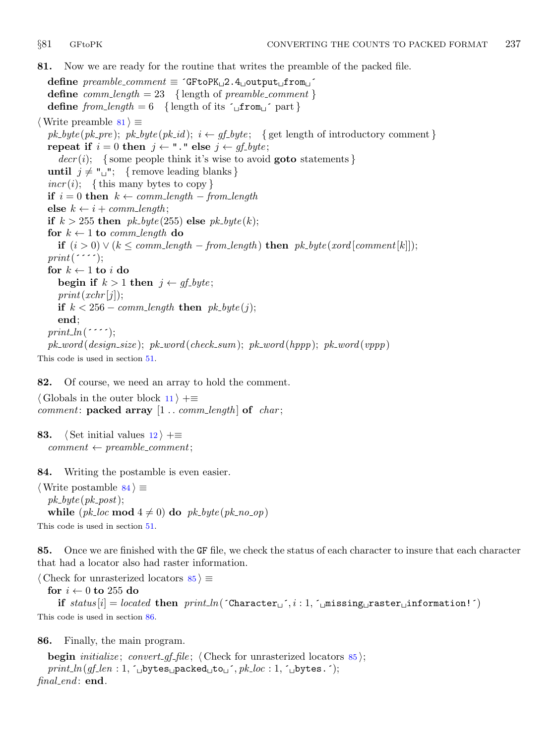**81.** Now we are ready for the routine that writes the preamble of the packed file.

```
define preamble_comment ≡ 'GFtoPK␣2.4␣output␣from␣'
define comm_length = 23   { length of preamble_comment }
define from_length = 6   { length of its '␣from␣' part }
```

```
⟨ Write preamble 81 ⟩ ≡
  pk_byte(pk_pre); pk_byte(pk_id); i ← gf_byte;   { get length of introductory comment }
  repeat if i = 0 then j ← "." else j ← gf_byte;
    decr(i);   { some people think it's wise to avoid goto statements }
  until j ≠ "␣";   { remove leading blanks }
  incr(i);   { this many bytes to copy }
  if i = 0 then k ← comm_length − from_length
  else k ← i + comm_length;
  if k > 255 then pk_byte(255) else pk_byte(k);
  for k ← 1 to comm_length do
    if (i > 0) ∨ (k ≤ comm_length − from_length) then pk_byte(xord[comment[k]]);
  print('''');
  for k ← 1 to i do
    begin if k > 1 then j ← gf_byte;
    print(xchr[j]);
    if k < 256 − comm_length then pk_byte(j);
    end;
  print_ln('''');
  pk_word(design_size); pk_word(check_sum); pk_word(hppp); pk_word(vppp)
```

This code is used in section 51.

**82.** Of course, we need an array to hold the comment.

```
⟨ Globals in the outer block 11 ⟩ +≡
comment: packed array [1 .. comm_length] of char;
```

**83.**

```
⟨ Set initial values 12 ⟩ +≡
  comment ← preamble_comment;
```

**84.** Writing the postamble is even easier.

```
⟨ Write postamble 84 ⟩ ≡
  pk_byte(pk_post);
  while (pk_loc mod 4 ≠ 0) do pk_byte(pk_no_op)
```

This code is used in section 51.

**85.** Once we are finished with the GF file, we check the status of each character to insure that each character that had a locator also had raster information.

```
⟨ Check for unrasterized locators 85 ⟩ ≡
  for i ← 0 to 255 do
    if status[i] = located then print_ln('Character␣', i : 1, '␣missing␣raster␣information!')
```

This code is used in section 86.

**86.** Finally, the main program.

```
begin initialize; convert_gf_file; ⟨ Check for unrasterized locators 85 ⟩;
print_ln(gf_len : 1, '␣bytes␣packed␣to␣', pk_loc : 1, '␣bytes.');
final_end: end.
```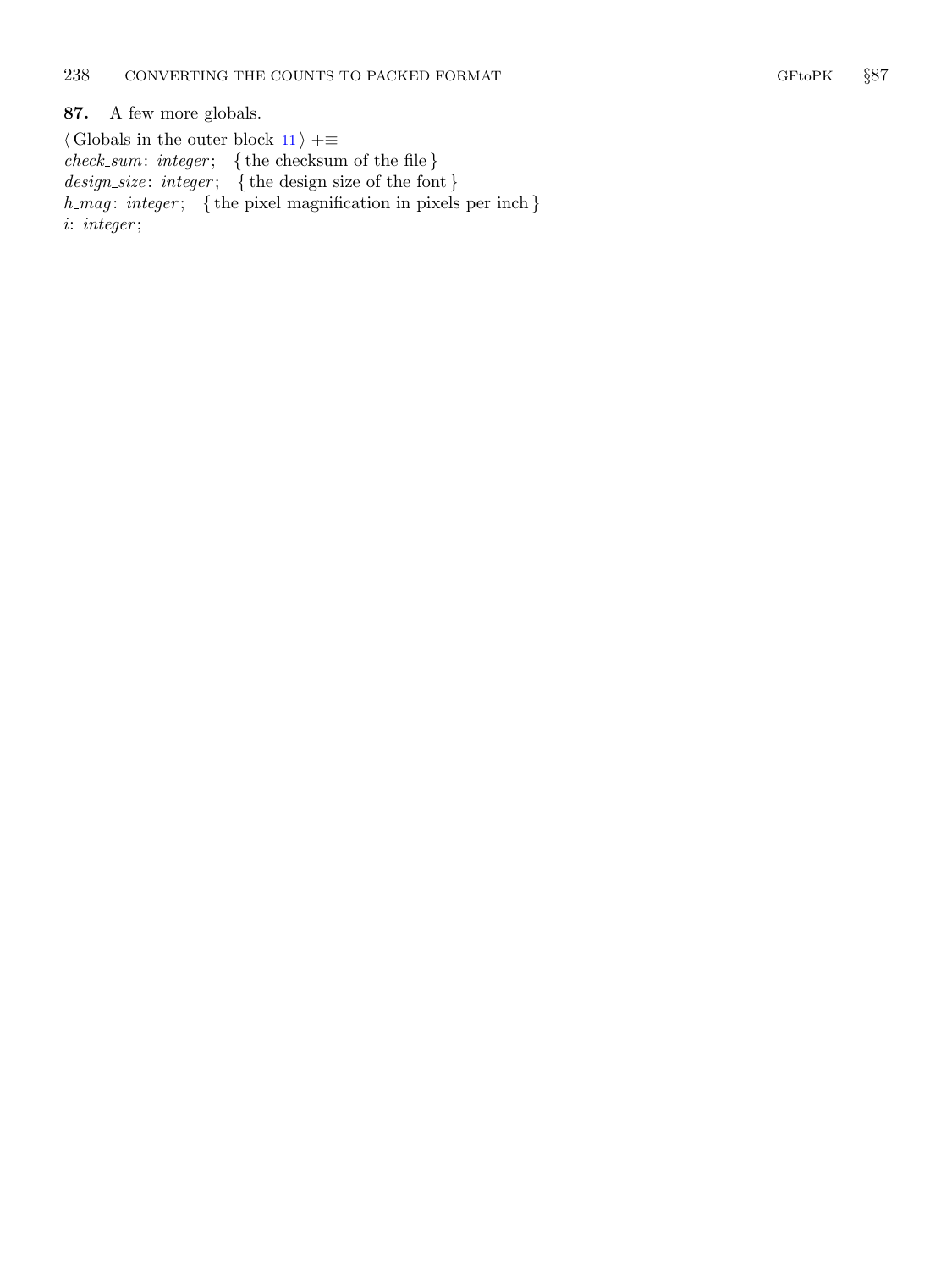**87.** A few more globals.

⟨ Globals in the outer block 11 ⟩ +≡
*check_sum*: *integer*; { the checksum of the file }
*design_size*: *integer*; { the design size of the font }
*h_mag*: *integer*; { the pixel magnification in pixels per inch }
*i*: *integer*;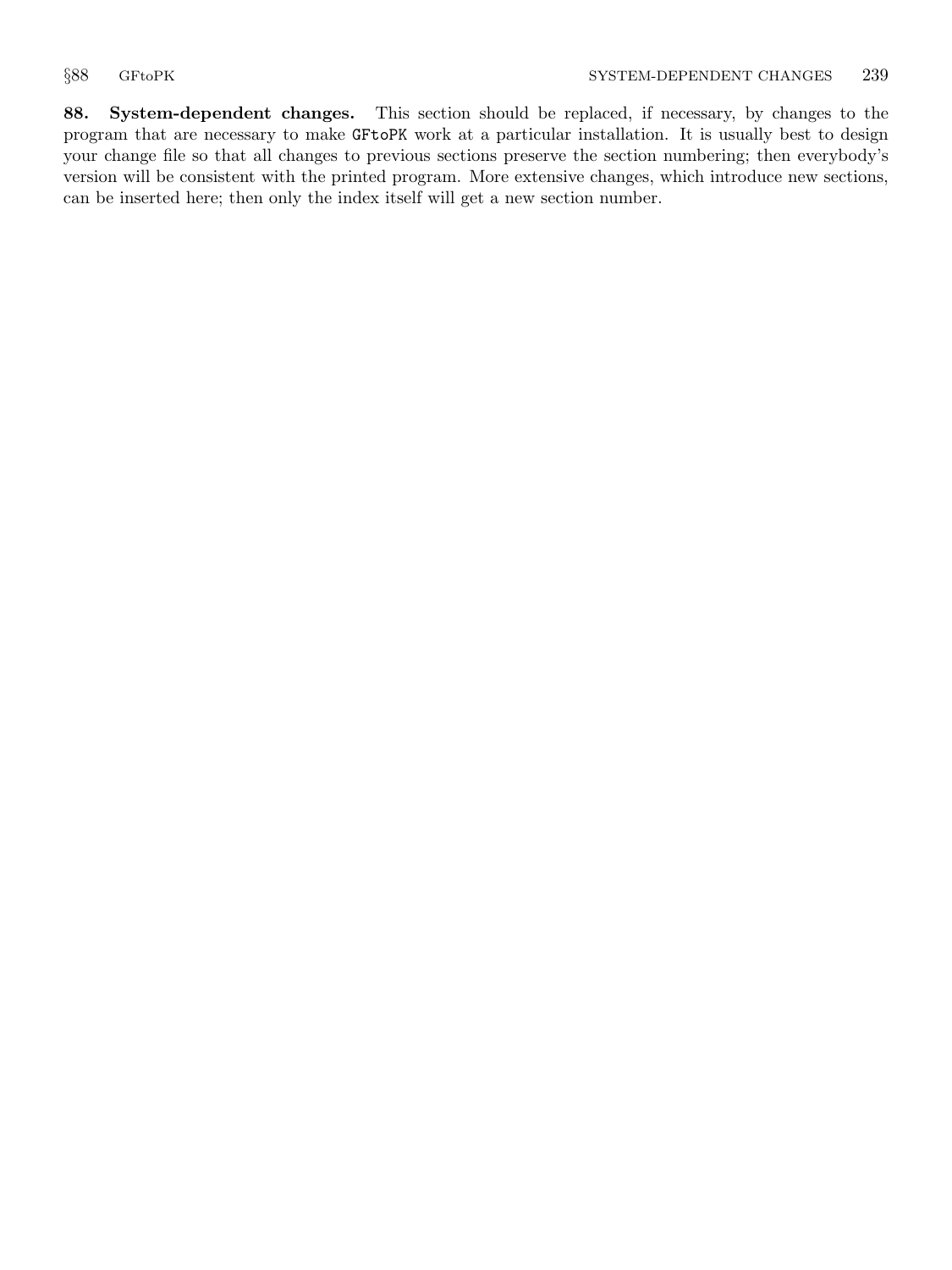**88. System-dependent changes.** This section should be replaced, if necessary, by changes to the program that are necessary to make `GFtoPK` work at a particular installation. It is usually best to design your change file so that all changes to previous sections preserve the section numbering; then everybody's version will be consistent with the printed program. More extensive changes, which introduce new sections, can be inserted here; then only the index itself will get a new section number.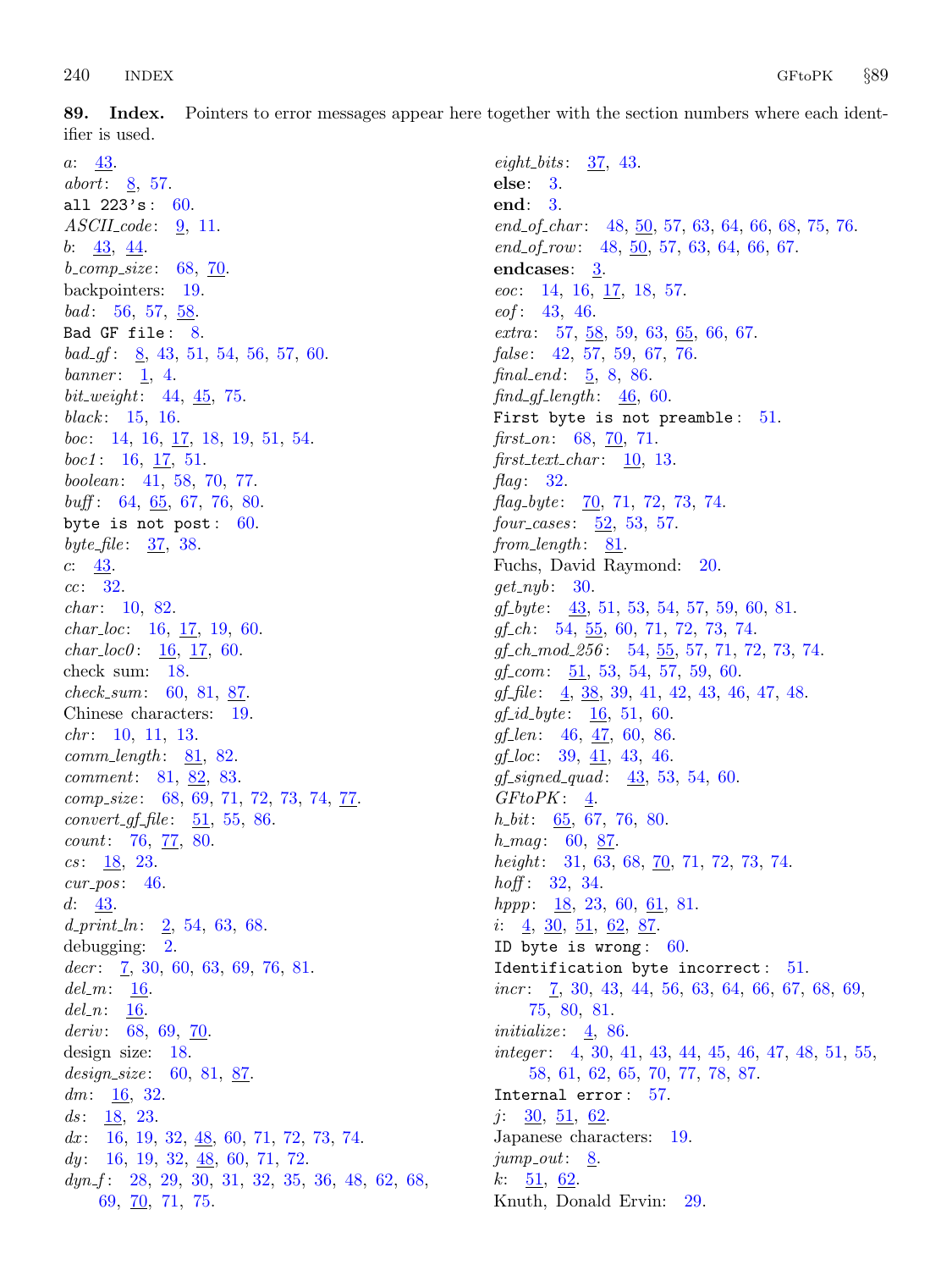**89. Index.** Pointers to error messages appear here together with the section numbers where each identifier is used.

*a*: 43.
*abort*: 8, 57.
`all 223's`: 60.
*ASCII_code*: 9, 11.
*b*: 43, 44.
*b_comp_size*: 68, 70.
backpointers: 19.
*bad*: 56, 57, 58.
`Bad GF file`: 8.
*bad_gf*: 8, 43, 51, 54, 56, 57, 60.
*banner*: 1, 4.
*bit_weight*: 44, 45, 75.
*black*: 15, 16.
*boc*: 14, 16, 17, 18, 19, 51, 54.
*boc1*: 16, 17, 51.
*boolean*: 41, 58, 70, 77.
*buff*: 64, 65, 67, 76, 80.
`byte is not post`: 60.
*byte_file*: 37, 38.
*c*: 43.
*cc*: 32.
*char*: 10, 82.
*char_loc*: 16, 17, 19, 60.
*char_loc0*: 16, 17, 60.
check sum: 18.
*check_sum*: 60, 81, 87.
Chinese characters: 19.
*chr*: 10, 11, 13.
*comm_length*: 81, 82.
*comment*: 81, 82, 83.
*comp_size*: 68, 69, 71, 72, 73, 74, 77.
*convert_gf_file*: 51, 55, 86.
*count*: 76, 77, 80.
*cs*: 18, 23.
*cur_pos*: 46.
*d*: 43.
*d_print_ln*: 2, 54, 63, 68.
debugging: 2.
*decr*: 7, 30, 60, 63, 69, 76, 81.
*del_m*: 16.
*del_n*: 16.
*deriv*: 68, 69, 70.
design size: 18.
*design_size*: 60, 81, 87.
*dm*: 16, 32.
*ds*: 18, 23.
*dx*: 16, 19, 32, 48, 60, 71, 72, 73, 74.
*dy*: 16, 19, 32, 48, 60, 71, 72.
*dyn_f*: 28, 29, 30, 31, 32, 35, 36, 48, 62, 68, 69, 70, 71, 75.
*eight_bits*: 37, 43.
**else**: 3.
**end**: 3.
*end_of_char*: 48, 50, 57, 63, 64, 66, 68, 75, 76.
*end_of_row*: 48, 50, 57, 63, 64, 66, 67.
**endcases**: 3.
*eoc*: 14, 16, 17, 18, 57.
*eof*: 43, 46.
*extra*: 57, 58, 59, 63, 65, 66, 67.
*false*: 42, 57, 59, 67, 76.
*final_end*: 5, 8, 86.
*find_gf_length*: 46, 60.
`First byte is not preamble`: 51.
*first_on*: 68, 70, 71.
*first_text_char*: 10, 13.
*flag*: 32.
*flag_byte*: 70, 71, 72, 73, 74.
*four_cases*: 52, 53, 57.
*from_length*: 81.
Fuchs, David Raymond: 20.
*get_nyb*: 30.
*gf_byte*: 43, 51, 53, 54, 57, 59, 60, 81.
*gf_ch*: 54, 55, 60, 71, 72, 73, 74.
*gf_ch_mod_256*: 54, 55, 57, 71, 72, 73, 74.
*gf_com*: 51, 53, 54, 57, 59, 60.
*gf_file*: 4, 38, 39, 41, 42, 43, 46, 47, 48.
*gf_id_byte*: 16, 51, 60.
*gf_len*: 46, 47, 60, 86.
*gf_loc*: 39, 41, 43, 46.
*gf_signed_quad*: 43, 53, 54, 60.
*GFtoPK*: 4.
*h_bit*: 65, 67, 76, 80.
*h_mag*: 60, 87.
*height*: 31, 63, 68, 70, 71, 72, 73, 74.
*hoff*: 32, 34.
*hppp*: 18, 23, 60, 61, 81.
*i*: 4, 30, 51, 62, 87.
`ID byte is wrong`: 60.
`Identification byte incorrect`: 51.
*incr*: 7, 30, 43, 44, 56, 63, 64, 66, 67, 68, 69, 75, 80, 81.
*initialize*: 4, 86.
*integer*: 4, 30, 41, 43, 44, 45, 46, 47, 48, 51, 55, 58, 61, 62, 65, 70, 77, 78, 87.
`Internal error`: 57.
*j*: 30, 51, 62.
Japanese characters: 19.
*jump_out*: 8.
*k*: 51, 62.
Knuth, Donald Ervin: 29.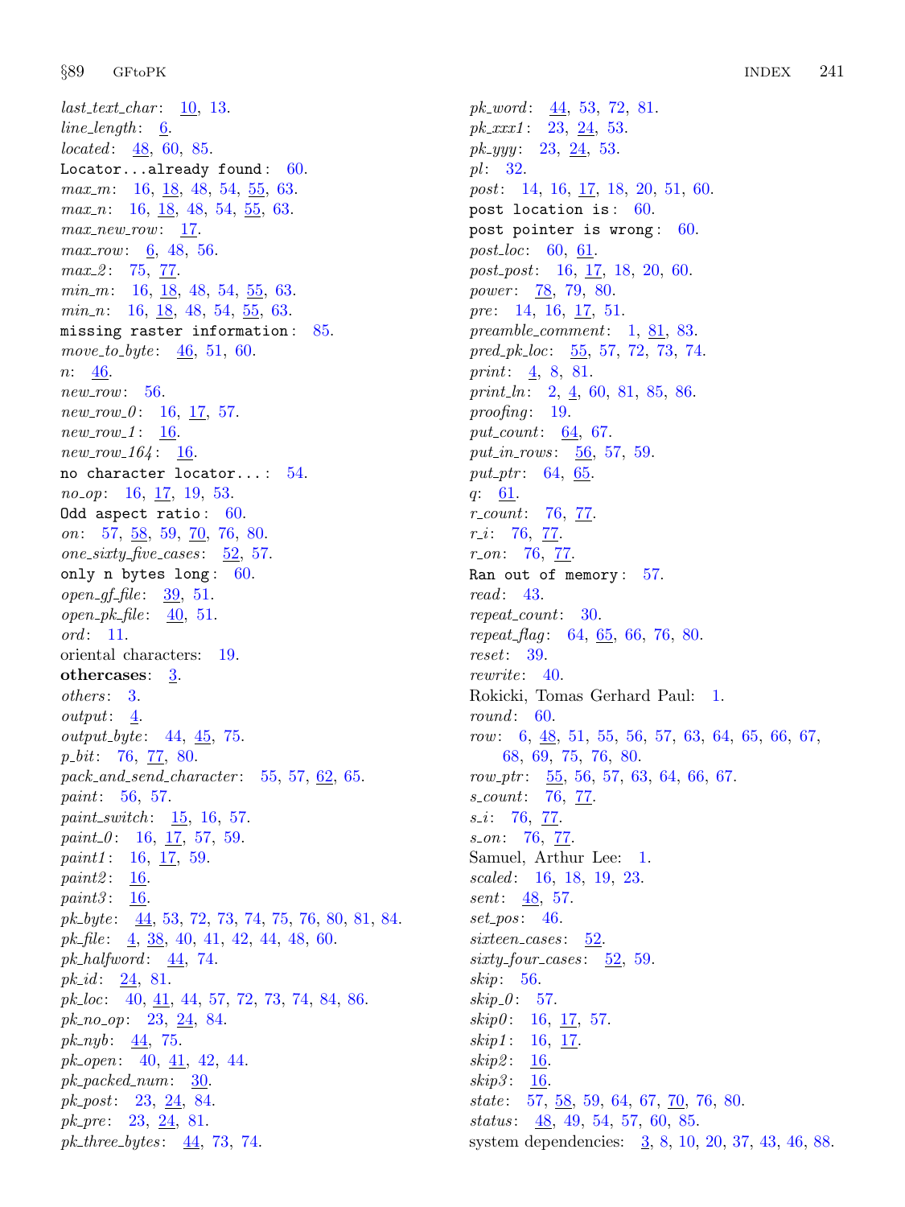*last_text_char*: 10, 13.
*line_length*: 6.
*located*: 48, 60, 85.
`Locator...already found`: 60.
*max_m*: 16, 18, 48, 54, 55, 63.
*max_n*: 16, 18, 48, 54, 55, 63.
*max_new_row*: 17.
*max_row*: 6, 48, 56.
*max_2*: 75, 77.
*min_m*: 16, 18, 48, 54, 55, 63.
*min_n*: 16, 18, 48, 54, 55, 63.
`missing raster information`: 85.
*move_to_byte*: 46, 51, 60.
*n*: 46.
*new_row*: 56.
*new_row_0*: 16, 17, 57.
*new_row_1*: 16.
*new_row_164*: 16.
`no character locator...`: 54.
*no_op*: 16, 17, 19, 53.
`Odd aspect ratio`: 60.
*on*: 57, 58, 59, 70, 76, 80.
*one_sixty_five_cases*: 52, 57.
`only n bytes long`: 60.
*open_gf_file*: 39, 51.
*open_pk_file*: 40, 51.
*ord*: 11.
oriental characters: 19.
**othercases**: 3.
*others*: 3.
*output*: 4.
*output_byte*: 44, 45, 75.
*p_bit*: 76, 77, 80.
*pack_and_send_character*: 55, 57, 62, 65.
*paint*: 56, 57.
*paint_switch*: 15, 16, 57.
*paint_0*: 16, 17, 57, 59.
*paint1*: 16, 17, 59.
*paint2*: 16.
*paint3*: 16.
*pk_byte*: 44, 53, 72, 73, 74, 75, 76, 80, 81, 84.
*pk_file*: 4, 38, 40, 41, 42, 44, 48, 60.
*pk_halfword*: 44, 74.
*pk_id*: 24, 81.
*pk_loc*: 40, 41, 44, 57, 72, 73, 74, 84, 86.
*pk_no_op*: 23, 24, 84.
*pk_nyb*: 44, 75.
*pk_open*: 40, 41, 42, 44.
*pk_packed_num*: 30.
*pk_post*: 23, 24, 84.
*pk_pre*: 23, 24, 81.
*pk_three_bytes*: 44, 73, 74.
*pk_word*: 44, 53, 72, 81.
*pk_xxx1*: 23, 24, 53.
*pk_yyy*: 23, 24, 53.
*pl*: 32.
*post*: 14, 16, 17, 18, 20, 51, 60.
`post location is`: 60.
`post pointer is wrong`: 60.
*post_loc*: 60, 61.
*post_post*: 16, 17, 18, 20, 60.
*power*: 78, 79, 80.
*pre*: 14, 16, 17, 51.
*preamble_comment*: 1, 81, 83.
*pred_pk_loc*: 55, 57, 72, 73, 74.
*print*: 4, 8, 81.
*print_ln*: 2, 4, 60, 81, 85, 86.
*proofing*: 19.
*put_count*: 64, 67.
*put_in_rows*: 56, 57, 59.
*put_ptr*: 64, 65.
*q*: 61.
*r_count*: 76, 77.
*r_i*: 76, 77.
*r_on*: 76, 77.
`Ran out of memory`: 57.
*read*: 43.
*repeat_count*: 30.
*repeat_flag*: 64, 65, 66, 76, 80.
*reset*: 39.
*rewrite*: 40.
Rokicki, Tomas Gerhard Paul: 1.
*round*: 60.
*row*: 6, 48, 51, 55, 56, 57, 63, 64, 65, 66, 67, 68, 69, 75, 76, 80.
*row_ptr*: 55, 56, 57, 63, 64, 66, 67.
*s_count*: 76, 77.
*s_i*: 76, 77.
*s_on*: 76, 77.
Samuel, Arthur Lee: 1.
*scaled*: 16, 18, 19, 23.
*sent*: 48, 57.
*set_pos*: 46.
*sixteen_cases*: 52.
*sixty_four_cases*: 52, 59.
*skip*: 56.
*skip_0*: 57.
*skip0*: 16, 17, 57.
*skip1*: 16, 17.
*skip2*: 16.
*skip3*: 16.
*state*: 57, 58, 59, 64, 67, 70, 76, 80.
*status*: 48, 49, 54, 57, 60, 85.
system dependencies: 3, 8, 10, 20, 37, 43, 46, 88.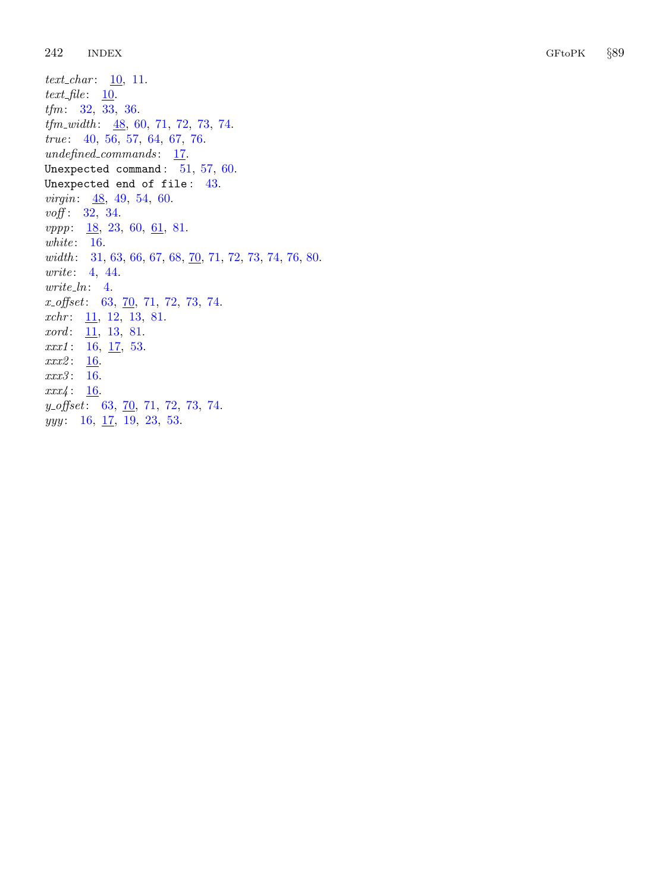*text_char*: 10, 11.
*text_file*: 10.
*tfm*: 32, 33, 36.
*tfm_width*: 48, 60, 71, 72, 73, 74.
*true*: 40, 56, 57, 64, 67, 76.
*undefined_commands*: 17.
`Unexpected command`: 51, 57, 60.
`Unexpected end of file`: 43.
*virgin*: 48, 49, 54, 60.
*voff*: 32, 34.
*vppp*: 18, 23, 60, 61, 81.
*white*: 16.
*width*: 31, 63, 66, 67, 68, 70, 71, 72, 73, 74, 76, 80.
*write*: 4, 44.
*write_ln*: 4.
*x_offset*: 63, 70, 71, 72, 73, 74.
*xchr*: 11, 12, 13, 81.
*xord*: 11, 13, 81.
*xxx1*: 16, 17, 53.
*xxx2*: 16.
*xxx3*: 16.
*xxx4*: 16.
*y_offset*: 63, 70, 71, 72, 73, 74.
*yyy*: 16, 17, 19, 23, 53.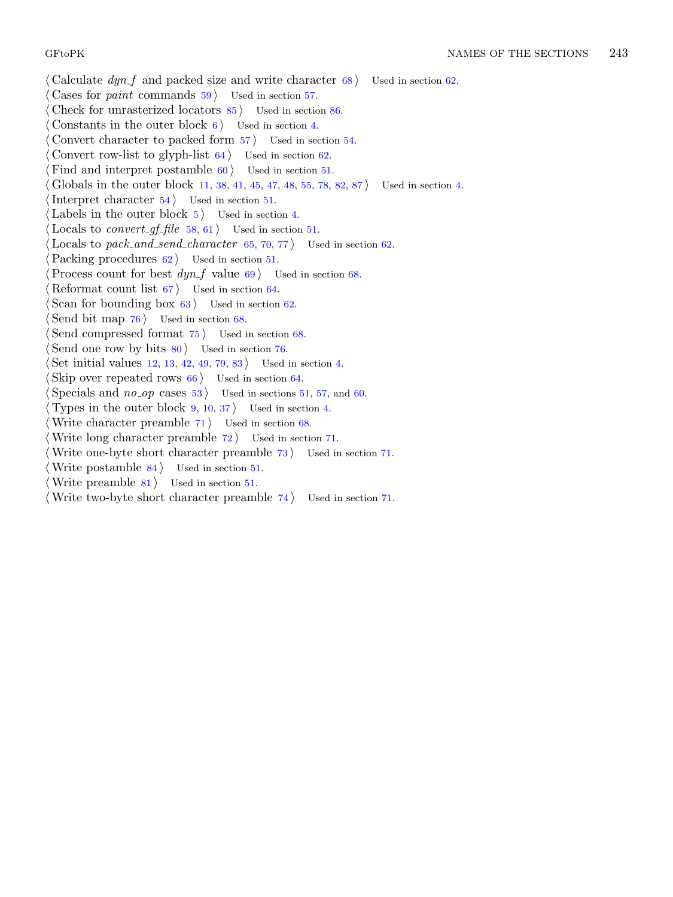⟨ Calculate *dyn_f* and packed size and write character 68 ⟩ Used in section 62.
⟨ Cases for *paint* commands 59 ⟩ Used in section 57.
⟨ Check for unrasterized locators 85 ⟩ Used in section 86.
⟨ Constants in the outer block 6 ⟩ Used in section 4.
⟨ Convert character to packed form 57 ⟩ Used in section 54.
⟨ Convert row-list to glyph-list 64 ⟩ Used in section 62.
⟨ Find and interpret postamble 60 ⟩ Used in section 51.
⟨ Globals in the outer block 11, 38, 41, 45, 47, 48, 55, 78, 82, 87 ⟩ Used in section 4.
⟨ Interpret character 54 ⟩ Used in section 51.
⟨ Labels in the outer block 5 ⟩ Used in section 4.
⟨ Locals to *convert_gf_file* 58, 61 ⟩ Used in section 51.
⟨ Locals to *pack_and_send_character* 65, 70, 77 ⟩ Used in section 62.
⟨ Packing procedures 62 ⟩ Used in section 51.
⟨ Process count for best *dyn_f* value 69 ⟩ Used in section 68.
⟨ Reformat count list 67 ⟩ Used in section 64.
⟨ Scan for bounding box 63 ⟩ Used in section 62.
⟨ Send bit map 76 ⟩ Used in section 68.
⟨ Send compressed format 75 ⟩ Used in section 68.
⟨ Send one row by bits 80 ⟩ Used in section 76.
⟨ Set initial values 12, 13, 42, 49, 79, 83 ⟩ Used in section 4.
⟨ Skip over repeated rows 66 ⟩ Used in section 64.
⟨ Specials and *no_op* cases 53 ⟩ Used in sections 51, 57, and 60.
⟨ Types in the outer block 9, 10, 37 ⟩ Used in section 4.
⟨ Write character preamble 71 ⟩ Used in section 68.
⟨ Write long character preamble 72 ⟩ Used in section 71.
⟨ Write one-byte short character preamble 73 ⟩ Used in section 71.
⟨ Write postamble 84 ⟩ Used in section 51.
⟨ Write preamble 81 ⟩ Used in section 51.
⟨ Write two-byte short character preamble 74 ⟩ Used in section 71.